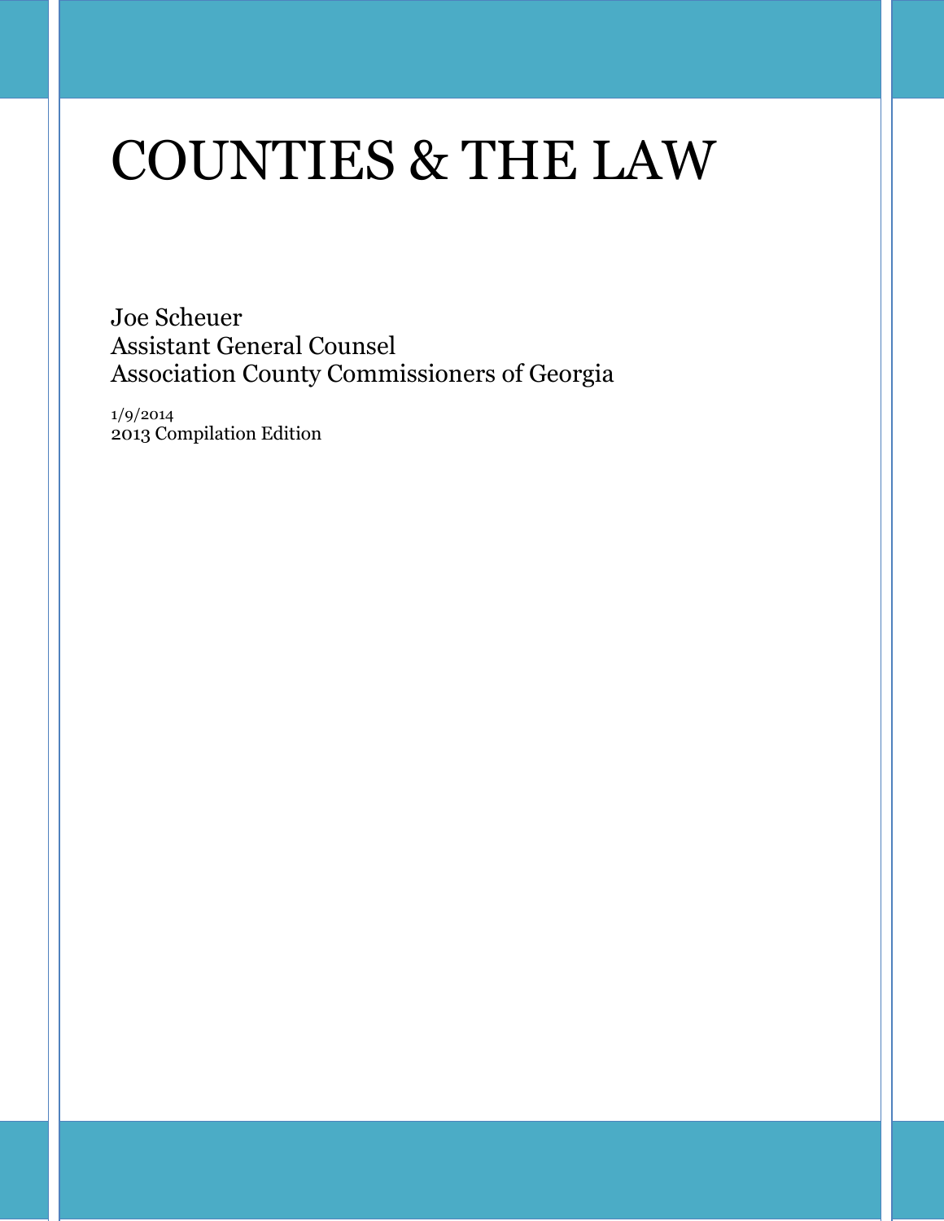# COUNTIES & THE LAW

Joe Scheuer
Assistant General Counsel
Association County Commissioners of Georgia

1/9/2014
2013 Compilation Edition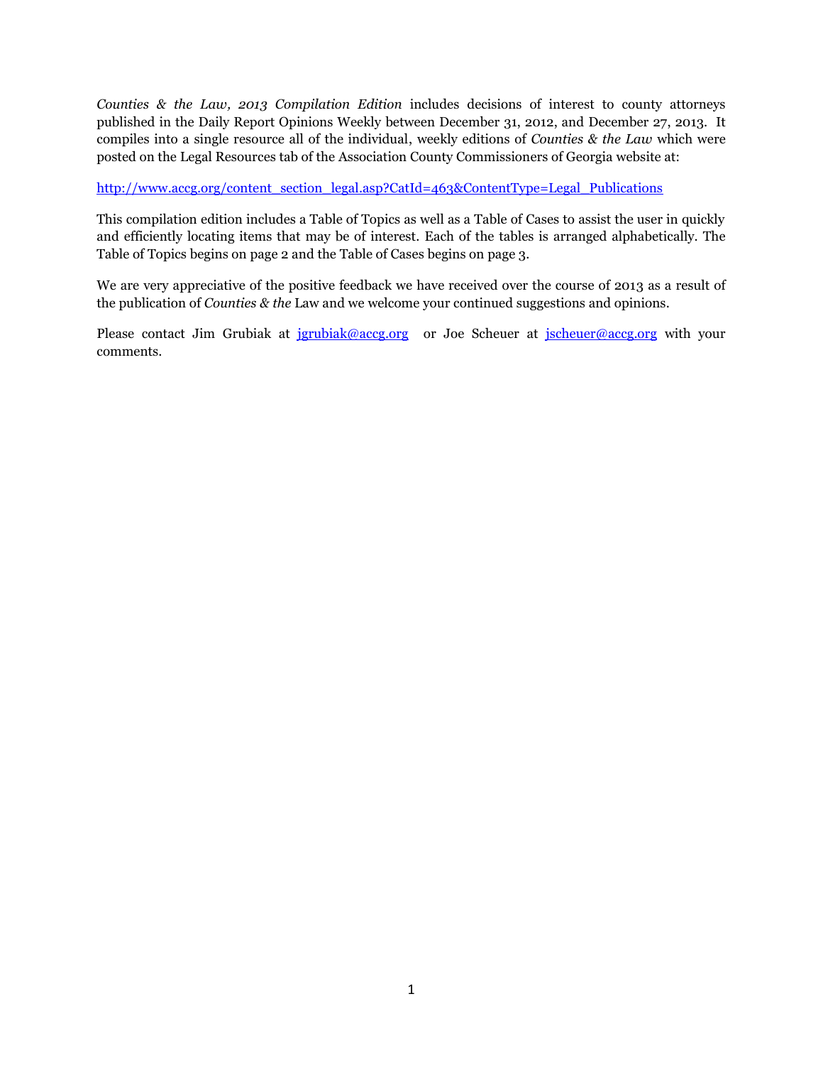*Counties & the Law, 2013 Compilation Edition* includes decisions of interest to county attorneys published in the Daily Report Opinions Weekly between December 31, 2012, and December 27, 2013. It compiles into a single resource all of the individual, weekly editions of *Counties & the Law* which were posted on the Legal Resources tab of the Association County Commissioners of Georgia website at:

http://www.accg.org/content_section_legal.asp?CatId=463&ContentType=Legal_Publications

This compilation edition includes a Table of Topics as well as a Table of Cases to assist the user in quickly and efficiently locating items that may be of interest. Each of the tables is arranged alphabetically. The Table of Topics begins on page 2 and the Table of Cases begins on page 3.

We are very appreciative of the positive feedback we have received over the course of 2013 as a result of the publication of *Counties & the* Law and we welcome your continued suggestions and opinions.

Please contact Jim Grubiak at jgrubiak@accg.org or Joe Scheuer at jscheuer@accg.org with your comments.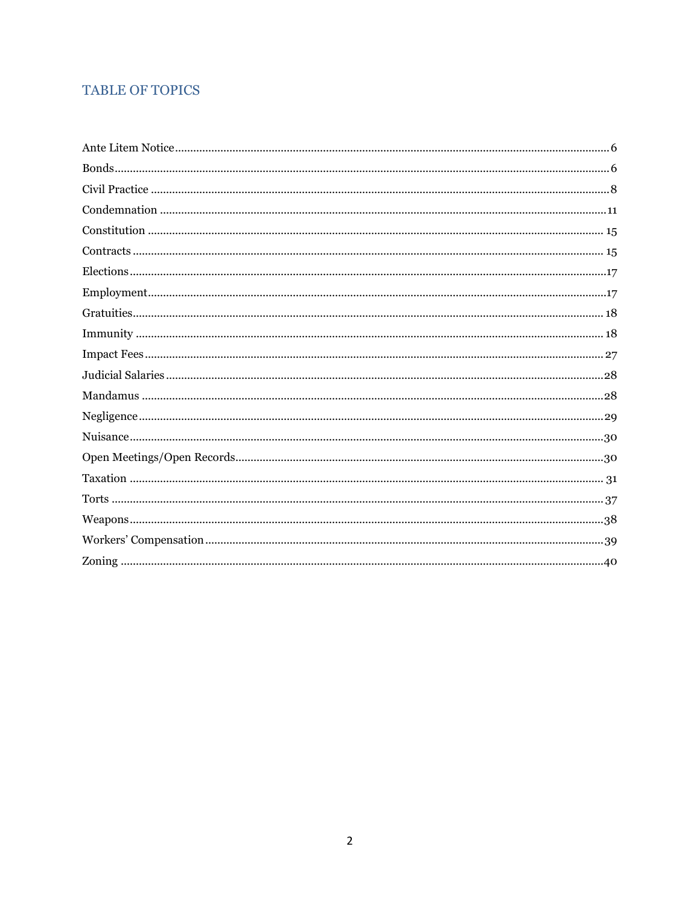## TABLE OF TOPICS

Ante Litem Notice .......... 6
Bonds .......... 6
Civil Practice .......... 8
Condemnation .......... 11
Constitution .......... 15
Contracts .......... 15
Elections .......... 17
Employment .......... 17
Gratuities .......... 18
Immunity .......... 18
Impact Fees .......... 27
Judicial Salaries .......... 28
Mandamus .......... 28
Negligence .......... 29
Nuisance .......... 30
Open Meetings/Open Records .......... 30
Taxation .......... 31
Torts .......... 37
Weapons .......... 38
Workers' Compensation .......... 39
Zoning .......... 40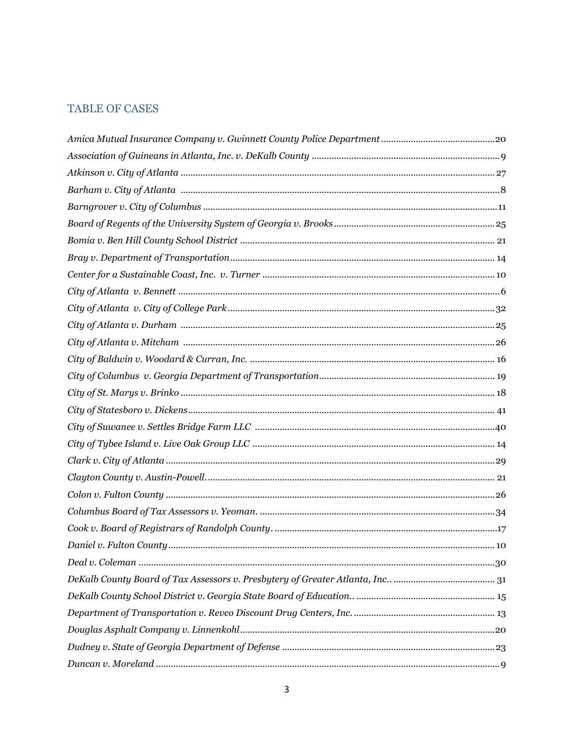## TABLE OF CASES

*Amica Mutual Insurance Company v. Gwinnett County Police Department* .......... 20
*Association of Guineans in Atlanta, Inc. v. DeKalb County* .......... 9
*Atkinson v. City of Atlanta* .......... 27
*Barham v. City of Atlanta* .......... 8
*Barngrover v. City of Columbus* .......... 11
*Board of Regents of the University System of Georgia v. Brooks* .......... 25
*Bomia v. Ben Hill County School District* .......... 21
*Bray v. Department of Transportation* .......... 14
*Center for a Sustainable Coast, Inc. v. Turner* .......... 10
*City of Atlanta v. Bennett* .......... 6
*City of Atlanta v. City of College Park* .......... 32
*City of Atlanta v. Durham* .......... 25
*City of Atlanta v. Mitcham* .......... 26
*City of Baldwin v. Woodard & Curran, Inc.* .......... 16
*City of Columbus v. Georgia Department of Transportation* .......... 19
*City of St. Marys v. Brinko* .......... 18
*City of Statesboro v. Dickens* .......... 41
*City of Suwanee v. Settles Bridge Farm LLC* .......... 40
*City of Tybee Island v. Live Oak Group LLC* .......... 14
*Clark v. City of Atlanta* .......... 29
*Clayton County v. Austin-Powell.* .......... 21
*Colon v. Fulton County* .......... 26
*Columbus Board of Tax Assessors v. Yeoman.* .......... 34
*Cook v. Board of Registrars of Randolph County.* .......... 17
*Daniel v. Fulton County* .......... 10
*Deal v. Coleman* .......... 30
*DeKalb County Board of Tax Assessors v. Presbytery of Greater Atlanta, Inc..* .......... 31
*DeKalb County School District v. Georgia State Board of Education..* .......... 15
*Department of Transportation v. Revco Discount Drug Centers, Inc.* .......... 13
*Douglas Asphalt Company v. Linnenkohl* .......... 20
*Dudney v. State of Georgia Department of Defense* .......... 23
*Duncan v. Moreland* .......... 9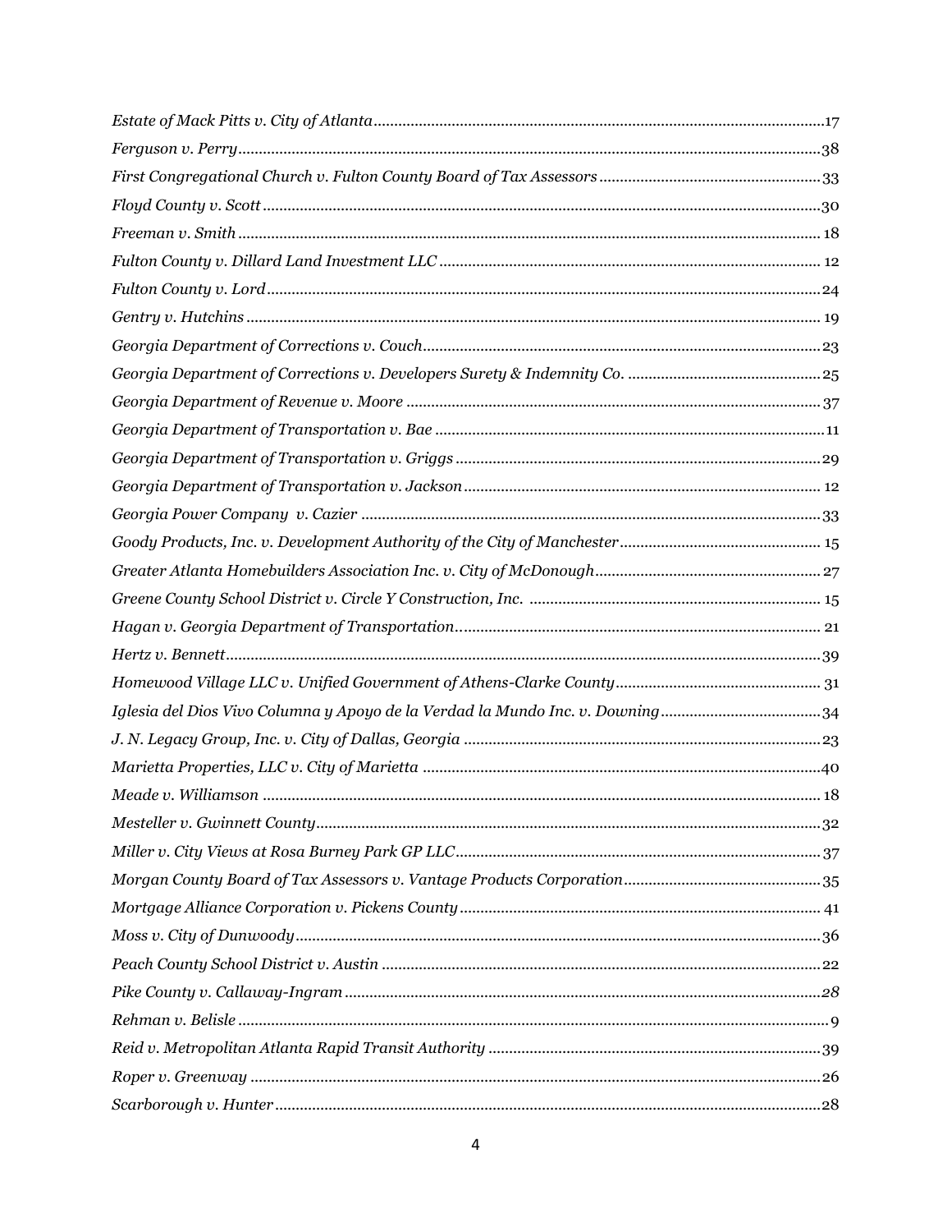*Estate of Mack Pitts v. City of Atlanta*...........................................................................................................17

*Ferguson v. Perry*...........................................................................................................38

*First Congregational Church v. Fulton County Board of Tax Assessors*...........................................................33

*Floyd County v. Scott*...........................................................................................................30

*Freeman v. Smith*...........................................................................................................18

*Fulton County v. Dillard Land Investment LLC*...........................................................................................................12

*Fulton County v. Lord*...........................................................................................................24

*Gentry v. Hutchins*...........................................................................................................19

*Georgia Department of Corrections v. Couch*...........................................................................................................23

*Georgia Department of Corrections v. Developers Surety & Indemnity Co.*...........................................................25

*Georgia Department of Revenue v. Moore*...........................................................................................................37

*Georgia Department of Transportation v. Bae*...........................................................................................................11

*Georgia Department of Transportation v. Griggs*...........................................................................................................29

*Georgia Department of Transportation v. Jackson*...........................................................................................................12

*Georgia Power Company v. Cazier*...........................................................................................................33

*Goody Products, Inc. v. Development Authority of the City of Manchester*...........................................................15

*Greater Atlanta Homebuilders Association Inc. v. City of McDonough*...........................................................27

*Greene County School District v. Circle Y Construction, Inc.*...........................................................15

*Hagan v. Georgia Department of Transportation*...........................................................................................................21

*Hertz v. Bennett*...........................................................................................................39

*Homewood Village LLC v. Unified Government of Athens-Clarke County*...........................................................31

*Iglesia del Dios Vivo Columna y Apoyo de la Verdad la Mundo Inc. v. Downing*...........................................................34

*J. N. Legacy Group, Inc. v. City of Dallas, Georgia*...........................................................................................................23

*Marietta Properties, LLC v. City of Marietta*...........................................................................................................40

*Meade v. Williamson*...........................................................................................................18

*Mesteller v. Gwinnett County*...........................................................................................................32

*Miller v. City Views at Rosa Burney Park GP LLC*...........................................................................................................37

*Morgan County Board of Tax Assessors v. Vantage Products Corporation*...........................................................35

*Mortgage Alliance Corporation v. Pickens County*...........................................................................................................41

*Moss v. City of Dunwoody*...........................................................................................................36

*Peach County School District v. Austin*...........................................................................................................22

*Pike County v. Callaway-Ingram*...........................................................................................................*28*

*Rehman v. Belisle*...........................................................................................................9

*Reid v. Metropolitan Atlanta Rapid Transit Authority*...........................................................................................................39

*Roper v. Greenway*...........................................................................................................26

*Scarborough v. Hunter*...........................................................................................................28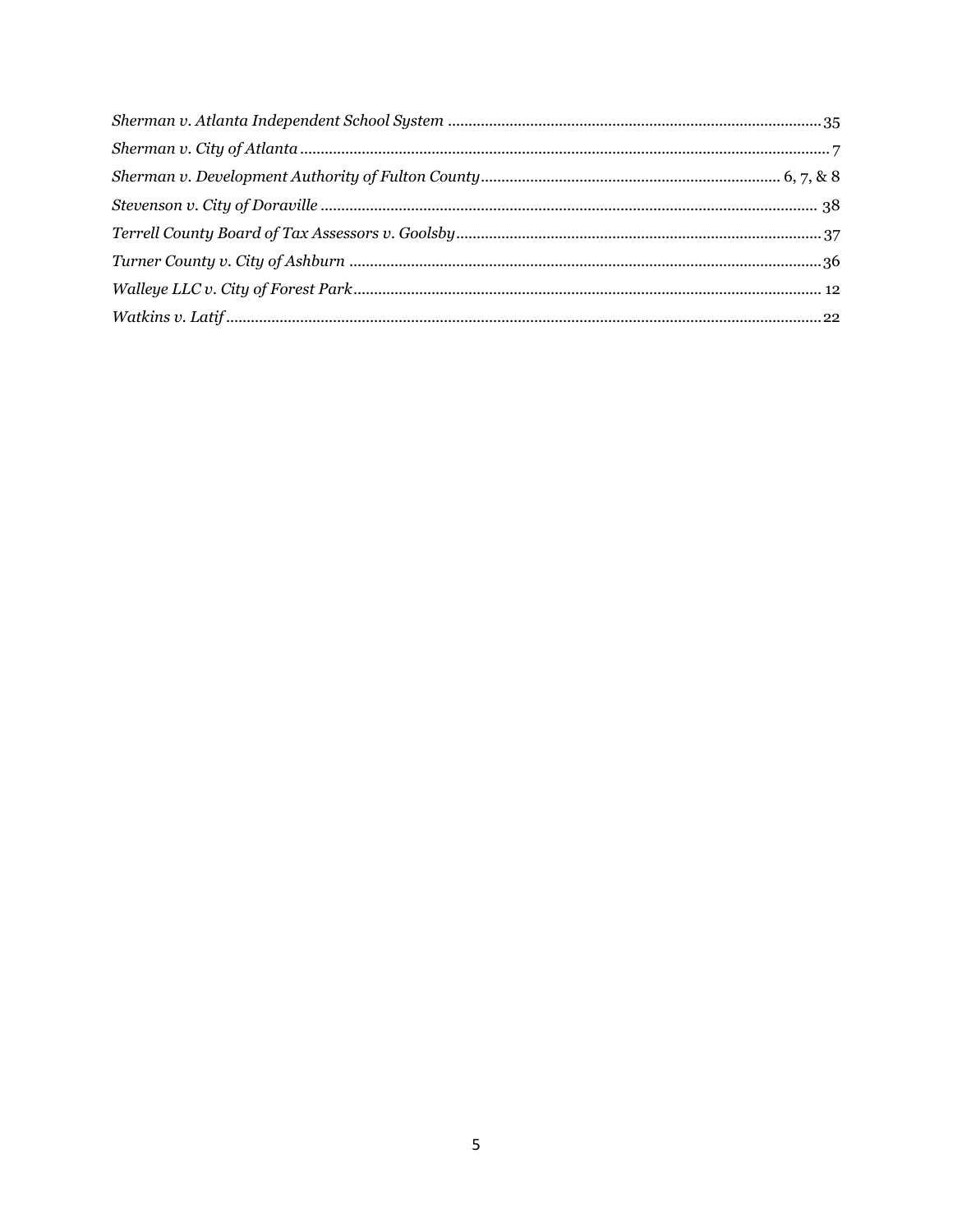*Sherman v. Atlanta Independent School System* .......................................................................................... 35

*Sherman v. City of Atlanta* ................................................................................................................................ 7

*Sherman v. Development Authority of Fulton County* ......................................................................... 6, 7, & 8

*Stevenson v. City of Doraville* ........................................................................................................................ 38

*Terrell County Board of Tax Assessors v. Goolsby* ......................................................................................... 37

*Turner County v. City of Ashburn* .................................................................................................................. 36

*Walleye LLC v. City of Forest Park* ................................................................................................................. 12

*Watkins v. Latif* ................................................................................................................................................ 22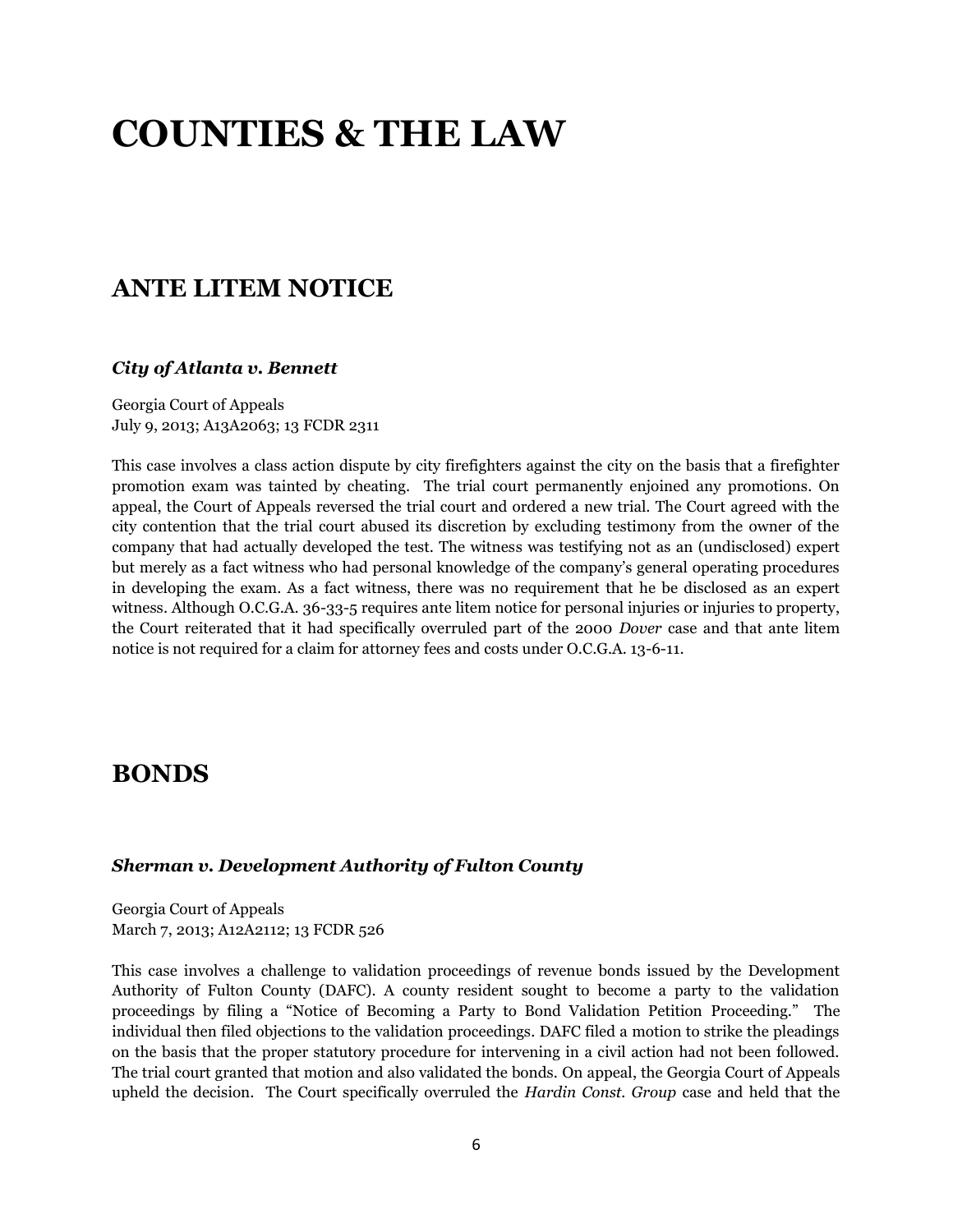# COUNTIES & THE LAW

## ANTE LITEM NOTICE

### *City of Atlanta v. Bennett*

Georgia Court of Appeals
July 9, 2013; A13A2063; 13 FCDR 2311

This case involves a class action dispute by city firefighters against the city on the basis that a firefighter promotion exam was tainted by cheating. The trial court permanently enjoined any promotions. On appeal, the Court of Appeals reversed the trial court and ordered a new trial. The Court agreed with the city contention that the trial court abused its discretion by excluding testimony from the owner of the company that had actually developed the test. The witness was testifying not as an (undisclosed) expert but merely as a fact witness who had personal knowledge of the company's general operating procedures in developing the exam. As a fact witness, there was no requirement that he be disclosed as an expert witness. Although O.C.G.A. 36-33-5 requires ante litem notice for personal injuries or injuries to property, the Court reiterated that it had specifically overruled part of the 2000 *Dover* case and that ante litem notice is not required for a claim for attorney fees and costs under O.C.G.A. 13-6-11.

## BONDS

### *Sherman v. Development Authority of Fulton County*

Georgia Court of Appeals
March 7, 2013; A12A2112; 13 FCDR 526

This case involves a challenge to validation proceedings of revenue bonds issued by the Development Authority of Fulton County (DAFC). A county resident sought to become a party to the validation proceedings by filing a "Notice of Becoming a Party to Bond Validation Petition Proceeding." The individual then filed objections to the validation proceedings. DAFC filed a motion to strike the pleadings on the basis that the proper statutory procedure for intervening in a civil action had not been followed. The trial court granted that motion and also validated the bonds. On appeal, the Georgia Court of Appeals upheld the decision. The Court specifically overruled the *Hardin Const. Group* case and held that the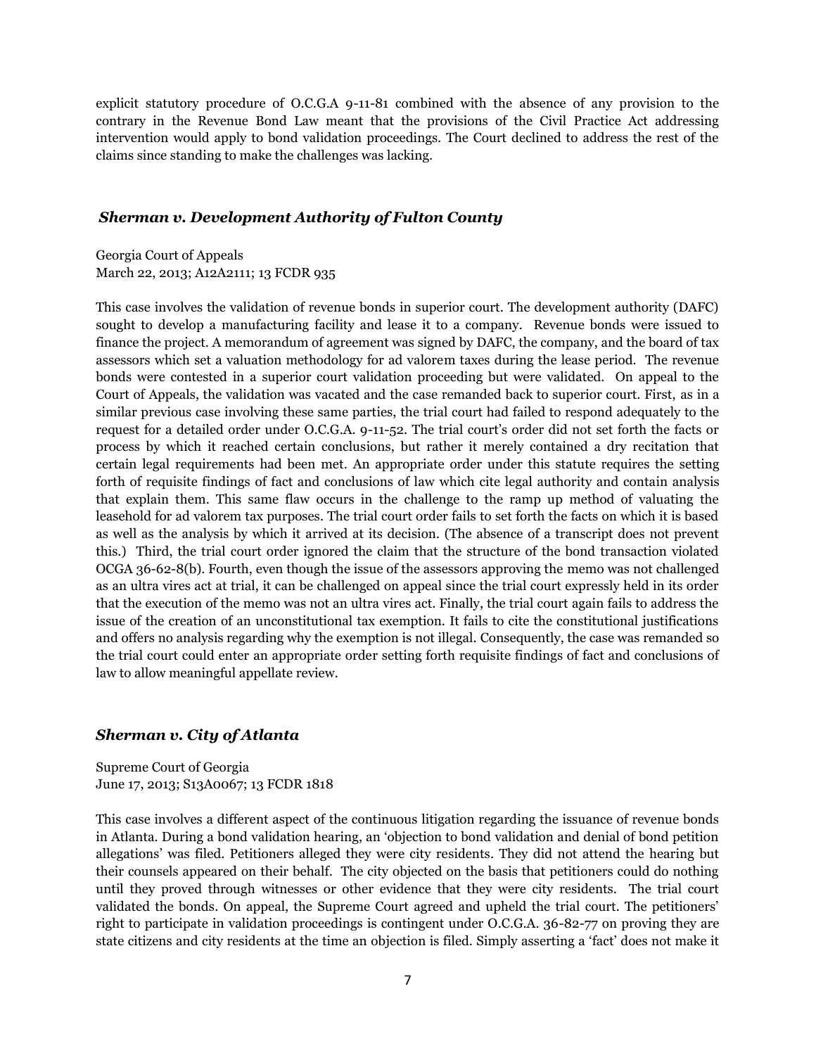explicit statutory procedure of O.C.G.A 9-11-81 combined with the absence of any provision to the contrary in the Revenue Bond Law meant that the provisions of the Civil Practice Act addressing intervention would apply to bond validation proceedings. The Court declined to address the rest of the claims since standing to make the challenges was lacking.

### *Sherman v. Development Authority of Fulton County*

Georgia Court of Appeals
March 22, 2013; A12A2111; 13 FCDR 935

This case involves the validation of revenue bonds in superior court. The development authority (DAFC) sought to develop a manufacturing facility and lease it to a company. Revenue bonds were issued to finance the project. A memorandum of agreement was signed by DAFC, the company, and the board of tax assessors which set a valuation methodology for ad valorem taxes during the lease period. The revenue bonds were contested in a superior court validation proceeding but were validated. On appeal to the Court of Appeals, the validation was vacated and the case remanded back to superior court. First, as in a similar previous case involving these same parties, the trial court had failed to respond adequately to the request for a detailed order under O.C.G.A. 9-11-52. The trial court's order did not set forth the facts or process by which it reached certain conclusions, but rather it merely contained a dry recitation that certain legal requirements had been met. An appropriate order under this statute requires the setting forth of requisite findings of fact and conclusions of law which cite legal authority and contain analysis that explain them. This same flaw occurs in the challenge to the ramp up method of valuating the leasehold for ad valorem tax purposes. The trial court order fails to set forth the facts on which it is based as well as the analysis by which it arrived at its decision. (The absence of a transcript does not prevent this.) Third, the trial court order ignored the claim that the structure of the bond transaction violated OCGA 36-62-8(b). Fourth, even though the issue of the assessors approving the memo was not challenged as an ultra vires act at trial, it can be challenged on appeal since the trial court expressly held in its order that the execution of the memo was not an ultra vires act. Finally, the trial court again fails to address the issue of the creation of an unconstitutional tax exemption. It fails to cite the constitutional justifications and offers no analysis regarding why the exemption is not illegal. Consequently, the case was remanded so the trial court could enter an appropriate order setting forth requisite findings of fact and conclusions of law to allow meaningful appellate review.

### *Sherman v. City of Atlanta*

Supreme Court of Georgia
June 17, 2013; S13A0067; 13 FCDR 1818

This case involves a different aspect of the continuous litigation regarding the issuance of revenue bonds in Atlanta. During a bond validation hearing, an 'objection to bond validation and denial of bond petition allegations' was filed. Petitioners alleged they were city residents. They did not attend the hearing but their counsels appeared on their behalf. The city objected on the basis that petitioners could do nothing until they proved through witnesses or other evidence that they were city residents. The trial court validated the bonds. On appeal, the Supreme Court agreed and upheld the trial court. The petitioners' right to participate in validation proceedings is contingent under O.C.G.A. 36-82-77 on proving they are state citizens and city residents at the time an objection is filed. Simply asserting a 'fact' does not make it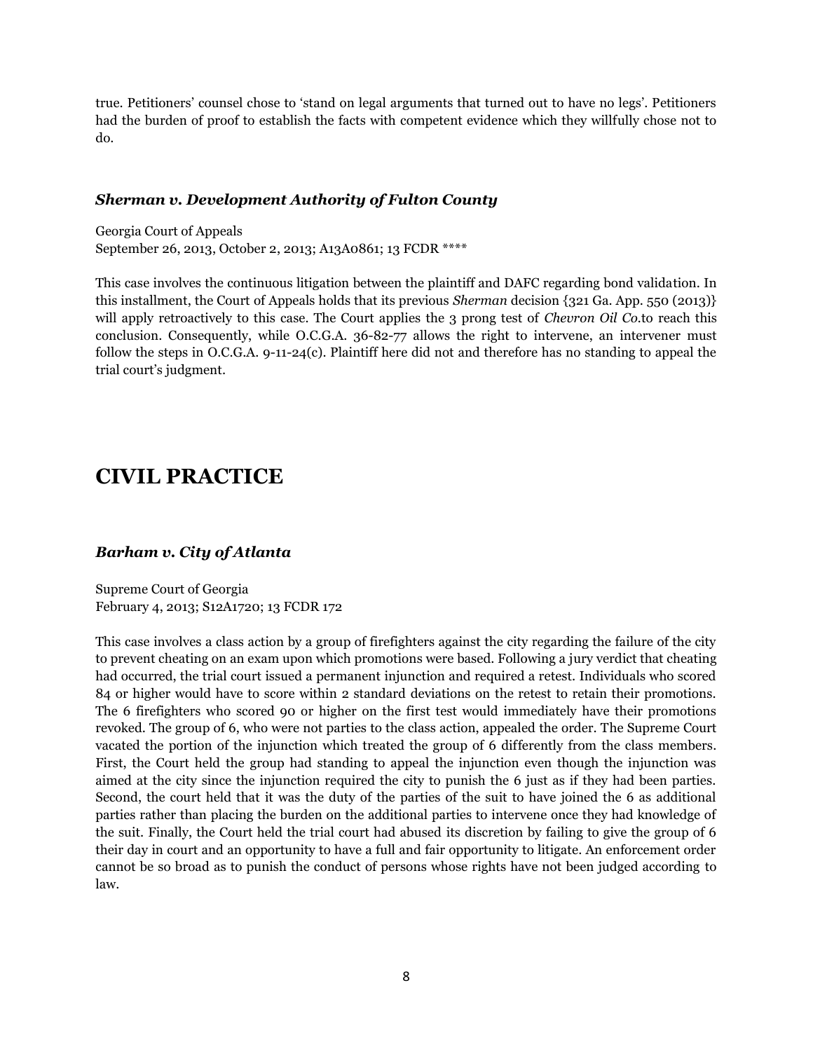true. Petitioners' counsel chose to 'stand on legal arguments that turned out to have no legs'. Petitioners had the burden of proof to establish the facts with competent evidence which they willfully chose not to do.

### *Sherman v. Development Authority of Fulton County*

Georgia Court of Appeals
September 26, 2013, October 2, 2013; A13A0861; 13 FCDR ****

This case involves the continuous litigation between the plaintiff and DAFC regarding bond validation. In this installment, the Court of Appeals holds that its previous *Sherman* decision {321 Ga. App. 550 (2013)} will apply retroactively to this case. The Court applies the 3 prong test of *Chevron Oil Co.*to reach this conclusion. Consequently, while O.C.G.A. 36-82-77 allows the right to intervene, an intervener must follow the steps in O.C.G.A. 9-11-24(c). Plaintiff here did not and therefore has no standing to appeal the trial court's judgment.

## CIVIL PRACTICE

### *Barham v. City of Atlanta*

Supreme Court of Georgia
February 4, 2013; S12A1720; 13 FCDR 172

This case involves a class action by a group of firefighters against the city regarding the failure of the city to prevent cheating on an exam upon which promotions were based. Following a jury verdict that cheating had occurred, the trial court issued a permanent injunction and required a retest. Individuals who scored 84 or higher would have to score within 2 standard deviations on the retest to retain their promotions. The 6 firefighters who scored 90 or higher on the first test would immediately have their promotions revoked. The group of 6, who were not parties to the class action, appealed the order. The Supreme Court vacated the portion of the injunction which treated the group of 6 differently from the class members. First, the Court held the group had standing to appeal the injunction even though the injunction was aimed at the city since the injunction required the city to punish the 6 just as if they had been parties. Second, the court held that it was the duty of the parties of the suit to have joined the 6 as additional parties rather than placing the burden on the additional parties to intervene once they had knowledge of the suit. Finally, the Court held the trial court had abused its discretion by failing to give the group of 6 their day in court and an opportunity to have a full and fair opportunity to litigate. An enforcement order cannot be so broad as to punish the conduct of persons whose rights have not been judged according to law.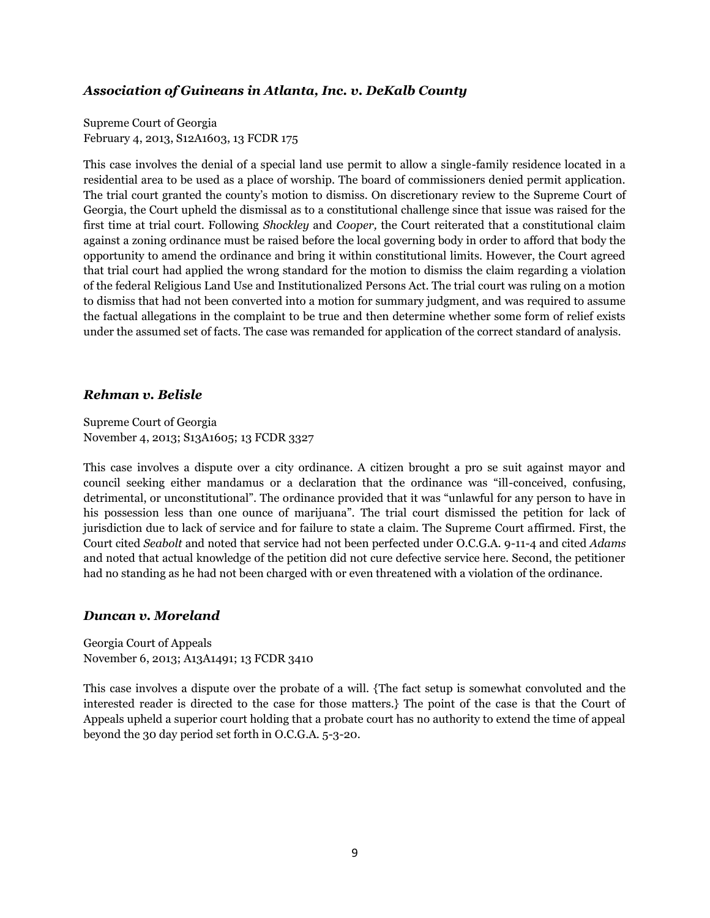### *Association of Guineans in Atlanta, Inc. v. DeKalb County*

Supreme Court of Georgia
February 4, 2013, S12A1603, 13 FCDR 175

This case involves the denial of a special land use permit to allow a single-family residence located in a residential area to be used as a place of worship. The board of commissioners denied permit application. The trial court granted the county's motion to dismiss. On discretionary review to the Supreme Court of Georgia, the Court upheld the dismissal as to a constitutional challenge since that issue was raised for the first time at trial court. Following *Shockley* and *Cooper,* the Court reiterated that a constitutional claim against a zoning ordinance must be raised before the local governing body in order to afford that body the opportunity to amend the ordinance and bring it within constitutional limits. However, the Court agreed that trial court had applied the wrong standard for the motion to dismiss the claim regarding a violation of the federal Religious Land Use and Institutionalized Persons Act. The trial court was ruling on a motion to dismiss that had not been converted into a motion for summary judgment, and was required to assume the factual allegations in the complaint to be true and then determine whether some form of relief exists under the assumed set of facts. The case was remanded for application of the correct standard of analysis.

### *Rehman v. Belisle*

Supreme Court of Georgia
November 4, 2013; S13A1605; 13 FCDR 3327

This case involves a dispute over a city ordinance. A citizen brought a pro se suit against mayor and council seeking either mandamus or a declaration that the ordinance was "ill-conceived, confusing, detrimental, or unconstitutional". The ordinance provided that it was "unlawful for any person to have in his possession less than one ounce of marijuana". The trial court dismissed the petition for lack of jurisdiction due to lack of service and for failure to state a claim. The Supreme Court affirmed. First, the Court cited *Seabolt* and noted that service had not been perfected under O.C.G.A. 9-11-4 and cited *Adams* and noted that actual knowledge of the petition did not cure defective service here. Second, the petitioner had no standing as he had not been charged with or even threatened with a violation of the ordinance.

### *Duncan v. Moreland*

Georgia Court of Appeals
November 6, 2013; A13A1491; 13 FCDR 3410

This case involves a dispute over the probate of a will. {The fact setup is somewhat convoluted and the interested reader is directed to the case for those matters.} The point of the case is that the Court of Appeals upheld a superior court holding that a probate court has no authority to extend the time of appeal beyond the 30 day period set forth in O.C.G.A. 5-3-20.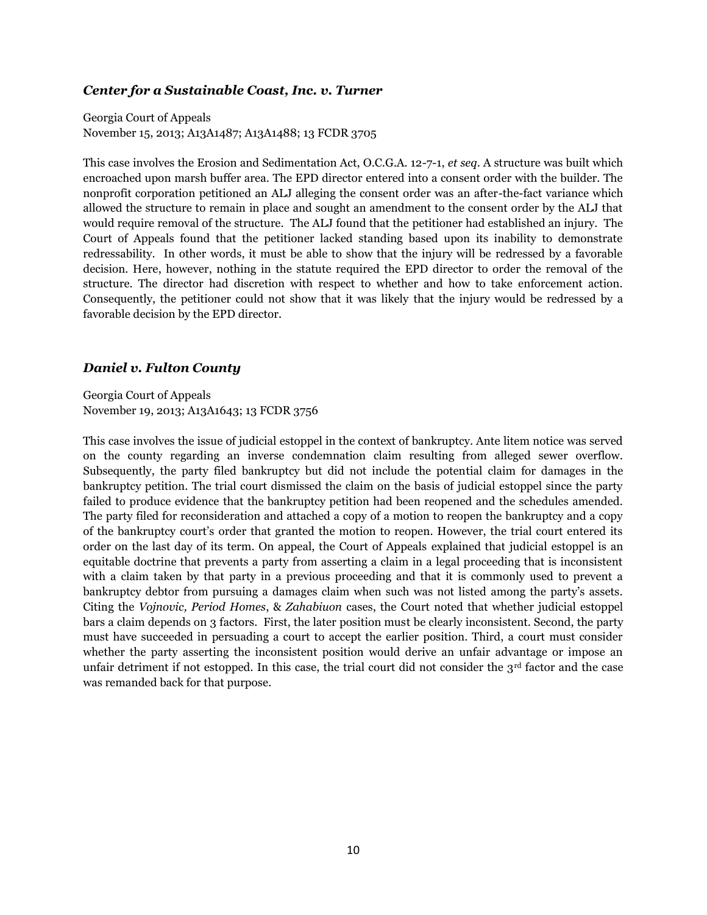### *Center for a Sustainable Coast, Inc. v. Turner*

Georgia Court of Appeals
November 15, 2013; A13A1487; A13A1488; 13 FCDR 3705

This case involves the Erosion and Sedimentation Act, O.C.G.A. 12-7-1, *et seq*. A structure was built which encroached upon marsh buffer area. The EPD director entered into a consent order with the builder. The nonprofit corporation petitioned an ALJ alleging the consent order was an after-the-fact variance which allowed the structure to remain in place and sought an amendment to the consent order by the ALJ that would require removal of the structure. The ALJ found that the petitioner had established an injury. The Court of Appeals found that the petitioner lacked standing based upon its inability to demonstrate redressability. In other words, it must be able to show that the injury will be redressed by a favorable decision. Here, however, nothing in the statute required the EPD director to order the removal of the structure. The director had discretion with respect to whether and how to take enforcement action. Consequently, the petitioner could not show that it was likely that the injury would be redressed by a favorable decision by the EPD director.

### *Daniel v. Fulton County*

Georgia Court of Appeals
November 19, 2013; A13A1643; 13 FCDR 3756

This case involves the issue of judicial estoppel in the context of bankruptcy. Ante litem notice was served on the county regarding an inverse condemnation claim resulting from alleged sewer overflow. Subsequently, the party filed bankruptcy but did not include the potential claim for damages in the bankruptcy petition. The trial court dismissed the claim on the basis of judicial estoppel since the party failed to produce evidence that the bankruptcy petition had been reopened and the schedules amended. The party filed for reconsideration and attached a copy of a motion to reopen the bankruptcy and a copy of the bankruptcy court's order that granted the motion to reopen. However, the trial court entered its order on the last day of its term. On appeal, the Court of Appeals explained that judicial estoppel is an equitable doctrine that prevents a party from asserting a claim in a legal proceeding that is inconsistent with a claim taken by that party in a previous proceeding and that it is commonly used to prevent a bankruptcy debtor from pursuing a damages claim when such was not listed among the party's assets. Citing the *Vojnovic, Period Homes*, & *Zahabiuon* cases, the Court noted that whether judicial estoppel bars a claim depends on 3 factors. First, the later position must be clearly inconsistent. Second, the party must have succeeded in persuading a court to accept the earlier position. Third, a court must consider whether the party asserting the inconsistent position would derive an unfair advantage or impose an unfair detriment if not estopped. In this case, the trial court did not consider the 3rd factor and the case was remanded back for that purpose.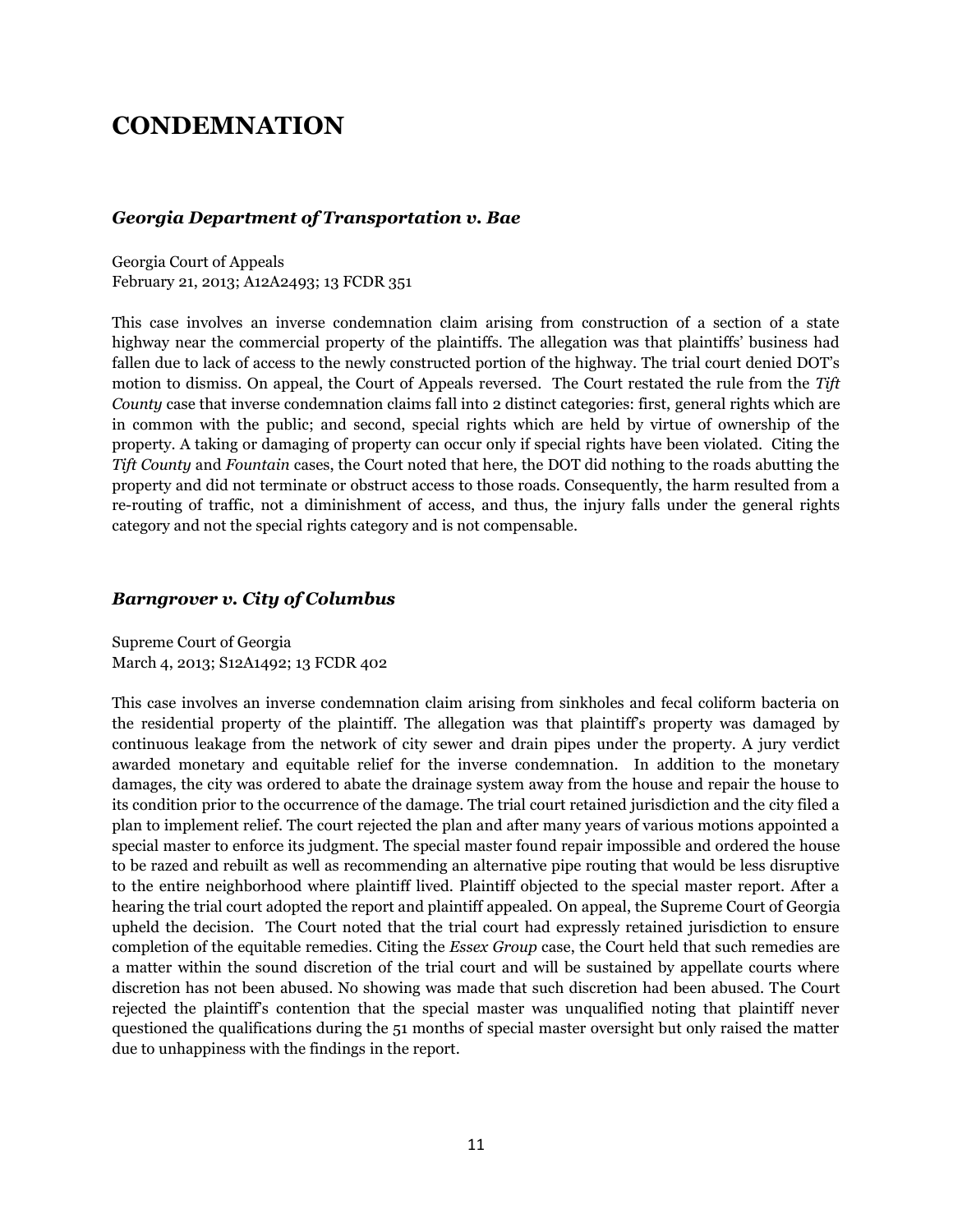# CONDEMNATION

### *Georgia Department of Transportation v. Bae*

Georgia Court of Appeals
February 21, 2013; A12A2493; 13 FCDR 351

This case involves an inverse condemnation claim arising from construction of a section of a state highway near the commercial property of the plaintiffs. The allegation was that plaintiffs' business had fallen due to lack of access to the newly constructed portion of the highway. The trial court denied DOT's motion to dismiss. On appeal, the Court of Appeals reversed. The Court restated the rule from the *Tift County* case that inverse condemnation claims fall into 2 distinct categories: first, general rights which are in common with the public; and second, special rights which are held by virtue of ownership of the property. A taking or damaging of property can occur only if special rights have been violated. Citing the *Tift County* and *Fountain* cases, the Court noted that here, the DOT did nothing to the roads abutting the property and did not terminate or obstruct access to those roads. Consequently, the harm resulted from a re-routing of traffic, not a diminishment of access, and thus, the injury falls under the general rights category and not the special rights category and is not compensable.

### *Barngrover v. City of Columbus*

Supreme Court of Georgia
March 4, 2013; S12A1492; 13 FCDR 402

This case involves an inverse condemnation claim arising from sinkholes and fecal coliform bacteria on the residential property of the plaintiff. The allegation was that plaintiff's property was damaged by continuous leakage from the network of city sewer and drain pipes under the property. A jury verdict awarded monetary and equitable relief for the inverse condemnation. In addition to the monetary damages, the city was ordered to abate the drainage system away from the house and repair the house to its condition prior to the occurrence of the damage. The trial court retained jurisdiction and the city filed a plan to implement relief. The court rejected the plan and after many years of various motions appointed a special master to enforce its judgment. The special master found repair impossible and ordered the house to be razed and rebuilt as well as recommending an alternative pipe routing that would be less disruptive to the entire neighborhood where plaintiff lived. Plaintiff objected to the special master report. After a hearing the trial court adopted the report and plaintiff appealed. On appeal, the Supreme Court of Georgia upheld the decision. The Court noted that the trial court had expressly retained jurisdiction to ensure completion of the equitable remedies. Citing the *Essex Group* case, the Court held that such remedies are a matter within the sound discretion of the trial court and will be sustained by appellate courts where discretion has not been abused. No showing was made that such discretion had been abused. The Court rejected the plaintiff's contention that the special master was unqualified noting that plaintiff never questioned the qualifications during the 51 months of special master oversight but only raised the matter due to unhappiness with the findings in the report.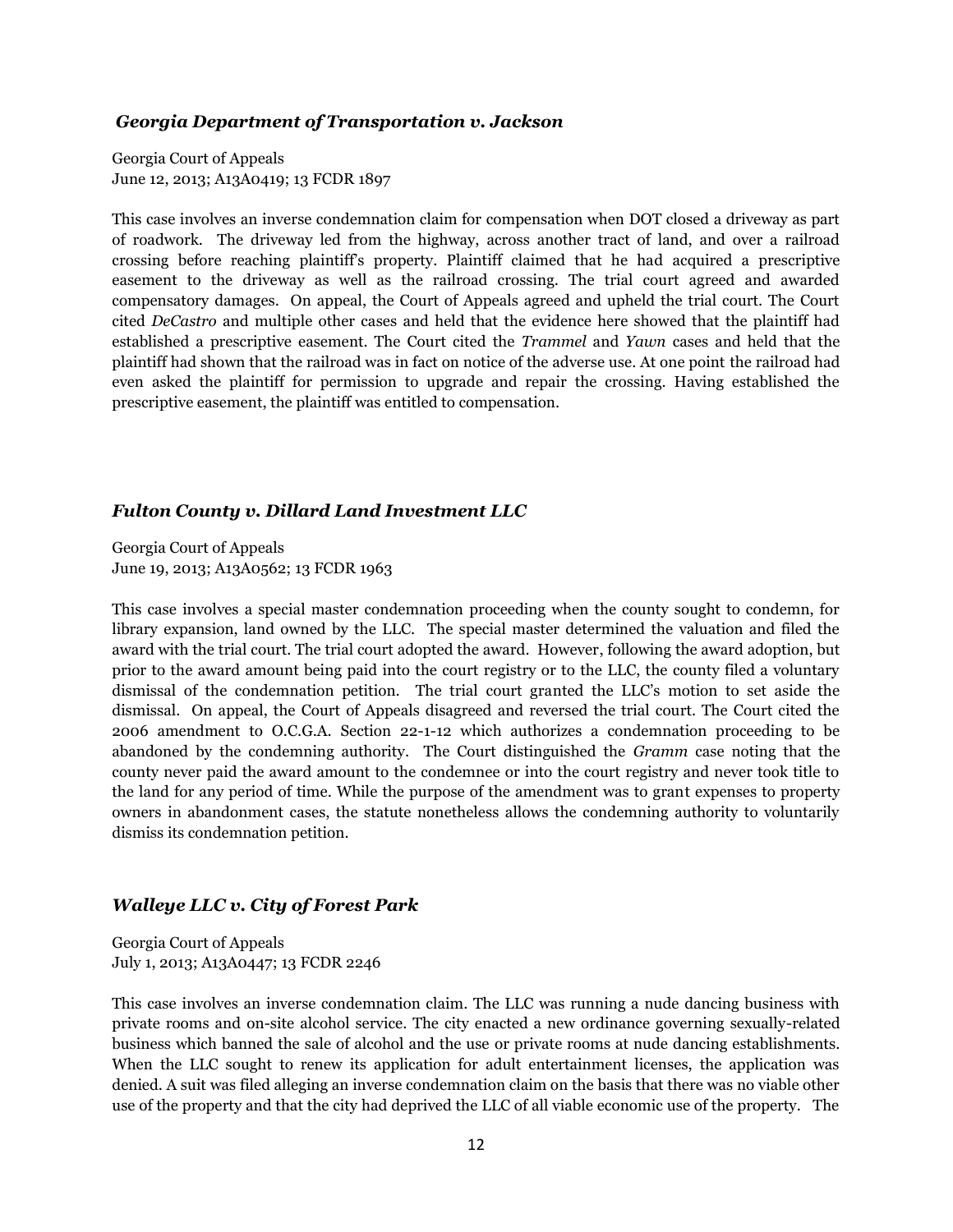### *Georgia Department of Transportation v. Jackson*

Georgia Court of Appeals
June 12, 2013; A13A0419; 13 FCDR 1897

This case involves an inverse condemnation claim for compensation when DOT closed a driveway as part of roadwork. The driveway led from the highway, across another tract of land, and over a railroad crossing before reaching plaintiff's property. Plaintiff claimed that he had acquired a prescriptive easement to the driveway as well as the railroad crossing. The trial court agreed and awarded compensatory damages. On appeal, the Court of Appeals agreed and upheld the trial court. The Court cited *DeCastro* and multiple other cases and held that the evidence here showed that the plaintiff had established a prescriptive easement. The Court cited the *Trammel* and *Yawn* cases and held that the plaintiff had shown that the railroad was in fact on notice of the adverse use. At one point the railroad had even asked the plaintiff for permission to upgrade and repair the crossing. Having established the prescriptive easement, the plaintiff was entitled to compensation.

### *Fulton County v. Dillard Land Investment LLC*

Georgia Court of Appeals
June 19, 2013; A13A0562; 13 FCDR 1963

This case involves a special master condemnation proceeding when the county sought to condemn, for library expansion, land owned by the LLC. The special master determined the valuation and filed the award with the trial court. The trial court adopted the award. However, following the award adoption, but prior to the award amount being paid into the court registry or to the LLC, the county filed a voluntary dismissal of the condemnation petition. The trial court granted the LLC's motion to set aside the dismissal. On appeal, the Court of Appeals disagreed and reversed the trial court. The Court cited the 2006 amendment to O.C.G.A. Section 22-1-12 which authorizes a condemnation proceeding to be abandoned by the condemning authority. The Court distinguished the *Gramm* case noting that the county never paid the award amount to the condemnee or into the court registry and never took title to the land for any period of time. While the purpose of the amendment was to grant expenses to property owners in abandonment cases, the statute nonetheless allows the condemning authority to voluntarily dismiss its condemnation petition.

### *Walleye LLC v. City of Forest Park*

Georgia Court of Appeals
July 1, 2013; A13A0447; 13 FCDR 2246

This case involves an inverse condemnation claim. The LLC was running a nude dancing business with private rooms and on-site alcohol service. The city enacted a new ordinance governing sexually-related business which banned the sale of alcohol and the use or private rooms at nude dancing establishments. When the LLC sought to renew its application for adult entertainment licenses, the application was denied. A suit was filed alleging an inverse condemnation claim on the basis that there was no viable other use of the property and that the city had deprived the LLC of all viable economic use of the property. The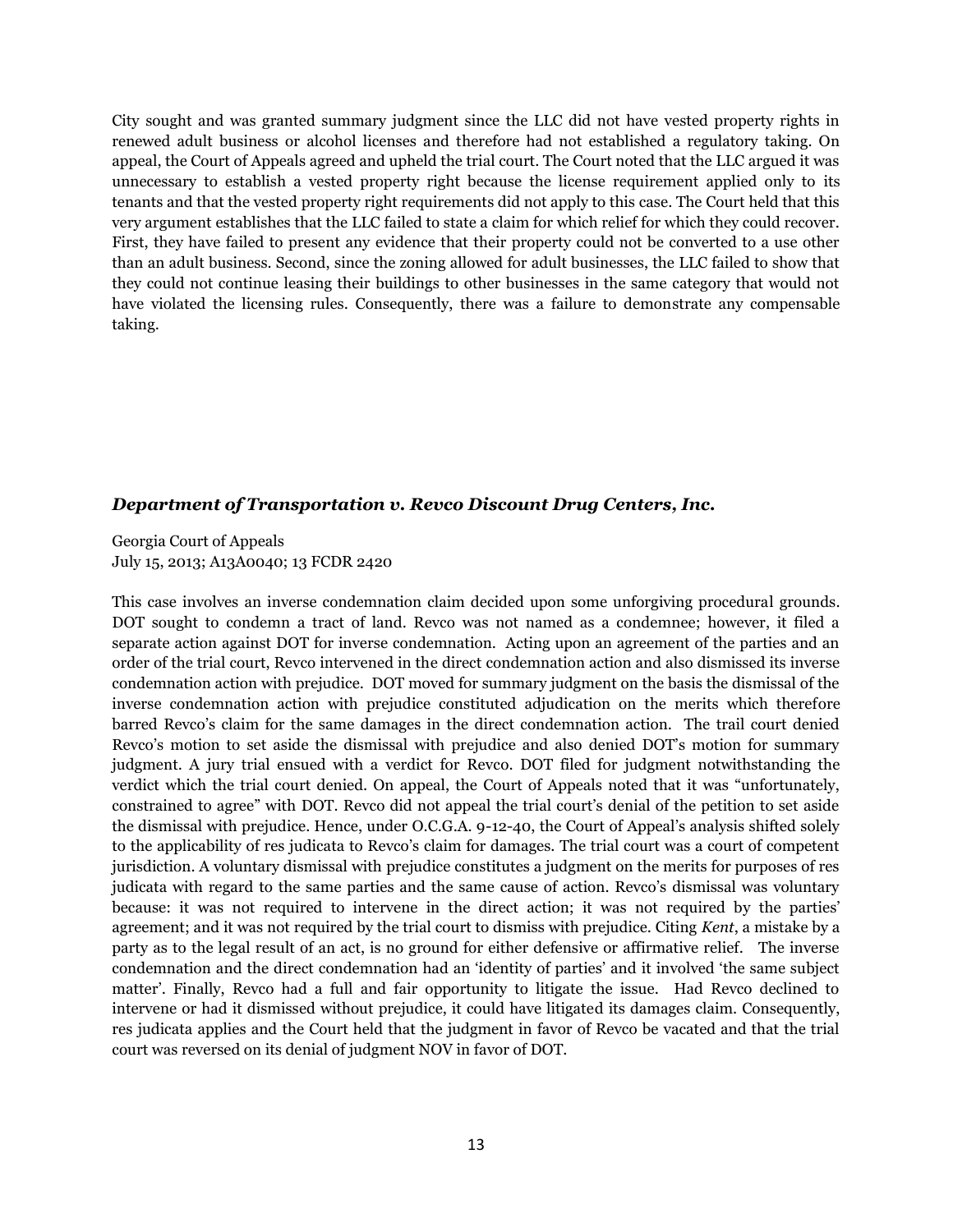City sought and was granted summary judgment since the LLC did not have vested property rights in renewed adult business or alcohol licenses and therefore had not established a regulatory taking. On appeal, the Court of Appeals agreed and upheld the trial court. The Court noted that the LLC argued it was unnecessary to establish a vested property right because the license requirement applied only to its tenants and that the vested property right requirements did not apply to this case. The Court held that this very argument establishes that the LLC failed to state a claim for which relief for which they could recover. First, they have failed to present any evidence that their property could not be converted to a use other than an adult business. Second, since the zoning allowed for adult businesses, the LLC failed to show that they could not continue leasing their buildings to other businesses in the same category that would not have violated the licensing rules. Consequently, there was a failure to demonstrate any compensable taking.

### *Department of Transportation v. Revco Discount Drug Centers, Inc.*

Georgia Court of Appeals
July 15, 2013; A13A0040; 13 FCDR 2420

This case involves an inverse condemnation claim decided upon some unforgiving procedural grounds. DOT sought to condemn a tract of land. Revco was not named as a condemnee; however, it filed a separate action against DOT for inverse condemnation. Acting upon an agreement of the parties and an order of the trial court, Revco intervened in the direct condemnation action and also dismissed its inverse condemnation action with prejudice. DOT moved for summary judgment on the basis the dismissal of the inverse condemnation action with prejudice constituted adjudication on the merits which therefore barred Revco's claim for the same damages in the direct condemnation action. The trail court denied Revco's motion to set aside the dismissal with prejudice and also denied DOT's motion for summary judgment. A jury trial ensued with a verdict for Revco. DOT filed for judgment notwithstanding the verdict which the trial court denied. On appeal, the Court of Appeals noted that it was "unfortunately, constrained to agree" with DOT. Revco did not appeal the trial court's denial of the petition to set aside the dismissal with prejudice. Hence, under O.C.G.A. 9-12-40, the Court of Appeal's analysis shifted solely to the applicability of res judicata to Revco's claim for damages. The trial court was a court of competent jurisdiction. A voluntary dismissal with prejudice constitutes a judgment on the merits for purposes of res judicata with regard to the same parties and the same cause of action. Revco's dismissal was voluntary because: it was not required to intervene in the direct action; it was not required by the parties' agreement; and it was not required by the trial court to dismiss with prejudice. Citing *Kent*, a mistake by a party as to the legal result of an act, is no ground for either defensive or affirmative relief. The inverse condemnation and the direct condemnation had an 'identity of parties' and it involved 'the same subject matter'. Finally, Revco had a full and fair opportunity to litigate the issue. Had Revco declined to intervene or had it dismissed without prejudice, it could have litigated its damages claim. Consequently, res judicata applies and the Court held that the judgment in favor of Revco be vacated and that the trial court was reversed on its denial of judgment NOV in favor of DOT.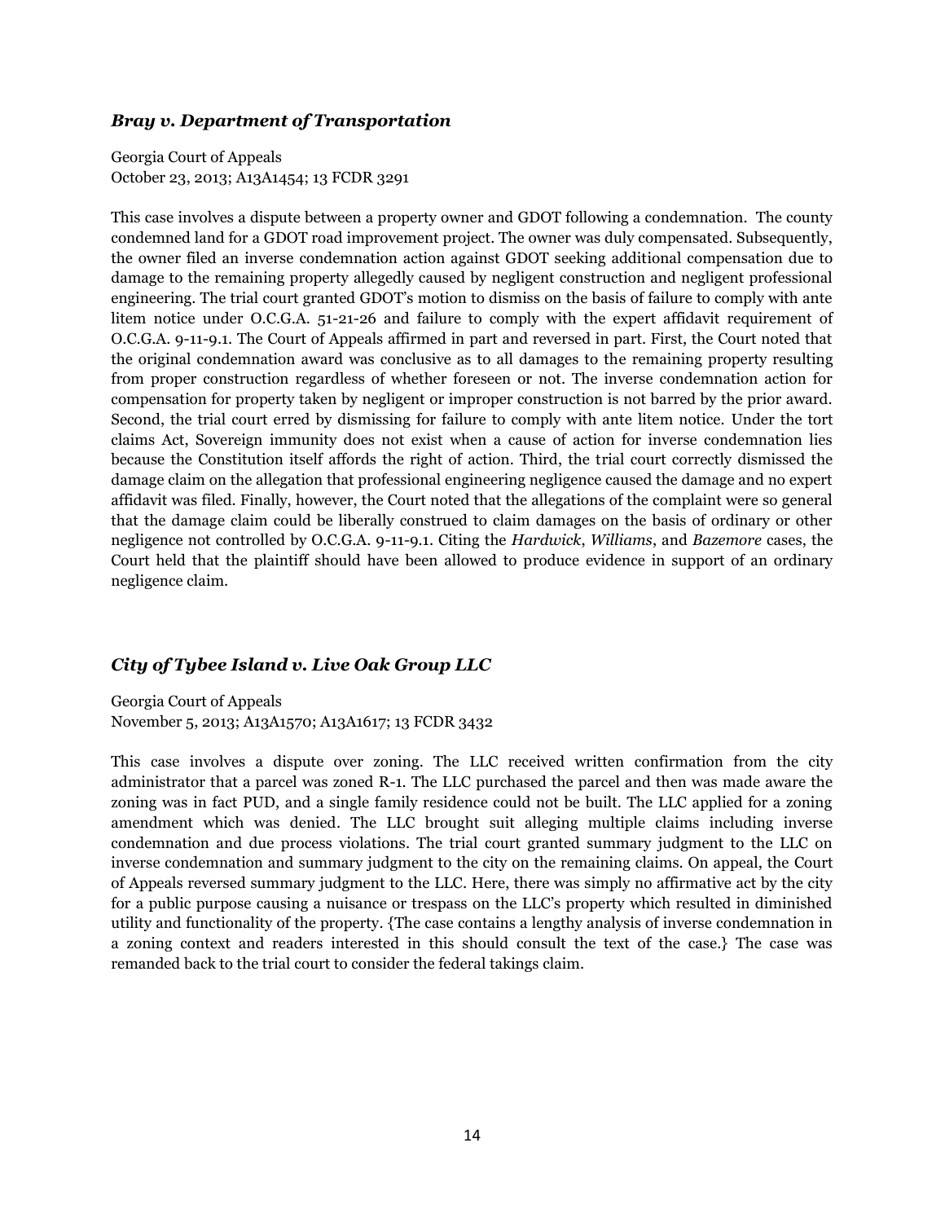### *Bray v. Department of Transportation*

Georgia Court of Appeals
October 23, 2013; A13A1454; 13 FCDR 3291

This case involves a dispute between a property owner and GDOT following a condemnation. The county condemned land for a GDOT road improvement project. The owner was duly compensated. Subsequently, the owner filed an inverse condemnation action against GDOT seeking additional compensation due to damage to the remaining property allegedly caused by negligent construction and negligent professional engineering. The trial court granted GDOT's motion to dismiss on the basis of failure to comply with ante litem notice under O.C.G.A. 51-21-26 and failure to comply with the expert affidavit requirement of O.C.G.A. 9-11-9.1. The Court of Appeals affirmed in part and reversed in part. First, the Court noted that the original condemnation award was conclusive as to all damages to the remaining property resulting from proper construction regardless of whether foreseen or not. The inverse condemnation action for compensation for property taken by negligent or improper construction is not barred by the prior award. Second, the trial court erred by dismissing for failure to comply with ante litem notice. Under the tort claims Act, Sovereign immunity does not exist when a cause of action for inverse condemnation lies because the Constitution itself affords the right of action. Third, the trial court correctly dismissed the damage claim on the allegation that professional engineering negligence caused the damage and no expert affidavit was filed. Finally, however, the Court noted that the allegations of the complaint were so general that the damage claim could be liberally construed to claim damages on the basis of ordinary or other negligence not controlled by O.C.G.A. 9-11-9.1. Citing the *Hardwick*, *Williams*, and *Bazemore* cases, the Court held that the plaintiff should have been allowed to produce evidence in support of an ordinary negligence claim.

### *City of Tybee Island v. Live Oak Group LLC*

Georgia Court of Appeals
November 5, 2013; A13A1570; A13A1617; 13 FCDR 3432

This case involves a dispute over zoning. The LLC received written confirmation from the city administrator that a parcel was zoned R-1. The LLC purchased the parcel and then was made aware the zoning was in fact PUD, and a single family residence could not be built. The LLC applied for a zoning amendment which was denied. The LLC brought suit alleging multiple claims including inverse condemnation and due process violations. The trial court granted summary judgment to the LLC on inverse condemnation and summary judgment to the city on the remaining claims. On appeal, the Court of Appeals reversed summary judgment to the LLC. Here, there was simply no affirmative act by the city for a public purpose causing a nuisance or trespass on the LLC's property which resulted in diminished utility and functionality of the property. {The case contains a lengthy analysis of inverse condemnation in a zoning context and readers interested in this should consult the text of the case.} The case was remanded back to the trial court to consider the federal takings claim.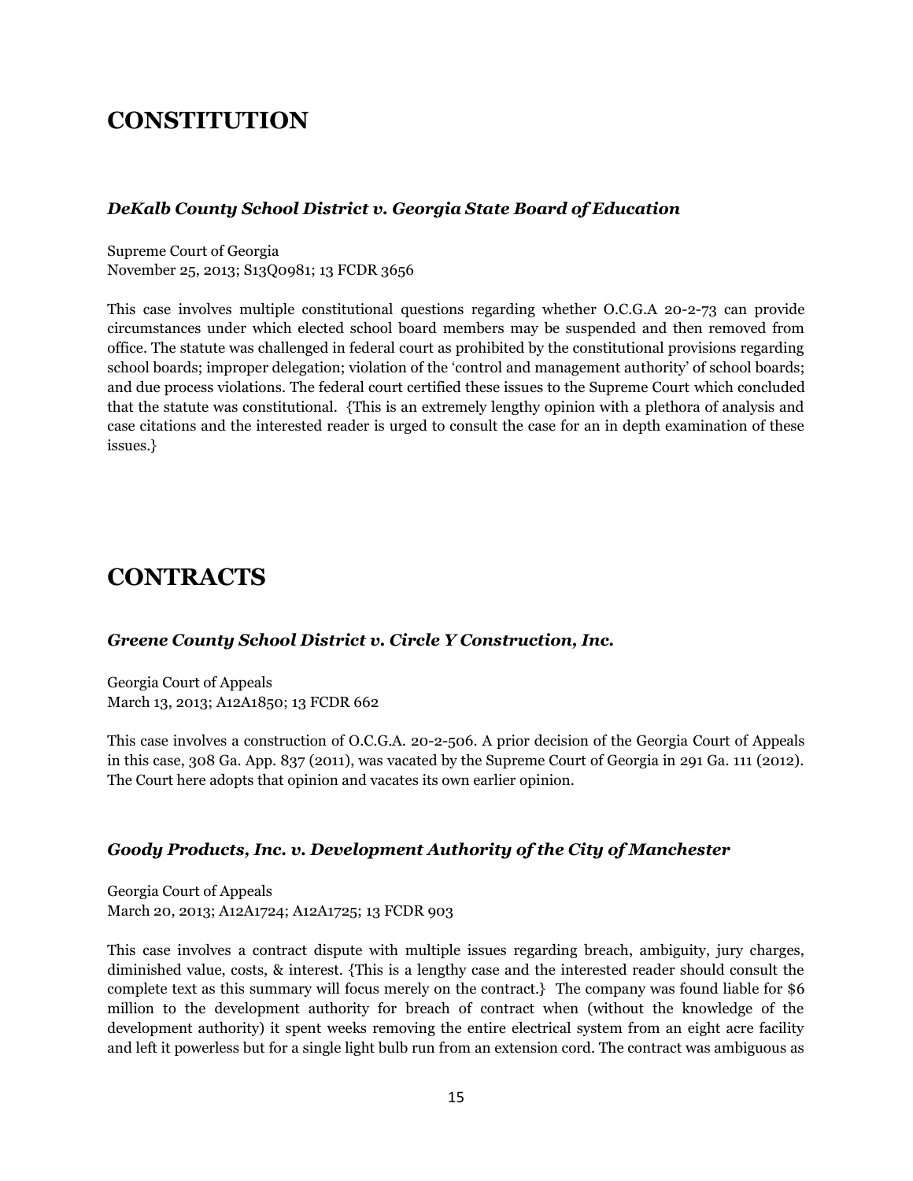# CONSTITUTION

### *DeKalb County School District v. Georgia State Board of Education*

Supreme Court of Georgia
November 25, 2013; S13Q0981; 13 FCDR 3656

This case involves multiple constitutional questions regarding whether O.C.G.A 20-2-73 can provide circumstances under which elected school board members may be suspended and then removed from office. The statute was challenged in federal court as prohibited by the constitutional provisions regarding school boards; improper delegation; violation of the 'control and management authority' of school boards; and due process violations. The federal court certified these issues to the Supreme Court which concluded that the statute was constitutional. {This is an extremely lengthy opinion with a plethora of analysis and case citations and the interested reader is urged to consult the case for an in depth examination of these issues.}

# CONTRACTS

### *Greene County School District v. Circle Y Construction, Inc.*

Georgia Court of Appeals
March 13, 2013; A12A1850; 13 FCDR 662

This case involves a construction of O.C.G.A. 20-2-506. A prior decision of the Georgia Court of Appeals in this case, 308 Ga. App. 837 (2011), was vacated by the Supreme Court of Georgia in 291 Ga. 111 (2012). The Court here adopts that opinion and vacates its own earlier opinion.

### *Goody Products, Inc. v. Development Authority of the City of Manchester*

Georgia Court of Appeals
March 20, 2013; A12A1724; A12A1725; 13 FCDR 903

This case involves a contract dispute with multiple issues regarding breach, ambiguity, jury charges, diminished value, costs, & interest. {This is a lengthy case and the interested reader should consult the complete text as this summary will focus merely on the contract.} The company was found liable for $6 million to the development authority for breach of contract when (without the knowledge of the development authority) it spent weeks removing the entire electrical system from an eight acre facility and left it powerless but for a single light bulb run from an extension cord. The contract was ambiguous as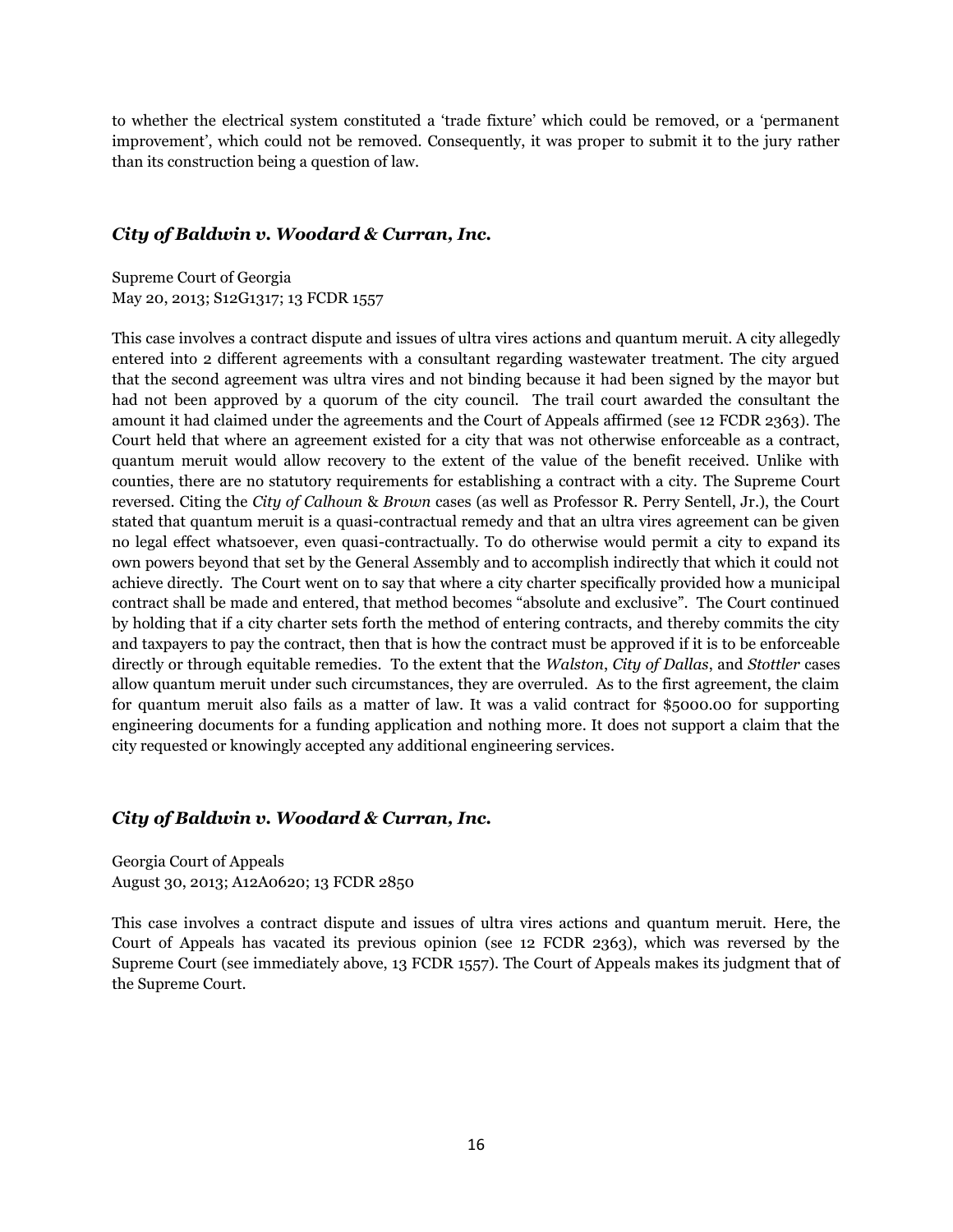to whether the electrical system constituted a 'trade fixture' which could be removed, or a 'permanent improvement', which could not be removed. Consequently, it was proper to submit it to the jury rather than its construction being a question of law.

### *City of Baldwin v. Woodard & Curran, Inc.*

Supreme Court of Georgia
May 20, 2013; S12G1317; 13 FCDR 1557

This case involves a contract dispute and issues of ultra vires actions and quantum meruit. A city allegedly entered into 2 different agreements with a consultant regarding wastewater treatment. The city argued that the second agreement was ultra vires and not binding because it had been signed by the mayor but had not been approved by a quorum of the city council. The trail court awarded the consultant the amount it had claimed under the agreements and the Court of Appeals affirmed (see 12 FCDR 2363). The Court held that where an agreement existed for a city that was not otherwise enforceable as a contract, quantum meruit would allow recovery to the extent of the value of the benefit received. Unlike with counties, there are no statutory requirements for establishing a contract with a city. The Supreme Court reversed. Citing the *City of Calhoun* & *Brown* cases (as well as Professor R. Perry Sentell, Jr.), the Court stated that quantum meruit is a quasi-contractual remedy and that an ultra vires agreement can be given no legal effect whatsoever, even quasi-contractually. To do otherwise would permit a city to expand its own powers beyond that set by the General Assembly and to accomplish indirectly that which it could not achieve directly. The Court went on to say that where a city charter specifically provided how a municipal contract shall be made and entered, that method becomes "absolute and exclusive". The Court continued by holding that if a city charter sets forth the method of entering contracts, and thereby commits the city and taxpayers to pay the contract, then that is how the contract must be approved if it is to be enforceable directly or through equitable remedies. To the extent that the *Walston*, *City of Dallas*, and *Stottler* cases allow quantum meruit under such circumstances, they are overruled. As to the first agreement, the claim for quantum meruit also fails as a matter of law. It was a valid contract for $5000.00 for supporting engineering documents for a funding application and nothing more. It does not support a claim that the city requested or knowingly accepted any additional engineering services.

### *City of Baldwin v. Woodard & Curran, Inc.*

Georgia Court of Appeals
August 30, 2013; A12A0620; 13 FCDR 2850

This case involves a contract dispute and issues of ultra vires actions and quantum meruit. Here, the Court of Appeals has vacated its previous opinion (see 12 FCDR 2363), which was reversed by the Supreme Court (see immediately above, 13 FCDR 1557). The Court of Appeals makes its judgment that of the Supreme Court.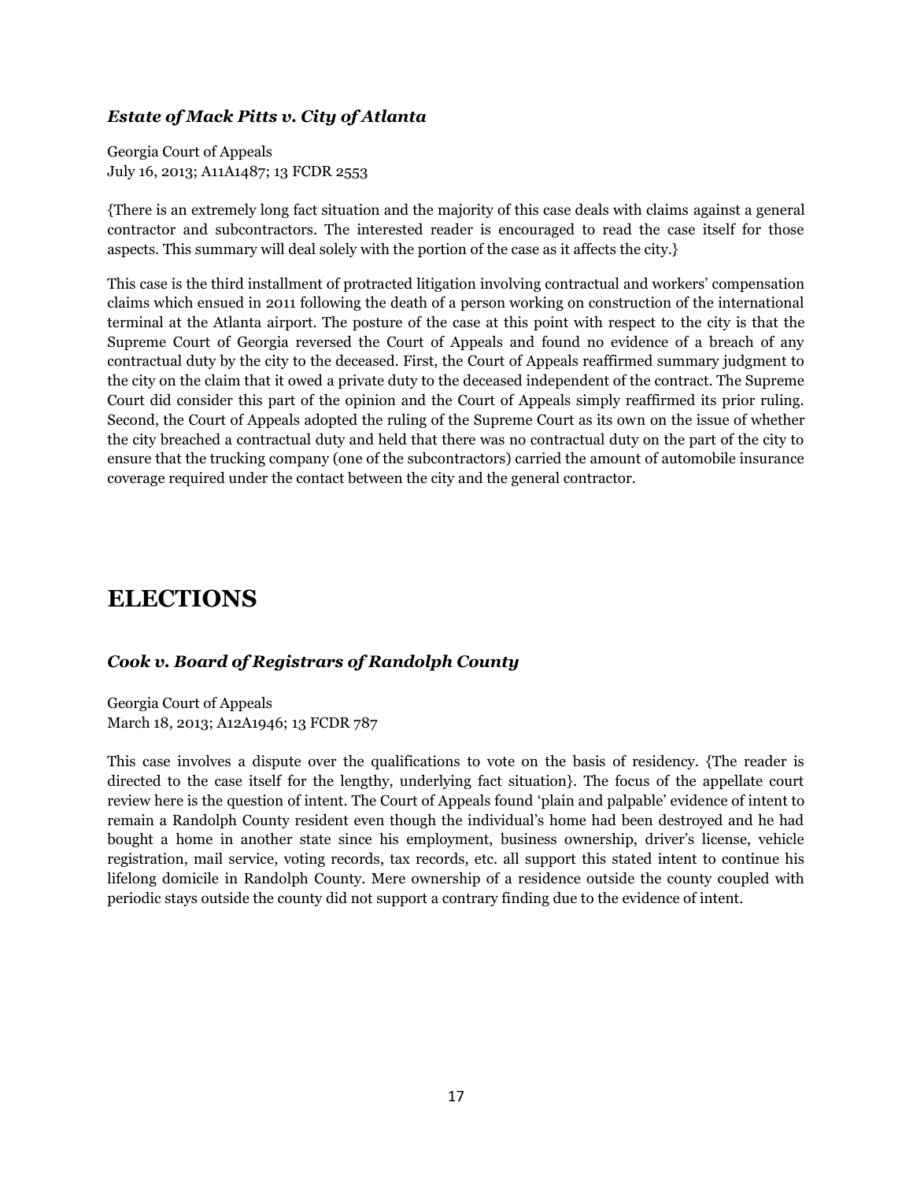### *Estate of Mack Pitts v. City of Atlanta*

Georgia Court of Appeals
July 16, 2013; A11A1487; 13 FCDR 2553

{There is an extremely long fact situation and the majority of this case deals with claims against a general contractor and subcontractors. The interested reader is encouraged to read the case itself for those aspects. This summary will deal solely with the portion of the case as it affects the city.}

This case is the third installment of protracted litigation involving contractual and workers' compensation claims which ensued in 2011 following the death of a person working on construction of the international terminal at the Atlanta airport. The posture of the case at this point with respect to the city is that the Supreme Court of Georgia reversed the Court of Appeals and found no evidence of a breach of any contractual duty by the city to the deceased. First, the Court of Appeals reaffirmed summary judgment to the city on the claim that it owed a private duty to the deceased independent of the contract. The Supreme Court did consider this part of the opinion and the Court of Appeals simply reaffirmed its prior ruling. Second, the Court of Appeals adopted the ruling of the Supreme Court as its own on the issue of whether the city breached a contractual duty and held that there was no contractual duty on the part of the city to ensure that the trucking company (one of the subcontractors) carried the amount of automobile insurance coverage required under the contact between the city and the general contractor.

## ELECTIONS

### *Cook v. Board of Registrars of Randolph County*

Georgia Court of Appeals
March 18, 2013; A12A1946; 13 FCDR 787

This case involves a dispute over the qualifications to vote on the basis of residency. {The reader is directed to the case itself for the lengthy, underlying fact situation}. The focus of the appellate court review here is the question of intent. The Court of Appeals found 'plain and palpable' evidence of intent to remain a Randolph County resident even though the individual's home had been destroyed and he had bought a home in another state since his employment, business ownership, driver's license, vehicle registration, mail service, voting records, tax records, etc. all support this stated intent to continue his lifelong domicile in Randolph County. Mere ownership of a residence outside the county coupled with periodic stays outside the county did not support a contrary finding due to the evidence of intent.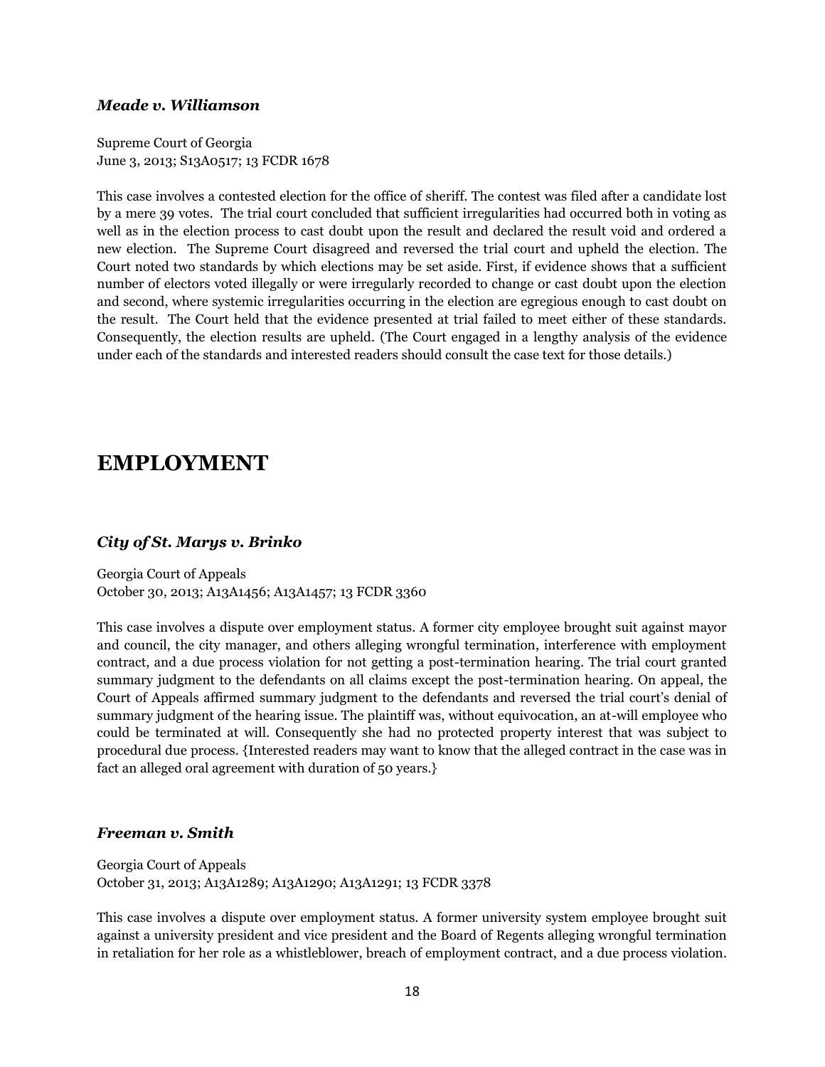### *Meade v. Williamson*

Supreme Court of Georgia
June 3, 2013; S13A0517; 13 FCDR 1678

This case involves a contested election for the office of sheriff. The contest was filed after a candidate lost by a mere 39 votes. The trial court concluded that sufficient irregularities had occurred both in voting as well as in the election process to cast doubt upon the result and declared the result void and ordered a new election. The Supreme Court disagreed and reversed the trial court and upheld the election. The Court noted two standards by which elections may be set aside. First, if evidence shows that a sufficient number of electors voted illegally or were irregularly recorded to change or cast doubt upon the election and second, where systemic irregularities occurring in the election are egregious enough to cast doubt on the result. The Court held that the evidence presented at trial failed to meet either of these standards. Consequently, the election results are upheld. (The Court engaged in a lengthy analysis of the evidence under each of the standards and interested readers should consult the case text for those details.)

## EMPLOYMENT

### *City of St. Marys v. Brinko*

Georgia Court of Appeals
October 30, 2013; A13A1456; A13A1457; 13 FCDR 3360

This case involves a dispute over employment status. A former city employee brought suit against mayor and council, the city manager, and others alleging wrongful termination, interference with employment contract, and a due process violation for not getting a post-termination hearing. The trial court granted summary judgment to the defendants on all claims except the post-termination hearing. On appeal, the Court of Appeals affirmed summary judgment to the defendants and reversed the trial court's denial of summary judgment of the hearing issue. The plaintiff was, without equivocation, an at-will employee who could be terminated at will. Consequently she had no protected property interest that was subject to procedural due process. {Interested readers may want to know that the alleged contract in the case was in fact an alleged oral agreement with duration of 50 years.}

### *Freeman v. Smith*

Georgia Court of Appeals
October 31, 2013; A13A1289; A13A1290; A13A1291; 13 FCDR 3378

This case involves a dispute over employment status. A former university system employee brought suit against a university president and vice president and the Board of Regents alleging wrongful termination in retaliation for her role as a whistleblower, breach of employment contract, and a due process violation.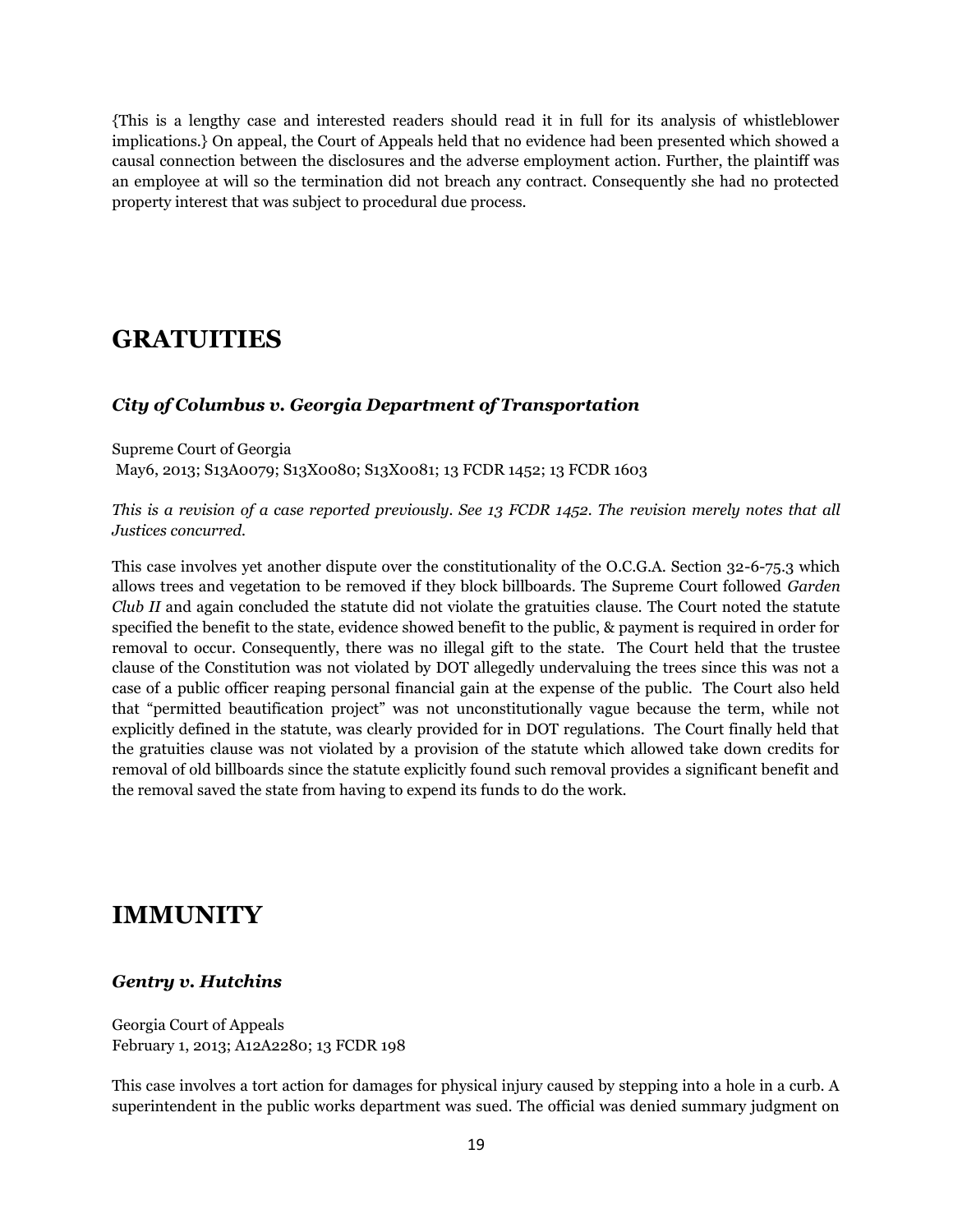{This is a lengthy case and interested readers should read it in full for its analysis of whistleblower implications.} On appeal, the Court of Appeals held that no evidence had been presented which showed a causal connection between the disclosures and the adverse employment action. Further, the plaintiff was an employee at will so the termination did not breach any contract. Consequently she had no protected property interest that was subject to procedural due process.

## GRATUITIES

### *City of Columbus v. Georgia Department of Transportation*

Supreme Court of Georgia
May6, 2013; S13A0079; S13X0080; S13X0081; 13 FCDR 1452; 13 FCDR 1603

*This is a revision of a case reported previously. See 13 FCDR 1452. The revision merely notes that all Justices concurred.*

This case involves yet another dispute over the constitutionality of the O.C.G.A. Section 32-6-75.3 which allows trees and vegetation to be removed if they block billboards. The Supreme Court followed *Garden Club II* and again concluded the statute did not violate the gratuities clause. The Court noted the statute specified the benefit to the state, evidence showed benefit to the public, & payment is required in order for removal to occur. Consequently, there was no illegal gift to the state. The Court held that the trustee clause of the Constitution was not violated by DOT allegedly undervaluing the trees since this was not a case of a public officer reaping personal financial gain at the expense of the public. The Court also held that "permitted beautification project" was not unconstitutionally vague because the term, while not explicitly defined in the statute, was clearly provided for in DOT regulations. The Court finally held that the gratuities clause was not violated by a provision of the statute which allowed take down credits for removal of old billboards since the statute explicitly found such removal provides a significant benefit and the removal saved the state from having to expend its funds to do the work.

## IMMUNITY

### *Gentry v. Hutchins*

Georgia Court of Appeals
February 1, 2013; A12A2280; 13 FCDR 198

This case involves a tort action for damages for physical injury caused by stepping into a hole in a curb. A superintendent in the public works department was sued. The official was denied summary judgment on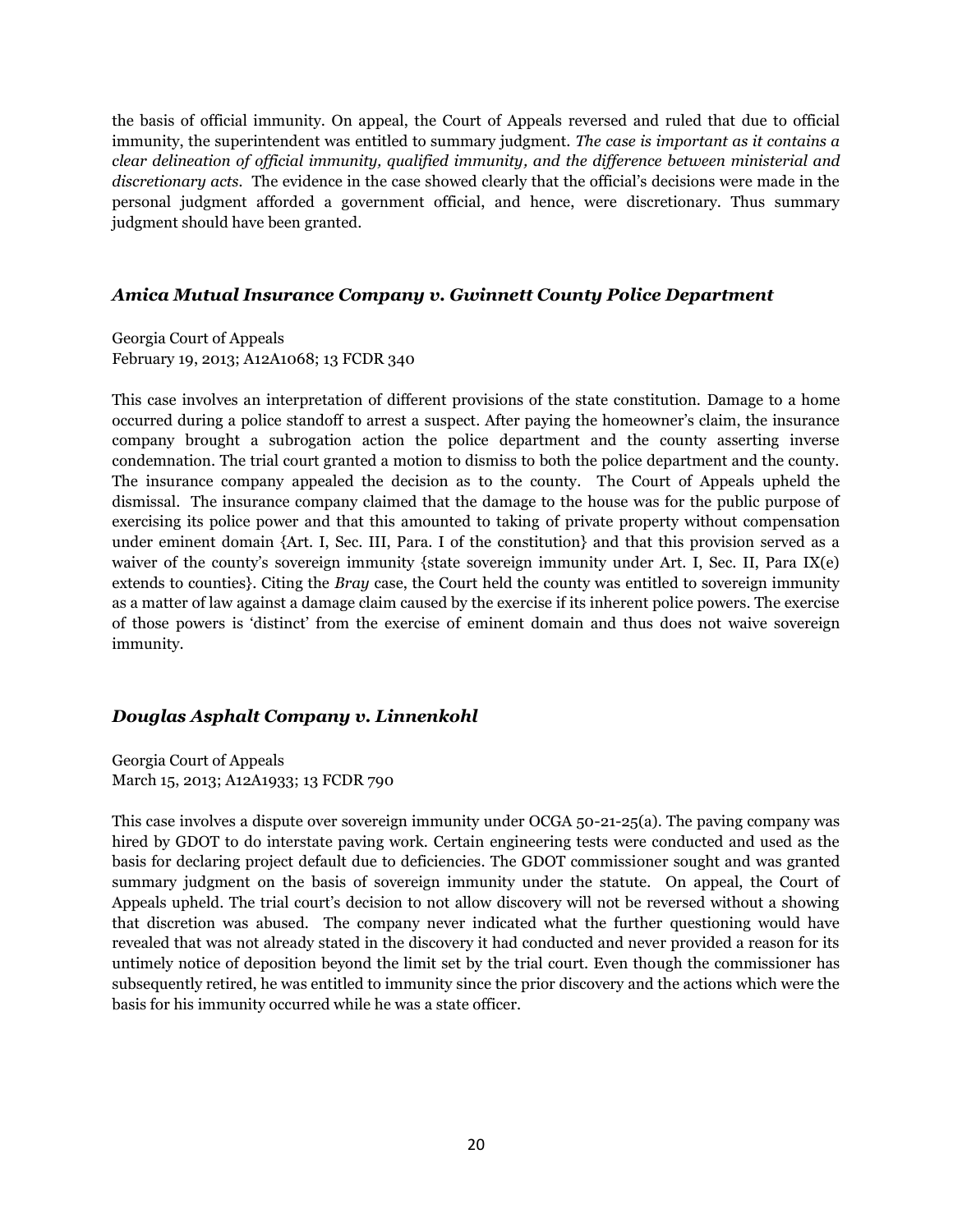the basis of official immunity. On appeal, the Court of Appeals reversed and ruled that due to official immunity, the superintendent was entitled to summary judgment. *The case is important as it contains a clear delineation of official immunity, qualified immunity, and the difference between ministerial and discretionary acts.* The evidence in the case showed clearly that the official's decisions were made in the personal judgment afforded a government official, and hence, were discretionary. Thus summary judgment should have been granted.

### *Amica Mutual Insurance Company v. Gwinnett County Police Department*

Georgia Court of Appeals
February 19, 2013; A12A1068; 13 FCDR 340

This case involves an interpretation of different provisions of the state constitution. Damage to a home occurred during a police standoff to arrest a suspect. After paying the homeowner's claim, the insurance company brought a subrogation action the police department and the county asserting inverse condemnation. The trial court granted a motion to dismiss to both the police department and the county. The insurance company appealed the decision as to the county. The Court of Appeals upheld the dismissal. The insurance company claimed that the damage to the house was for the public purpose of exercising its police power and that this amounted to taking of private property without compensation under eminent domain {Art. I, Sec. III, Para. I of the constitution} and that this provision served as a waiver of the county's sovereign immunity {state sovereign immunity under Art. I, Sec. II, Para IX(e) extends to counties}. Citing the *Bray* case, the Court held the county was entitled to sovereign immunity as a matter of law against a damage claim caused by the exercise if its inherent police powers. The exercise of those powers is 'distinct' from the exercise of eminent domain and thus does not waive sovereign immunity.

### *Douglas Asphalt Company v. Linnenkohl*

Georgia Court of Appeals
March 15, 2013; A12A1933; 13 FCDR 790

This case involves a dispute over sovereign immunity under OCGA 50-21-25(a). The paving company was hired by GDOT to do interstate paving work. Certain engineering tests were conducted and used as the basis for declaring project default due to deficiencies. The GDOT commissioner sought and was granted summary judgment on the basis of sovereign immunity under the statute. On appeal, the Court of Appeals upheld. The trial court's decision to not allow discovery will not be reversed without a showing that discretion was abused. The company never indicated what the further questioning would have revealed that was not already stated in the discovery it had conducted and never provided a reason for its untimely notice of deposition beyond the limit set by the trial court. Even though the commissioner has subsequently retired, he was entitled to immunity since the prior discovery and the actions which were the basis for his immunity occurred while he was a state officer.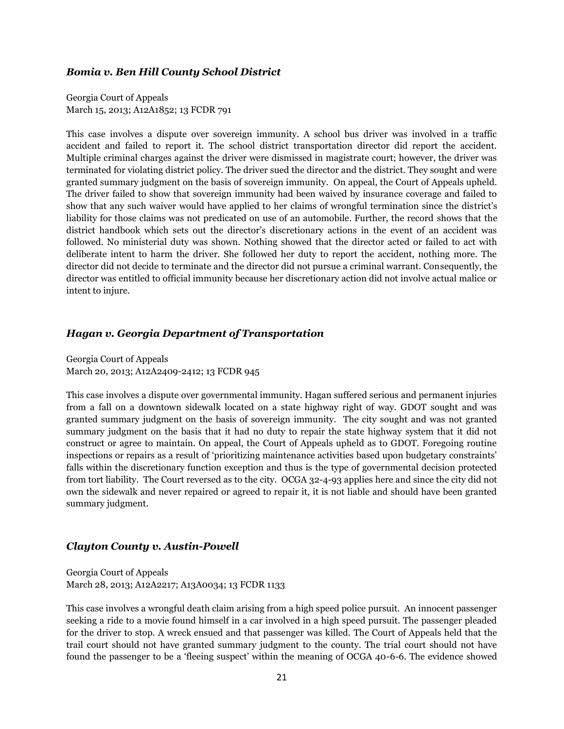### *Bomia v. Ben Hill County School District*

Georgia Court of Appeals
March 15, 2013; A12A1852; 13 FCDR 791

This case involves a dispute over sovereign immunity. A school bus driver was involved in a traffic accident and failed to report it. The school district transportation director did report the accident. Multiple criminal charges against the driver were dismissed in magistrate court; however, the driver was terminated for violating district policy. The driver sued the director and the district. They sought and were granted summary judgment on the basis of sovereign immunity. On appeal, the Court of Appeals upheld. The driver failed to show that sovereign immunity had been waived by insurance coverage and failed to show that any such waiver would have applied to her claims of wrongful termination since the district's liability for those claims was not predicated on use of an automobile. Further, the record shows that the district handbook which sets out the director's discretionary actions in the event of an accident was followed. No ministerial duty was shown. Nothing showed that the director acted or failed to act with deliberate intent to harm the driver. She followed her duty to report the accident, nothing more. The director did not decide to terminate and the director did not pursue a criminal warrant. Consequently, the director was entitled to official immunity because her discretionary action did not involve actual malice or intent to injure.

### *Hagan v. Georgia Department of Transportation*

Georgia Court of Appeals
March 20, 2013; A12A2409-2412; 13 FCDR 945

This case involves a dispute over governmental immunity. Hagan suffered serious and permanent injuries from a fall on a downtown sidewalk located on a state highway right of way. GDOT sought and was granted summary judgment on the basis of sovereign immunity. The city sought and was not granted summary judgment on the basis that it had no duty to repair the state highway system that it did not construct or agree to maintain. On appeal, the Court of Appeals upheld as to GDOT. Foregoing routine inspections or repairs as a result of 'prioritizing maintenance activities based upon budgetary constraints' falls within the discretionary function exception and thus is the type of governmental decision protected from tort liability. The Court reversed as to the city. OCGA 32-4-93 applies here and since the city did not own the sidewalk and never repaired or agreed to repair it, it is not liable and should have been granted summary judgment.

### *Clayton County v. Austin-Powell*

Georgia Court of Appeals
March 28, 2013; A12A2217; A13A0034; 13 FCDR 1133

This case involves a wrongful death claim arising from a high speed police pursuit. An innocent passenger seeking a ride to a movie found himself in a car involved in a high speed pursuit. The passenger pleaded for the driver to stop. A wreck ensued and that passenger was killed. The Court of Appeals held that the trail court should not have granted summary judgment to the county. The trial court should not have found the passenger to be a 'fleeing suspect' within the meaning of OCGA 40-6-6. The evidence showed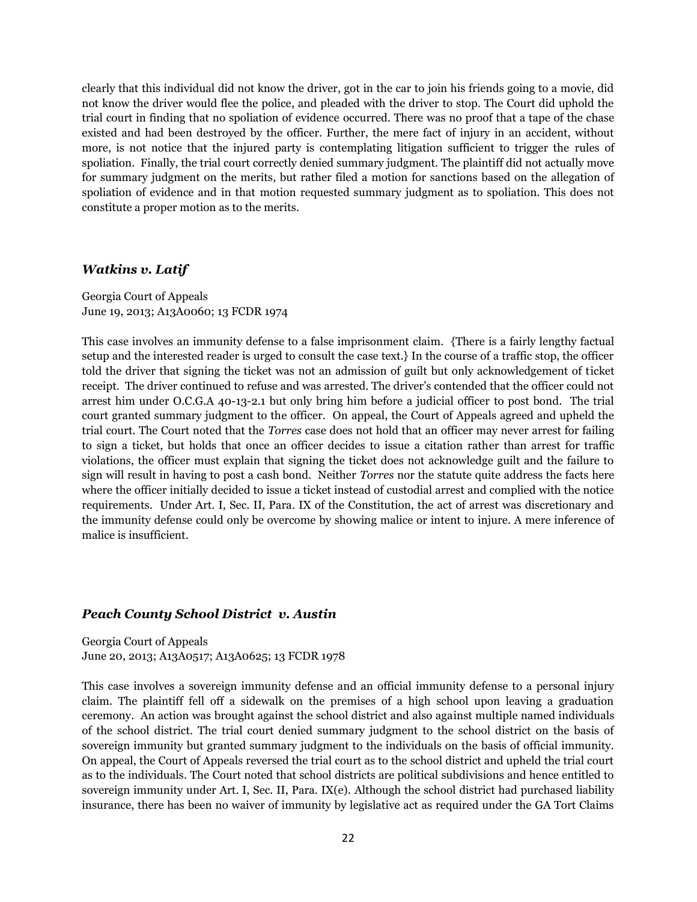clearly that this individual did not know the driver, got in the car to join his friends going to a movie, did not know the driver would flee the police, and pleaded with the driver to stop. The Court did uphold the trial court in finding that no spoliation of evidence occurred. There was no proof that a tape of the chase existed and had been destroyed by the officer. Further, the mere fact of injury in an accident, without more, is not notice that the injured party is contemplating litigation sufficient to trigger the rules of spoliation. Finally, the trial court correctly denied summary judgment. The plaintiff did not actually move for summary judgment on the merits, but rather filed a motion for sanctions based on the allegation of spoliation of evidence and in that motion requested summary judgment as to spoliation. This does not constitute a proper motion as to the merits.

### *Watkins v. Latif*

Georgia Court of Appeals
June 19, 2013; A13A0060; 13 FCDR 1974

This case involves an immunity defense to a false imprisonment claim. {There is a fairly lengthy factual setup and the interested reader is urged to consult the case text.} In the course of a traffic stop, the officer told the driver that signing the ticket was not an admission of guilt but only acknowledgement of ticket receipt. The driver continued to refuse and was arrested. The driver's contended that the officer could not arrest him under O.C.G.A 40-13-2.1 but only bring him before a judicial officer to post bond. The trial court granted summary judgment to the officer. On appeal, the Court of Appeals agreed and upheld the trial court. The Court noted that the *Torres* case does not hold that an officer may never arrest for failing to sign a ticket, but holds that once an officer decides to issue a citation rather than arrest for traffic violations, the officer must explain that signing the ticket does not acknowledge guilt and the failure to sign will result in having to post a cash bond. Neither *Torres* nor the statute quite address the facts here where the officer initially decided to issue a ticket instead of custodial arrest and complied with the notice requirements. Under Art. I, Sec. II, Para. IX of the Constitution, the act of arrest was discretionary and the immunity defense could only be overcome by showing malice or intent to injure. A mere inference of malice is insufficient.

### *Peach County School District v. Austin*

Georgia Court of Appeals
June 20, 2013; A13A0517; A13A0625; 13 FCDR 1978

This case involves a sovereign immunity defense and an official immunity defense to a personal injury claim. The plaintiff fell off a sidewalk on the premises of a high school upon leaving a graduation ceremony. An action was brought against the school district and also against multiple named individuals of the school district. The trial court denied summary judgment to the school district on the basis of sovereign immunity but granted summary judgment to the individuals on the basis of official immunity. On appeal, the Court of Appeals reversed the trial court as to the school district and upheld the trial court as to the individuals. The Court noted that school districts are political subdivisions and hence entitled to sovereign immunity under Art. I, Sec. II, Para. IX(e). Although the school district had purchased liability insurance, there has been no waiver of immunity by legislative act as required under the GA Tort Claims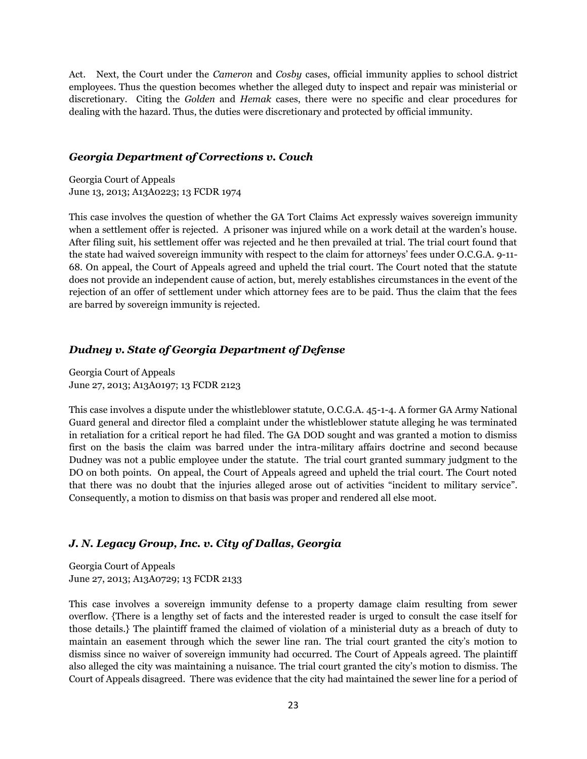Act. Next, the Court under the *Cameron* and *Cosby* cases, official immunity applies to school district employees. Thus the question becomes whether the alleged duty to inspect and repair was ministerial or discretionary. Citing the *Golden* and *Hemak* cases, there were no specific and clear procedures for dealing with the hazard. Thus, the duties were discretionary and protected by official immunity.

### *Georgia Department of Corrections v. Couch*

Georgia Court of Appeals
June 13, 2013; A13A0223; 13 FCDR 1974

This case involves the question of whether the GA Tort Claims Act expressly waives sovereign immunity when a settlement offer is rejected. A prisoner was injured while on a work detail at the warden's house. After filing suit, his settlement offer was rejected and he then prevailed at trial. The trial court found that the state had waived sovereign immunity with respect to the claim for attorneys' fees under O.C.G.A. 9-11-68. On appeal, the Court of Appeals agreed and upheld the trial court. The Court noted that the statute does not provide an independent cause of action, but, merely establishes circumstances in the event of the rejection of an offer of settlement under which attorney fees are to be paid. Thus the claim that the fees are barred by sovereign immunity is rejected.

### *Dudney v. State of Georgia Department of Defense*

Georgia Court of Appeals
June 27, 2013; A13A0197; 13 FCDR 2123

This case involves a dispute under the whistleblower statute, O.C.G.A. 45-1-4. A former GA Army National Guard general and director filed a complaint under the whistleblower statute alleging he was terminated in retaliation for a critical report he had filed. The GA DOD sought and was granted a motion to dismiss first on the basis the claim was barred under the intra-military affairs doctrine and second because Dudney was not a public employee under the statute. The trial court granted summary judgment to the DO on both points. On appeal, the Court of Appeals agreed and upheld the trial court. The Court noted that there was no doubt that the injuries alleged arose out of activities "incident to military service". Consequently, a motion to dismiss on that basis was proper and rendered all else moot.

### *J. N. Legacy Group, Inc. v. City of Dallas, Georgia*

Georgia Court of Appeals
June 27, 2013; A13A0729; 13 FCDR 2133

This case involves a sovereign immunity defense to a property damage claim resulting from sewer overflow. {There is a lengthy set of facts and the interested reader is urged to consult the case itself for those details.} The plaintiff framed the claimed of violation of a ministerial duty as a breach of duty to maintain an easement through which the sewer line ran. The trial court granted the city's motion to dismiss since no waiver of sovereign immunity had occurred. The Court of Appeals agreed. The plaintiff also alleged the city was maintaining a nuisance. The trial court granted the city's motion to dismiss. The Court of Appeals disagreed. There was evidence that the city had maintained the sewer line for a period of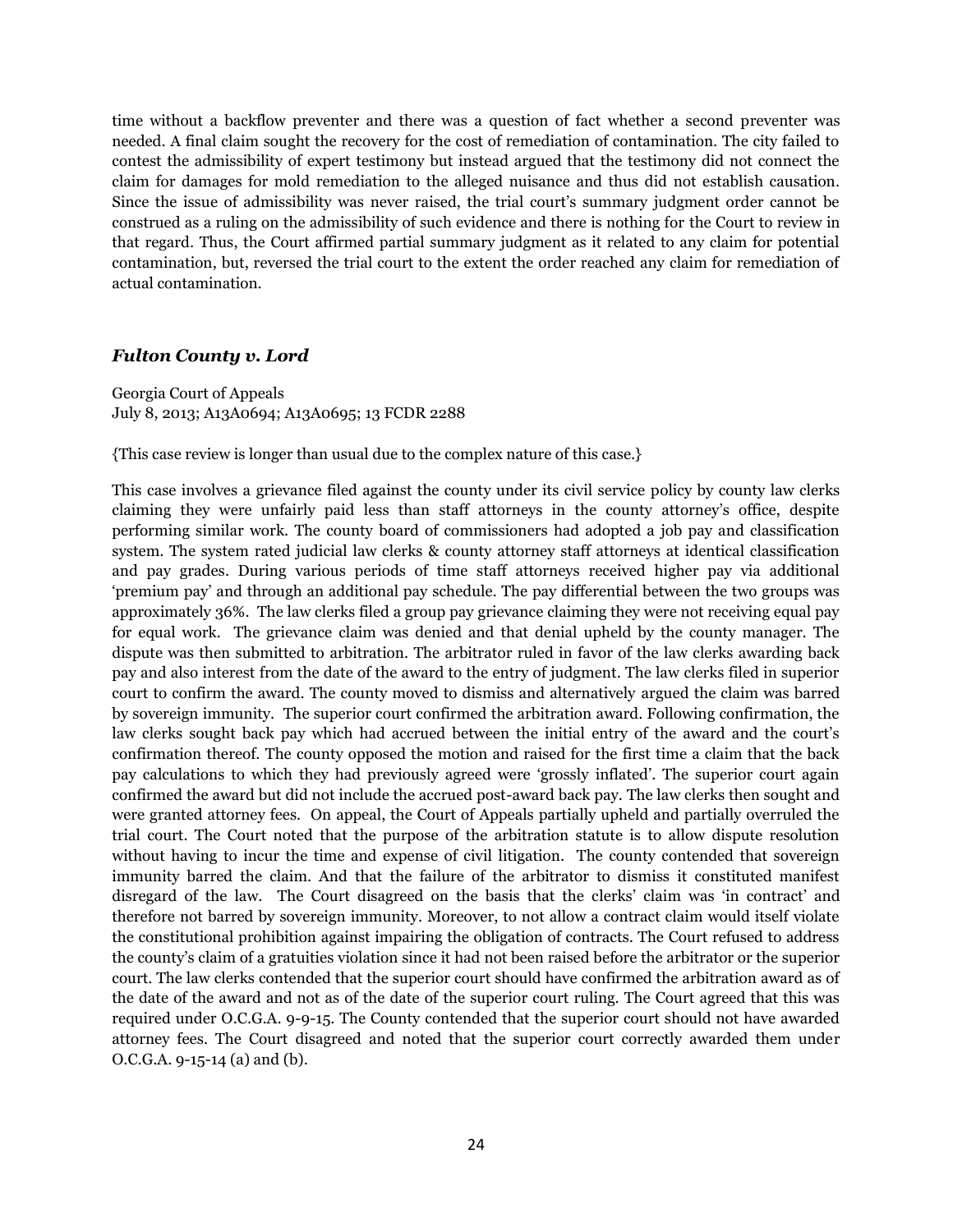time without a backflow preventer and there was a question of fact whether a second preventer was needed. A final claim sought the recovery for the cost of remediation of contamination. The city failed to contest the admissibility of expert testimony but instead argued that the testimony did not connect the claim for damages for mold remediation to the alleged nuisance and thus did not establish causation. Since the issue of admissibility was never raised, the trial court's summary judgment order cannot be construed as a ruling on the admissibility of such evidence and there is nothing for the Court to review in that regard. Thus, the Court affirmed partial summary judgment as it related to any claim for potential contamination, but, reversed the trial court to the extent the order reached any claim for remediation of actual contamination.

### *Fulton County v. Lord*

Georgia Court of Appeals
July 8, 2013; A13A0694; A13A0695; 13 FCDR 2288

{This case review is longer than usual due to the complex nature of this case.}

This case involves a grievance filed against the county under its civil service policy by county law clerks claiming they were unfairly paid less than staff attorneys in the county attorney's office, despite performing similar work. The county board of commissioners had adopted a job pay and classification system. The system rated judicial law clerks & county attorney staff attorneys at identical classification and pay grades. During various periods of time staff attorneys received higher pay via additional 'premium pay' and through an additional pay schedule. The pay differential between the two groups was approximately 36%. The law clerks filed a group pay grievance claiming they were not receiving equal pay for equal work. The grievance claim was denied and that denial upheld by the county manager. The dispute was then submitted to arbitration. The arbitrator ruled in favor of the law clerks awarding back pay and also interest from the date of the award to the entry of judgment. The law clerks filed in superior court to confirm the award. The county moved to dismiss and alternatively argued the claim was barred by sovereign immunity. The superior court confirmed the arbitration award. Following confirmation, the law clerks sought back pay which had accrued between the initial entry of the award and the court's confirmation thereof. The county opposed the motion and raised for the first time a claim that the back pay calculations to which they had previously agreed were 'grossly inflated'. The superior court again confirmed the award but did not include the accrued post-award back pay. The law clerks then sought and were granted attorney fees. On appeal, the Court of Appeals partially upheld and partially overruled the trial court. The Court noted that the purpose of the arbitration statute is to allow dispute resolution without having to incur the time and expense of civil litigation. The county contended that sovereign immunity barred the claim. And that the failure of the arbitrator to dismiss it constituted manifest disregard of the law. The Court disagreed on the basis that the clerks' claim was 'in contract' and therefore not barred by sovereign immunity. Moreover, to not allow a contract claim would itself violate the constitutional prohibition against impairing the obligation of contracts. The Court refused to address the county's claim of a gratuities violation since it had not been raised before the arbitrator or the superior court. The law clerks contended that the superior court should have confirmed the arbitration award as of the date of the award and not as of the date of the superior court ruling. The Court agreed that this was required under O.C.G.A. 9-9-15. The County contended that the superior court should not have awarded attorney fees. The Court disagreed and noted that the superior court correctly awarded them under O.C.G.A. 9-15-14 (a) and (b).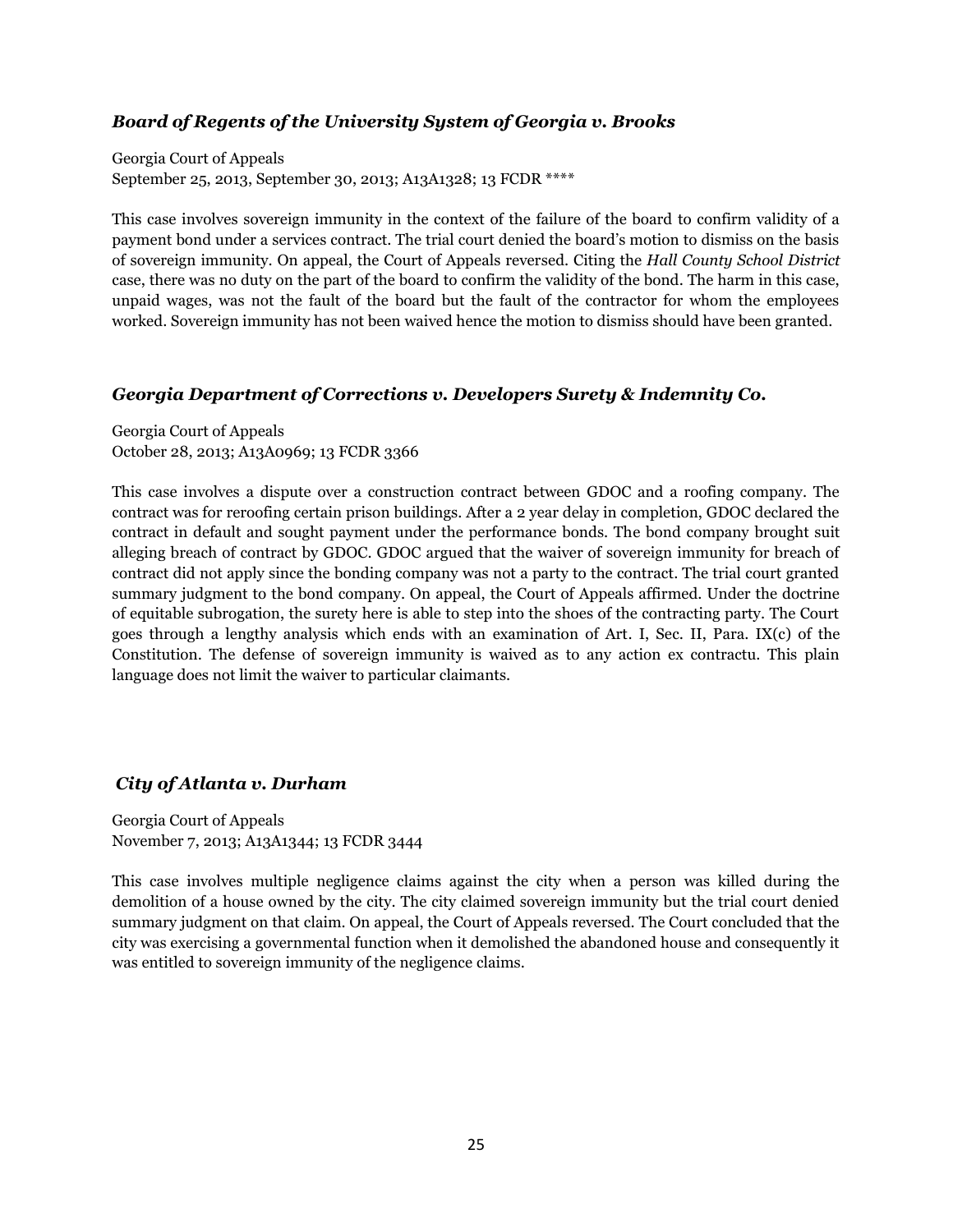### *Board of Regents of the University System of Georgia v. Brooks*

Georgia Court of Appeals
September 25, 2013, September 30, 2013; A13A1328; 13 FCDR ****

This case involves sovereign immunity in the context of the failure of the board to confirm validity of a payment bond under a services contract. The trial court denied the board's motion to dismiss on the basis of sovereign immunity. On appeal, the Court of Appeals reversed. Citing the *Hall County School District* case, there was no duty on the part of the board to confirm the validity of the bond. The harm in this case, unpaid wages, was not the fault of the board but the fault of the contractor for whom the employees worked. Sovereign immunity has not been waived hence the motion to dismiss should have been granted.

### *Georgia Department of Corrections v. Developers Surety & Indemnity Co.*

Georgia Court of Appeals
October 28, 2013; A13A0969; 13 FCDR 3366

This case involves a dispute over a construction contract between GDOC and a roofing company. The contract was for reroofing certain prison buildings. After a 2 year delay in completion, GDOC declared the contract in default and sought payment under the performance bonds. The bond company brought suit alleging breach of contract by GDOC. GDOC argued that the waiver of sovereign immunity for breach of contract did not apply since the bonding company was not a party to the contract. The trial court granted summary judgment to the bond company. On appeal, the Court of Appeals affirmed. Under the doctrine of equitable subrogation, the surety here is able to step into the shoes of the contracting party. The Court goes through a lengthy analysis which ends with an examination of Art. I, Sec. II, Para. IX(c) of the Constitution. The defense of sovereign immunity is waived as to any action ex contractu. This plain language does not limit the waiver to particular claimants.

### *City of Atlanta v. Durham*

Georgia Court of Appeals
November 7, 2013; A13A1344; 13 FCDR 3444

This case involves multiple negligence claims against the city when a person was killed during the demolition of a house owned by the city. The city claimed sovereign immunity but the trial court denied summary judgment on that claim. On appeal, the Court of Appeals reversed. The Court concluded that the city was exercising a governmental function when it demolished the abandoned house and consequently it was entitled to sovereign immunity of the negligence claims.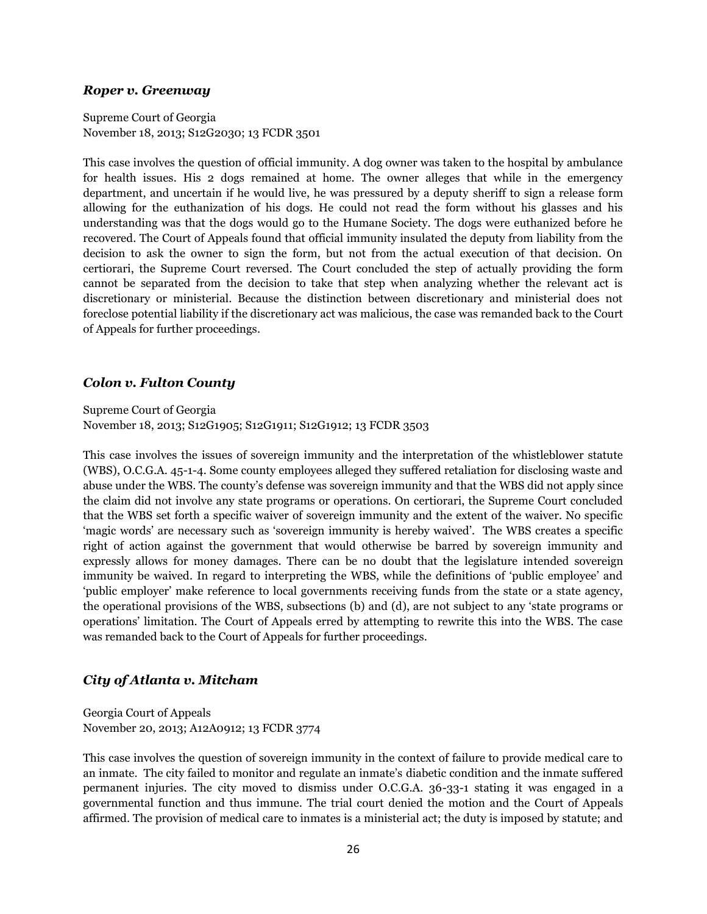### *Roper v. Greenway*

Supreme Court of Georgia
November 18, 2013; S12G2030; 13 FCDR 3501

This case involves the question of official immunity. A dog owner was taken to the hospital by ambulance for health issues. His 2 dogs remained at home. The owner alleges that while in the emergency department, and uncertain if he would live, he was pressured by a deputy sheriff to sign a release form allowing for the euthanization of his dogs. He could not read the form without his glasses and his understanding was that the dogs would go to the Humane Society. The dogs were euthanized before he recovered. The Court of Appeals found that official immunity insulated the deputy from liability from the decision to ask the owner to sign the form, but not from the actual execution of that decision. On certiorari, the Supreme Court reversed. The Court concluded the step of actually providing the form cannot be separated from the decision to take that step when analyzing whether the relevant act is discretionary or ministerial. Because the distinction between discretionary and ministerial does not foreclose potential liability if the discretionary act was malicious, the case was remanded back to the Court of Appeals for further proceedings.

### *Colon v. Fulton County*

Supreme Court of Georgia
November 18, 2013; S12G1905; S12G1911; S12G1912; 13 FCDR 3503

This case involves the issues of sovereign immunity and the interpretation of the whistleblower statute (WBS), O.C.G.A. 45-1-4. Some county employees alleged they suffered retaliation for disclosing waste and abuse under the WBS. The county's defense was sovereign immunity and that the WBS did not apply since the claim did not involve any state programs or operations. On certiorari, the Supreme Court concluded that the WBS set forth a specific waiver of sovereign immunity and the extent of the waiver. No specific 'magic words' are necessary such as 'sovereign immunity is hereby waived'. The WBS creates a specific right of action against the government that would otherwise be barred by sovereign immunity and expressly allows for money damages. There can be no doubt that the legislature intended sovereign immunity be waived. In regard to interpreting the WBS, while the definitions of 'public employee' and 'public employer' make reference to local governments receiving funds from the state or a state agency, the operational provisions of the WBS, subsections (b) and (d), are not subject to any 'state programs or operations' limitation. The Court of Appeals erred by attempting to rewrite this into the WBS. The case was remanded back to the Court of Appeals for further proceedings.

### *City of Atlanta v. Mitcham*

Georgia Court of Appeals
November 20, 2013; A12A0912; 13 FCDR 3774

This case involves the question of sovereign immunity in the context of failure to provide medical care to an inmate. The city failed to monitor and regulate an inmate's diabetic condition and the inmate suffered permanent injuries. The city moved to dismiss under O.C.G.A. 36-33-1 stating it was engaged in a governmental function and thus immune. The trial court denied the motion and the Court of Appeals affirmed. The provision of medical care to inmates is a ministerial act; the duty is imposed by statute; and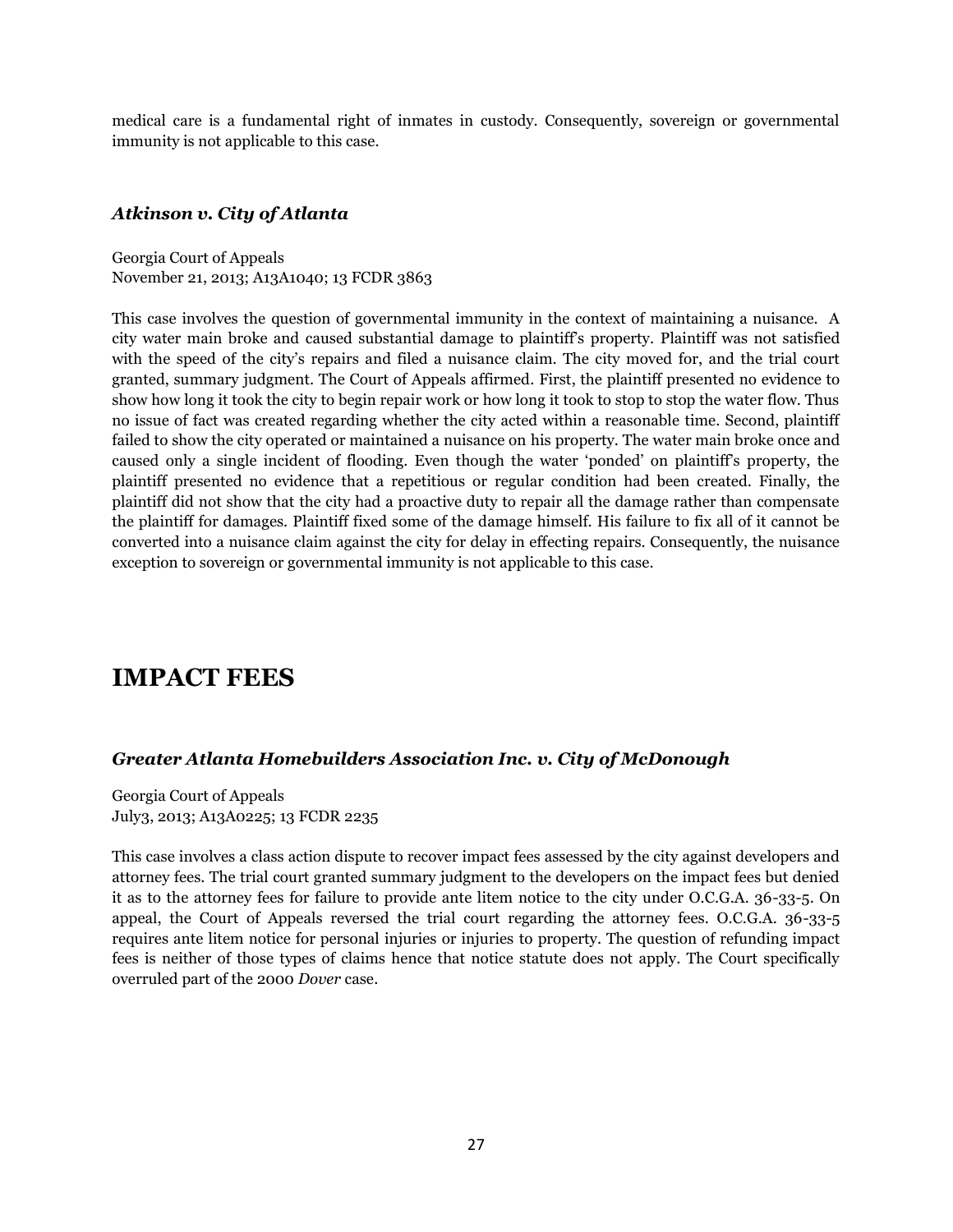medical care is a fundamental right of inmates in custody. Consequently, sovereign or governmental immunity is not applicable to this case.

### *Atkinson v. City of Atlanta*

Georgia Court of Appeals
November 21, 2013; A13A1040; 13 FCDR 3863

This case involves the question of governmental immunity in the context of maintaining a nuisance. A city water main broke and caused substantial damage to plaintiff's property. Plaintiff was not satisfied with the speed of the city's repairs and filed a nuisance claim. The city moved for, and the trial court granted, summary judgment. The Court of Appeals affirmed. First, the plaintiff presented no evidence to show how long it took the city to begin repair work or how long it took to stop to stop the water flow. Thus no issue of fact was created regarding whether the city acted within a reasonable time. Second, plaintiff failed to show the city operated or maintained a nuisance on his property. The water main broke once and caused only a single incident of flooding. Even though the water 'ponded' on plaintiff's property, the plaintiff presented no evidence that a repetitious or regular condition had been created. Finally, the plaintiff did not show that the city had a proactive duty to repair all the damage rather than compensate the plaintiff for damages. Plaintiff fixed some of the damage himself. His failure to fix all of it cannot be converted into a nuisance claim against the city for delay in effecting repairs. Consequently, the nuisance exception to sovereign or governmental immunity is not applicable to this case.

## IMPACT FEES

### *Greater Atlanta Homebuilders Association Inc. v. City of McDonough*

Georgia Court of Appeals
July3, 2013; A13A0225; 13 FCDR 2235

This case involves a class action dispute to recover impact fees assessed by the city against developers and attorney fees. The trial court granted summary judgment to the developers on the impact fees but denied it as to the attorney fees for failure to provide ante litem notice to the city under O.C.G.A. 36-33-5. On appeal, the Court of Appeals reversed the trial court regarding the attorney fees. O.C.G.A. 36-33-5 requires ante litem notice for personal injuries or injuries to property. The question of refunding impact fees is neither of those types of claims hence that notice statute does not apply. The Court specifically overruled part of the 2000 *Dover* case.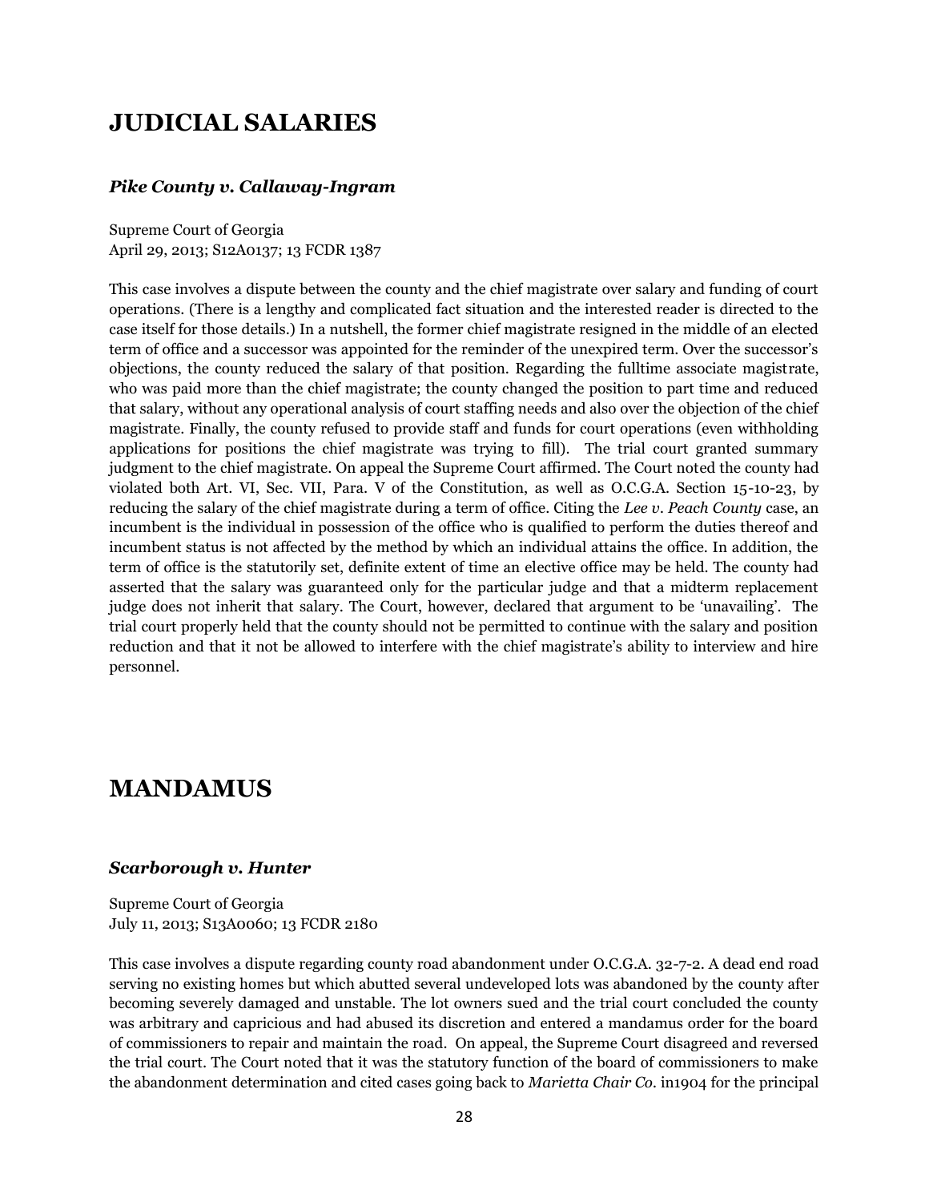# JUDICIAL SALARIES

### *Pike County v. Callaway-Ingram*

Supreme Court of Georgia
April 29, 2013; S12A0137; 13 FCDR 1387

This case involves a dispute between the county and the chief magistrate over salary and funding of court operations. (There is a lengthy and complicated fact situation and the interested reader is directed to the case itself for those details.) In a nutshell, the former chief magistrate resigned in the middle of an elected term of office and a successor was appointed for the reminder of the unexpired term. Over the successor's objections, the county reduced the salary of that position. Regarding the fulltime associate magistrate, who was paid more than the chief magistrate; the county changed the position to part time and reduced that salary, without any operational analysis of court staffing needs and also over the objection of the chief magistrate. Finally, the county refused to provide staff and funds for court operations (even withholding applications for positions the chief magistrate was trying to fill). The trial court granted summary judgment to the chief magistrate. On appeal the Supreme Court affirmed. The Court noted the county had violated both Art. VI, Sec. VII, Para. V of the Constitution, as well as O.C.G.A. Section 15-10-23, by reducing the salary of the chief magistrate during a term of office. Citing the *Lee v. Peach County* case, an incumbent is the individual in possession of the office who is qualified to perform the duties thereof and incumbent status is not affected by the method by which an individual attains the office. In addition, the term of office is the statutorily set, definite extent of time an elective office may be held. The county had asserted that the salary was guaranteed only for the particular judge and that a midterm replacement judge does not inherit that salary. The Court, however, declared that argument to be 'unavailing'. The trial court properly held that the county should not be permitted to continue with the salary and position reduction and that it not be allowed to interfere with the chief magistrate's ability to interview and hire personnel.

# MANDAMUS

### *Scarborough v. Hunter*

Supreme Court of Georgia
July 11, 2013; S13A0060; 13 FCDR 2180

This case involves a dispute regarding county road abandonment under O.C.G.A. 32-7-2. A dead end road serving no existing homes but which abutted several undeveloped lots was abandoned by the county after becoming severely damaged and unstable. The lot owners sued and the trial court concluded the county was arbitrary and capricious and had abused its discretion and entered a mandamus order for the board of commissioners to repair and maintain the road. On appeal, the Supreme Court disagreed and reversed the trial court. The Court noted that it was the statutory function of the board of commissioners to make the abandonment determination and cited cases going back to *Marietta Chair Co.* in1904 for the principal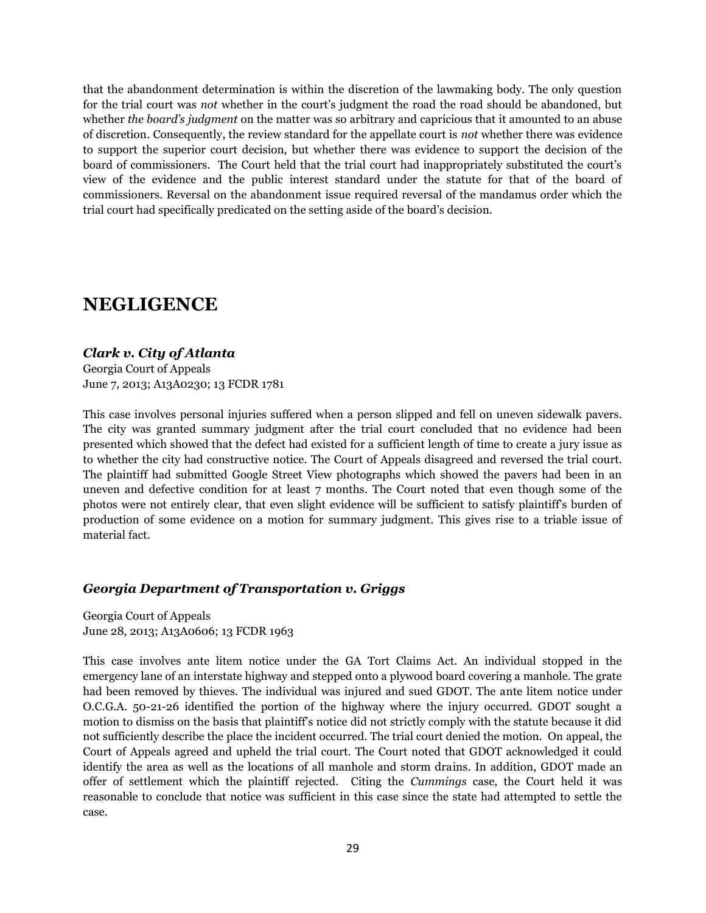that the abandonment determination is within the discretion of the lawmaking body. The only question for the trial court was *not* whether in the court's judgment the road the road should be abandoned, but whether *the board's judgment* on the matter was so arbitrary and capricious that it amounted to an abuse of discretion. Consequently, the review standard for the appellate court is *not* whether there was evidence to support the superior court decision, but whether there was evidence to support the decision of the board of commissioners. The Court held that the trial court had inappropriately substituted the court's view of the evidence and the public interest standard under the statute for that of the board of commissioners. Reversal on the abandonment issue required reversal of the mandamus order which the trial court had specifically predicated on the setting aside of the board's decision.

# NEGLIGENCE

### *Clark v. City of Atlanta*

Georgia Court of Appeals
June 7, 2013; A13A0230; 13 FCDR 1781

This case involves personal injuries suffered when a person slipped and fell on uneven sidewalk pavers. The city was granted summary judgment after the trial court concluded that no evidence had been presented which showed that the defect had existed for a sufficient length of time to create a jury issue as to whether the city had constructive notice. The Court of Appeals disagreed and reversed the trial court. The plaintiff had submitted Google Street View photographs which showed the pavers had been in an uneven and defective condition for at least 7 months. The Court noted that even though some of the photos were not entirely clear, that even slight evidence will be sufficient to satisfy plaintiff's burden of production of some evidence on a motion for summary judgment. This gives rise to a triable issue of material fact.

### *Georgia Department of Transportation v. Griggs*

Georgia Court of Appeals
June 28, 2013; A13A0606; 13 FCDR 1963

This case involves ante litem notice under the GA Tort Claims Act. An individual stopped in the emergency lane of an interstate highway and stepped onto a plywood board covering a manhole. The grate had been removed by thieves. The individual was injured and sued GDOT. The ante litem notice under O.C.G.A. 50-21-26 identified the portion of the highway where the injury occurred. GDOT sought a motion to dismiss on the basis that plaintiff's notice did not strictly comply with the statute because it did not sufficiently describe the place the incident occurred. The trial court denied the motion. On appeal, the Court of Appeals agreed and upheld the trial court. The Court noted that GDOT acknowledged it could identify the area as well as the locations of all manhole and storm drains. In addition, GDOT made an offer of settlement which the plaintiff rejected. Citing the *Cummings* case, the Court held it was reasonable to conclude that notice was sufficient in this case since the state had attempted to settle the case.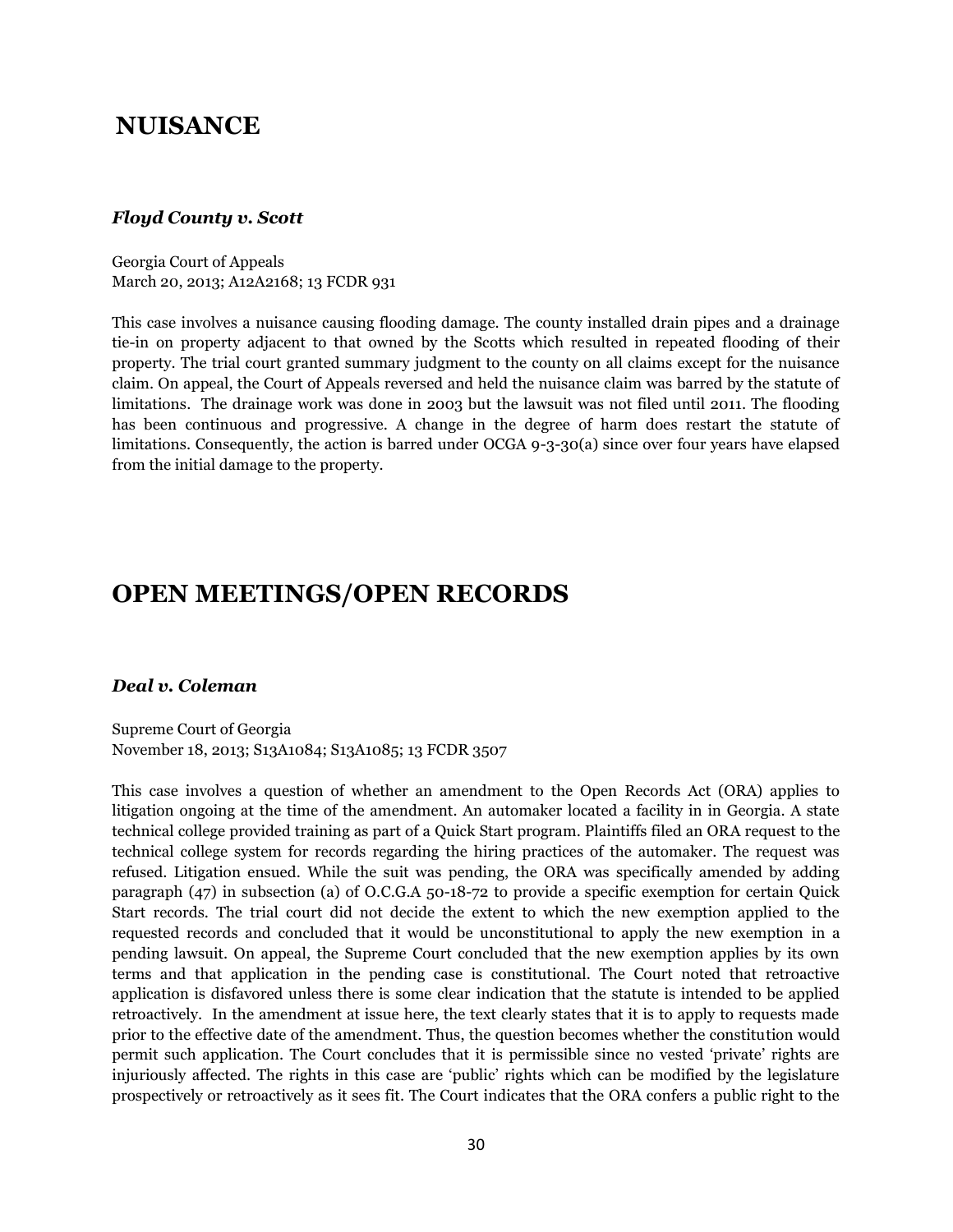# NUISANCE

### *Floyd County v. Scott*

Georgia Court of Appeals
March 20, 2013; A12A2168; 13 FCDR 931

This case involves a nuisance causing flooding damage. The county installed drain pipes and a drainage tie-in on property adjacent to that owned by the Scotts which resulted in repeated flooding of their property. The trial court granted summary judgment to the county on all claims except for the nuisance claim. On appeal, the Court of Appeals reversed and held the nuisance claim was barred by the statute of limitations. The drainage work was done in 2003 but the lawsuit was not filed until 2011. The flooding has been continuous and progressive. A change in the degree of harm does restart the statute of limitations. Consequently, the action is barred under OCGA 9-3-30(a) since over four years have elapsed from the initial damage to the property.

# OPEN MEETINGS/OPEN RECORDS

### *Deal v. Coleman*

Supreme Court of Georgia
November 18, 2013; S13A1084; S13A1085; 13 FCDR 3507

This case involves a question of whether an amendment to the Open Records Act (ORA) applies to litigation ongoing at the time of the amendment. An automaker located a facility in in Georgia. A state technical college provided training as part of a Quick Start program. Plaintiffs filed an ORA request to the technical college system for records regarding the hiring practices of the automaker. The request was refused. Litigation ensued. While the suit was pending, the ORA was specifically amended by adding paragraph (47) in subsection (a) of O.C.G.A 50-18-72 to provide a specific exemption for certain Quick Start records. The trial court did not decide the extent to which the new exemption applied to the requested records and concluded that it would be unconstitutional to apply the new exemption in a pending lawsuit. On appeal, the Supreme Court concluded that the new exemption applies by its own terms and that application in the pending case is constitutional. The Court noted that retroactive application is disfavored unless there is some clear indication that the statute is intended to be applied retroactively. In the amendment at issue here, the text clearly states that it is to apply to requests made prior to the effective date of the amendment. Thus, the question becomes whether the constitution would permit such application. The Court concludes that it is permissible since no vested 'private' rights are injuriously affected. The rights in this case are 'public' rights which can be modified by the legislature prospectively or retroactively as it sees fit. The Court indicates that the ORA confers a public right to the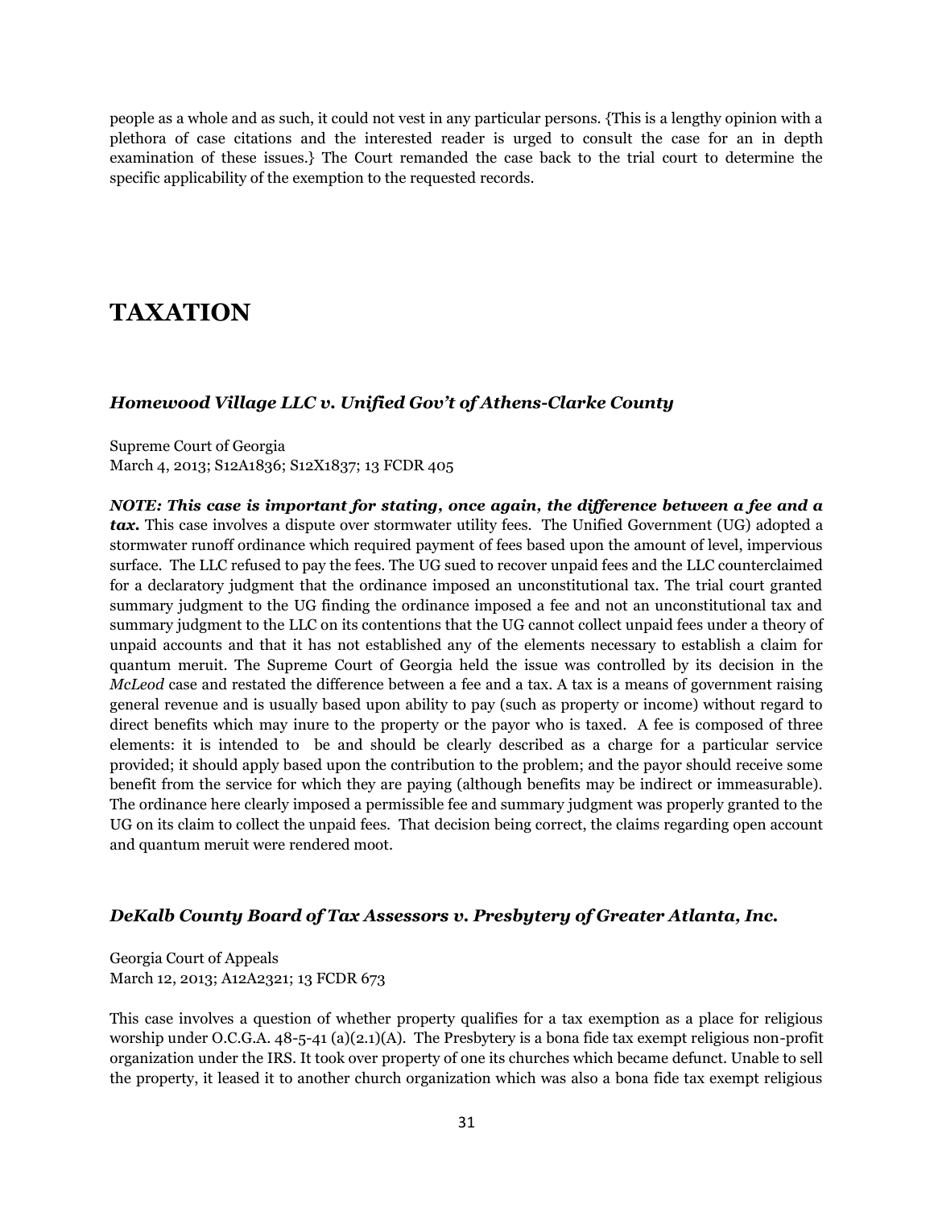people as a whole and as such, it could not vest in any particular persons. {This is a lengthy opinion with a plethora of case citations and the interested reader is urged to consult the case for an in depth examination of these issues.} The Court remanded the case back to the trial court to determine the specific applicability of the exemption to the requested records.

# TAXATION

### *Homewood Village LLC v. Unified Gov't of Athens-Clarke County*

Supreme Court of Georgia
March 4, 2013; S12A1836; S12X1837; 13 FCDR 405

***NOTE: This case is important for stating, once again, the difference between a fee and a tax.*** This case involves a dispute over stormwater utility fees. The Unified Government (UG) adopted a stormwater runoff ordinance which required payment of fees based upon the amount of level, impervious surface. The LLC refused to pay the fees. The UG sued to recover unpaid fees and the LLC counterclaimed for a declaratory judgment that the ordinance imposed an unconstitutional tax. The trial court granted summary judgment to the UG finding the ordinance imposed a fee and not an unconstitutional tax and summary judgment to the LLC on its contentions that the UG cannot collect unpaid fees under a theory of unpaid accounts and that it has not established any of the elements necessary to establish a claim for quantum meruit. The Supreme Court of Georgia held the issue was controlled by its decision in the *McLeod* case and restated the difference between a fee and a tax. A tax is a means of government raising general revenue and is usually based upon ability to pay (such as property or income) without regard to direct benefits which may inure to the property or the payor who is taxed. A fee is composed of three elements: it is intended to be and should be clearly described as a charge for a particular service provided; it should apply based upon the contribution to the problem; and the payor should receive some benefit from the service for which they are paying (although benefits may be indirect or immeasurable). The ordinance here clearly imposed a permissible fee and summary judgment was properly granted to the UG on its claim to collect the unpaid fees. That decision being correct, the claims regarding open account and quantum meruit were rendered moot.

### *DeKalb County Board of Tax Assessors v. Presbytery of Greater Atlanta, Inc.*

Georgia Court of Appeals
March 12, 2013; A12A2321; 13 FCDR 673

This case involves a question of whether property qualifies for a tax exemption as a place for religious worship under O.C.G.A. 48-5-41 (a)(2.1)(A). The Presbytery is a bona fide tax exempt religious non-profit organization under the IRS. It took over property of one its churches which became defunct. Unable to sell the property, it leased it to another church organization which was also a bona fide tax exempt religious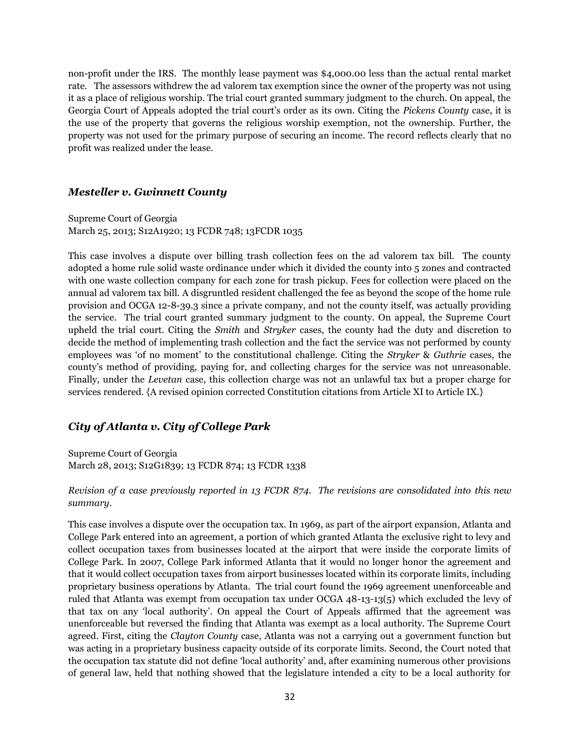non-profit under the IRS. The monthly lease payment was $4,000.00 less than the actual rental market rate. The assessors withdrew the ad valorem tax exemption since the owner of the property was not using it as a place of religious worship. The trial court granted summary judgment to the church. On appeal, the Georgia Court of Appeals adopted the trial court's order as its own. Citing the *Pickens County* case, it is the use of the property that governs the religious worship exemption, not the ownership. Further, the property was not used for the primary purpose of securing an income. The record reflects clearly that no profit was realized under the lease.

### *Mesteller v. Gwinnett County*

Supreme Court of Georgia
March 25, 2013; S12A1920; 13 FCDR 748; 13FCDR 1035

This case involves a dispute over billing trash collection fees on the ad valorem tax bill. The county adopted a home rule solid waste ordinance under which it divided the county into 5 zones and contracted with one waste collection company for each zone for trash pickup. Fees for collection were placed on the annual ad valorem tax bill. A disgruntled resident challenged the fee as beyond the scope of the home rule provision and OCGA 12-8-39.3 since a private company, and not the county itself, was actually providing the service. The trial court granted summary judgment to the county. On appeal, the Supreme Court upheld the trial court. Citing the *Smith* and *Stryker* cases, the county had the duty and discretion to decide the method of implementing trash collection and the fact the service was not performed by county employees was 'of no moment' to the constitutional challenge. Citing the *Stryker* & *Guthrie* cases, the county's method of providing, paying for, and collecting charges for the service was not unreasonable. Finally, under the *Levetan* case, this collection charge was not an unlawful tax but a proper charge for services rendered. {A revised opinion corrected Constitution citations from Article XI to Article IX.}

### *City of Atlanta v. City of College Park*

Supreme Court of Georgia
March 28, 2013; S12G1839; 13 FCDR 874; 13 FCDR 1338

*Revision of a case previously reported in 13 FCDR 874. The revisions are consolidated into this new summary.*

This case involves a dispute over the occupation tax. In 1969, as part of the airport expansion, Atlanta and College Park entered into an agreement, a portion of which granted Atlanta the exclusive right to levy and collect occupation taxes from businesses located at the airport that were inside the corporate limits of College Park. In 2007, College Park informed Atlanta that it would no longer honor the agreement and that it would collect occupation taxes from airport businesses located within its corporate limits, including proprietary business operations by Atlanta. The trial court found the 1969 agreement unenforceable and ruled that Atlanta was exempt from occupation tax under OCGA 48-13-13(5) which excluded the levy of that tax on any 'local authority'. On appeal the Court of Appeals affirmed that the agreement was unenforceable but reversed the finding that Atlanta was exempt as a local authority. The Supreme Court agreed. First, citing the *Clayton County* case, Atlanta was not a carrying out a government function but was acting in a proprietary business capacity outside of its corporate limits. Second, the Court noted that the occupation tax statute did not define 'local authority' and, after examining numerous other provisions of general law, held that nothing showed that the legislature intended a city to be a local authority for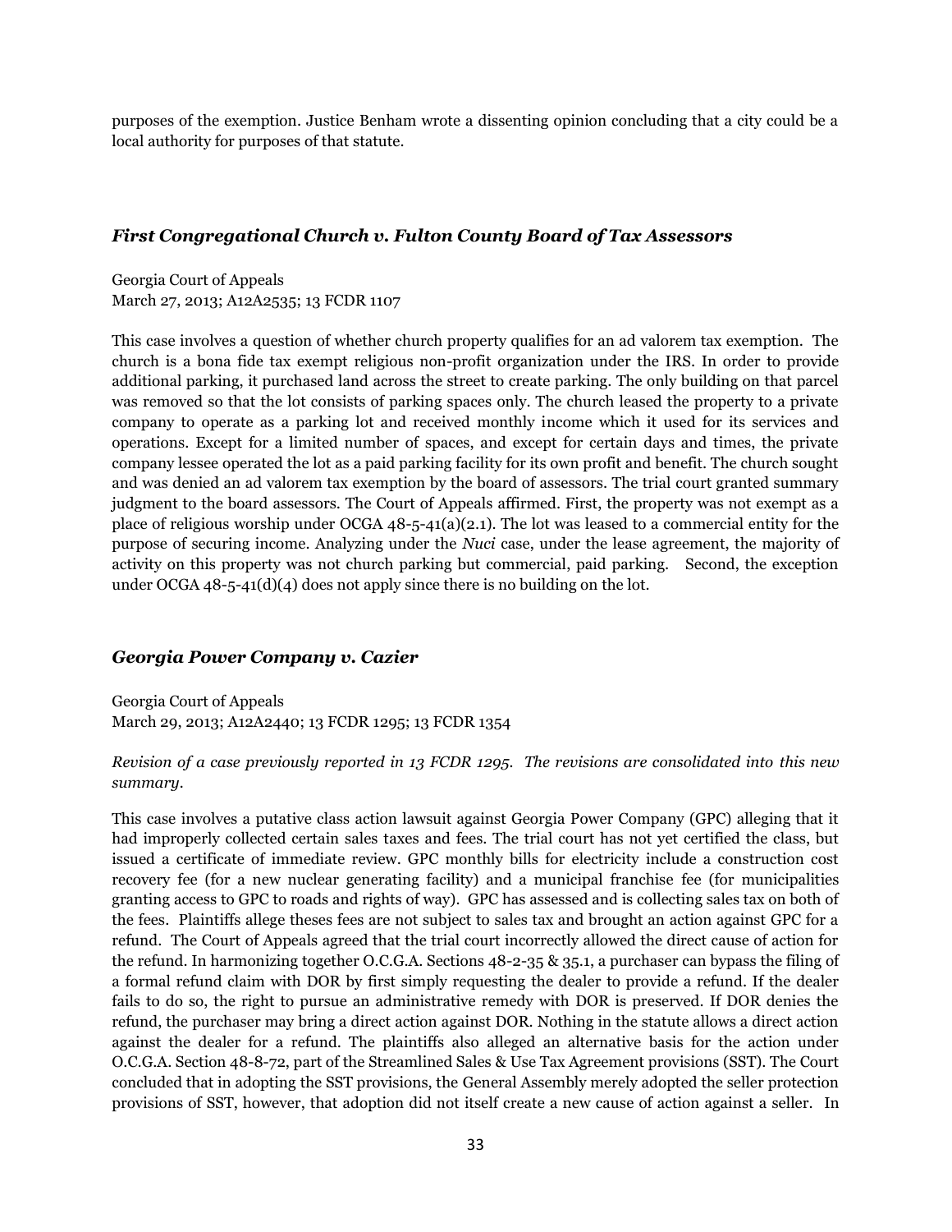purposes of the exemption. Justice Benham wrote a dissenting opinion concluding that a city could be a local authority for purposes of that statute.

### *First Congregational Church v. Fulton County Board of Tax Assessors*

Georgia Court of Appeals
March 27, 2013; A12A2535; 13 FCDR 1107

This case involves a question of whether church property qualifies for an ad valorem tax exemption. The church is a bona fide tax exempt religious non-profit organization under the IRS. In order to provide additional parking, it purchased land across the street to create parking. The only building on that parcel was removed so that the lot consists of parking spaces only. The church leased the property to a private company to operate as a parking lot and received monthly income which it used for its services and operations. Except for a limited number of spaces, and except for certain days and times, the private company lessee operated the lot as a paid parking facility for its own profit and benefit. The church sought and was denied an ad valorem tax exemption by the board of assessors. The trial court granted summary judgment to the board assessors. The Court of Appeals affirmed. First, the property was not exempt as a place of religious worship under OCGA 48-5-41(a)(2.1). The lot was leased to a commercial entity for the purpose of securing income. Analyzing under the *Nuci* case, under the lease agreement, the majority of activity on this property was not church parking but commercial, paid parking. Second, the exception under OCGA 48-5-41(d)(4) does not apply since there is no building on the lot.

### *Georgia Power Company v. Cazier*

Georgia Court of Appeals
March 29, 2013; A12A2440; 13 FCDR 1295; 13 FCDR 1354

*Revision of a case previously reported in 13 FCDR 1295. The revisions are consolidated into this new summary.*

This case involves a putative class action lawsuit against Georgia Power Company (GPC) alleging that it had improperly collected certain sales taxes and fees. The trial court has not yet certified the class, but issued a certificate of immediate review. GPC monthly bills for electricity include a construction cost recovery fee (for a new nuclear generating facility) and a municipal franchise fee (for municipalities granting access to GPC to roads and rights of way). GPC has assessed and is collecting sales tax on both of the fees. Plaintiffs allege theses fees are not subject to sales tax and brought an action against GPC for a refund. The Court of Appeals agreed that the trial court incorrectly allowed the direct cause of action for the refund. In harmonizing together O.C.G.A. Sections 48-2-35 & 35.1, a purchaser can bypass the filing of a formal refund claim with DOR by first simply requesting the dealer to provide a refund. If the dealer fails to do so, the right to pursue an administrative remedy with DOR is preserved. If DOR denies the refund, the purchaser may bring a direct action against DOR. Nothing in the statute allows a direct action against the dealer for a refund. The plaintiffs also alleged an alternative basis for the action under O.C.G.A. Section 48-8-72, part of the Streamlined Sales & Use Tax Agreement provisions (SST). The Court concluded that in adopting the SST provisions, the General Assembly merely adopted the seller protection provisions of SST, however, that adoption did not itself create a new cause of action against a seller. In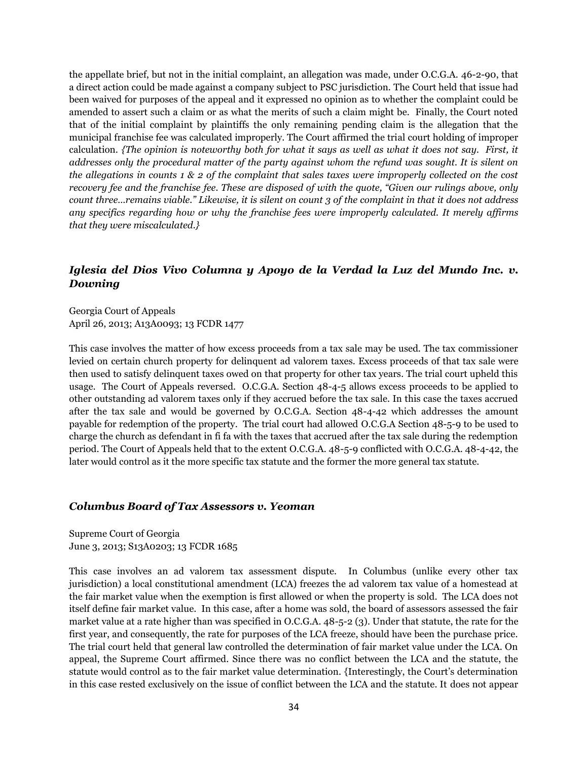the appellate brief, but not in the initial complaint, an allegation was made, under O.C.G.A. 46-2-90, that a direct action could be made against a company subject to PSC jurisdiction. The Court held that issue had been waived for purposes of the appeal and it expressed no opinion as to whether the complaint could be amended to assert such a claim or as what the merits of such a claim might be. Finally, the Court noted that of the initial complaint by plaintiffs the only remaining pending claim is the allegation that the municipal franchise fee was calculated improperly. The Court affirmed the trial court holding of improper calculation. *{The opinion is noteworthy both for what it says as well as what it does not say. First, it addresses only the procedural matter of the party against whom the refund was sought. It is silent on the allegations in counts 1 & 2 of the complaint that sales taxes were improperly collected on the cost recovery fee and the franchise fee. These are disposed of with the quote, "Given our rulings above, only count three…remains viable." Likewise, it is silent on count 3 of the complaint in that it does not address any specifics regarding how or why the franchise fees were improperly calculated. It merely affirms that they were miscalculated.}*

### *Iglesia del Dios Vivo Columna y Apoyo de la Verdad la Luz del Mundo Inc. v. Downing*

Georgia Court of Appeals
April 26, 2013; A13A0093; 13 FCDR 1477

This case involves the matter of how excess proceeds from a tax sale may be used. The tax commissioner levied on certain church property for delinquent ad valorem taxes. Excess proceeds of that tax sale were then used to satisfy delinquent taxes owed on that property for other tax years. The trial court upheld this usage. The Court of Appeals reversed. O.C.G.A. Section 48-4-5 allows excess proceeds to be applied to other outstanding ad valorem taxes only if they accrued before the tax sale. In this case the taxes accrued after the tax sale and would be governed by O.C.G.A. Section 48-4-42 which addresses the amount payable for redemption of the property. The trial court had allowed O.C.G.A Section 48-5-9 to be used to charge the church as defendant in fi fa with the taxes that accrued after the tax sale during the redemption period. The Court of Appeals held that to the extent O.C.G.A. 48-5-9 conflicted with O.C.G.A. 48-4-42, the later would control as it the more specific tax statute and the former the more general tax statute.

### *Columbus Board of Tax Assessors v. Yeoman*

Supreme Court of Georgia
June 3, 2013; S13A0203; 13 FCDR 1685

This case involves an ad valorem tax assessment dispute. In Columbus (unlike every other tax jurisdiction) a local constitutional amendment (LCA) freezes the ad valorem tax value of a homestead at the fair market value when the exemption is first allowed or when the property is sold. The LCA does not itself define fair market value. In this case, after a home was sold, the board of assessors assessed the fair market value at a rate higher than was specified in O.C.G.A. 48-5-2 (3). Under that statute, the rate for the first year, and consequently, the rate for purposes of the LCA freeze, should have been the purchase price. The trial court held that general law controlled the determination of fair market value under the LCA. On appeal, the Supreme Court affirmed. Since there was no conflict between the LCA and the statute, the statute would control as to the fair market value determination. {Interestingly, the Court's determination in this case rested exclusively on the issue of conflict between the LCA and the statute. It does not appear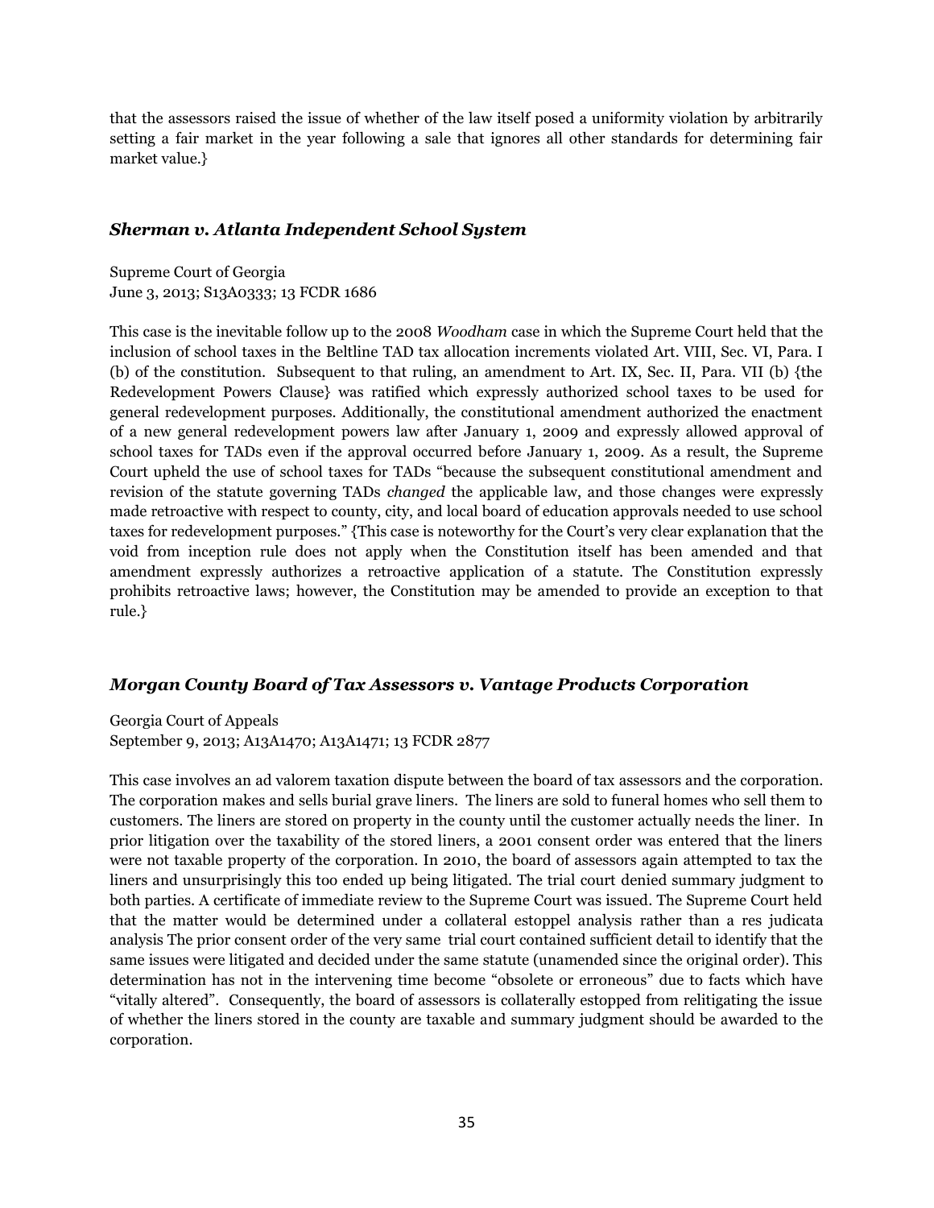that the assessors raised the issue of whether of the law itself posed a uniformity violation by arbitrarily setting a fair market in the year following a sale that ignores all other standards for determining fair market value.}

### *Sherman v. Atlanta Independent School System*

Supreme Court of Georgia
June 3, 2013; S13A0333; 13 FCDR 1686

This case is the inevitable follow up to the 2008 *Woodham* case in which the Supreme Court held that the inclusion of school taxes in the Beltline TAD tax allocation increments violated Art. VIII, Sec. VI, Para. I (b) of the constitution. Subsequent to that ruling, an amendment to Art. IX, Sec. II, Para. VII (b) {the Redevelopment Powers Clause} was ratified which expressly authorized school taxes to be used for general redevelopment purposes. Additionally, the constitutional amendment authorized the enactment of a new general redevelopment powers law after January 1, 2009 and expressly allowed approval of school taxes for TADs even if the approval occurred before January 1, 2009. As a result, the Supreme Court upheld the use of school taxes for TADs "because the subsequent constitutional amendment and revision of the statute governing TADs *changed* the applicable law, and those changes were expressly made retroactive with respect to county, city, and local board of education approvals needed to use school taxes for redevelopment purposes." {This case is noteworthy for the Court's very clear explanation that the void from inception rule does not apply when the Constitution itself has been amended and that amendment expressly authorizes a retroactive application of a statute. The Constitution expressly prohibits retroactive laws; however, the Constitution may be amended to provide an exception to that rule.}

### *Morgan County Board of Tax Assessors v. Vantage Products Corporation*

Georgia Court of Appeals
September 9, 2013; A13A1470; A13A1471; 13 FCDR 2877

This case involves an ad valorem taxation dispute between the board of tax assessors and the corporation. The corporation makes and sells burial grave liners. The liners are sold to funeral homes who sell them to customers. The liners are stored on property in the county until the customer actually needs the liner. In prior litigation over the taxability of the stored liners, a 2001 consent order was entered that the liners were not taxable property of the corporation. In 2010, the board of assessors again attempted to tax the liners and unsurprisingly this too ended up being litigated. The trial court denied summary judgment to both parties. A certificate of immediate review to the Supreme Court was issued. The Supreme Court held that the matter would be determined under a collateral estoppel analysis rather than a res judicata analysis The prior consent order of the very same trial court contained sufficient detail to identify that the same issues were litigated and decided under the same statute (unamended since the original order). This determination has not in the intervening time become "obsolete or erroneous" due to facts which have "vitally altered". Consequently, the board of assessors is collaterally estopped from relitigating the issue of whether the liners stored in the county are taxable and summary judgment should be awarded to the corporation.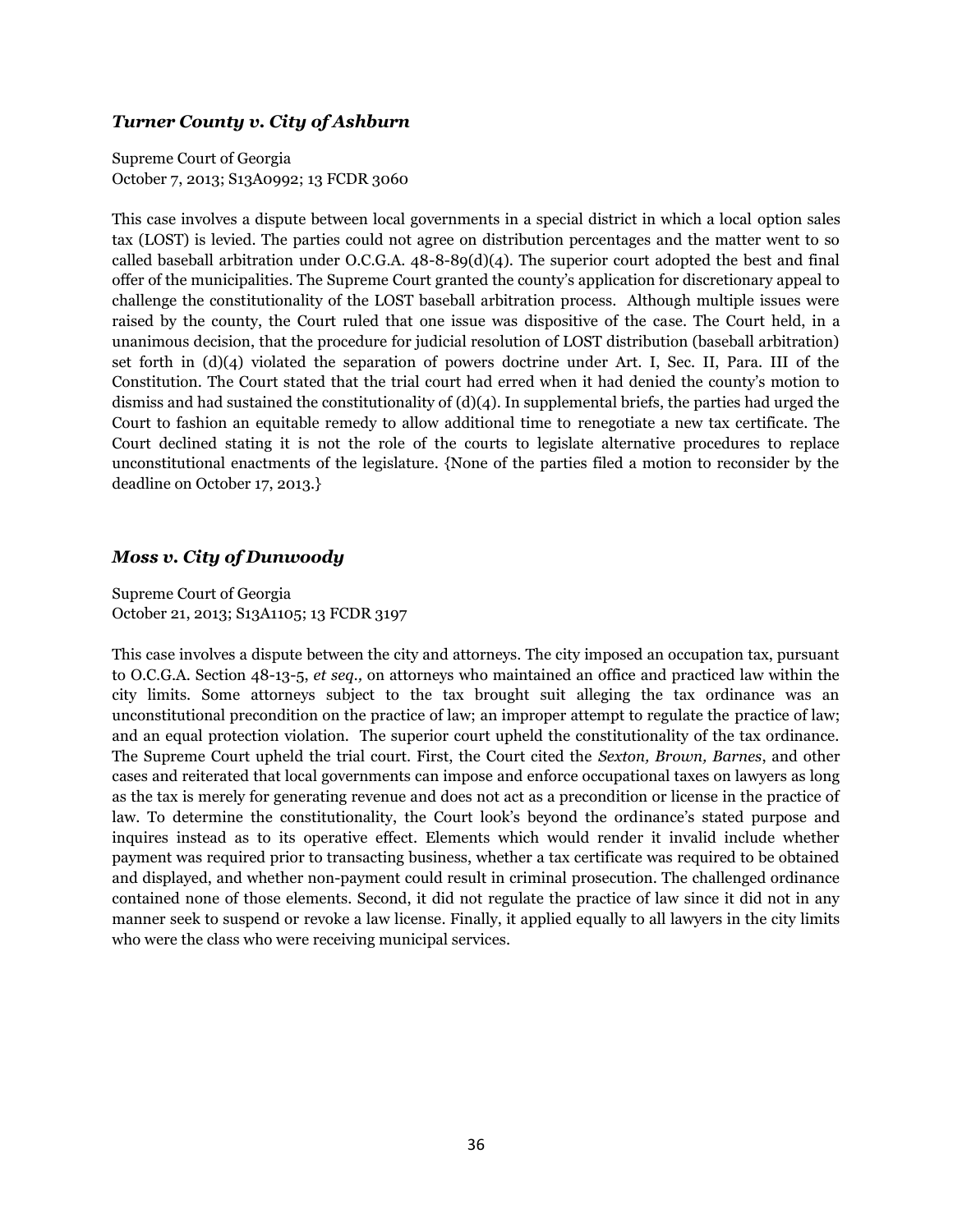### *Turner County v. City of Ashburn*

Supreme Court of Georgia
October 7, 2013; S13A0992; 13 FCDR 3060

This case involves a dispute between local governments in a special district in which a local option sales tax (LOST) is levied. The parties could not agree on distribution percentages and the matter went to so called baseball arbitration under O.C.G.A. 48-8-89(d)(4). The superior court adopted the best and final offer of the municipalities. The Supreme Court granted the county's application for discretionary appeal to challenge the constitutionality of the LOST baseball arbitration process. Although multiple issues were raised by the county, the Court ruled that one issue was dispositive of the case. The Court held, in a unanimous decision, that the procedure for judicial resolution of LOST distribution (baseball arbitration) set forth in (d)(4) violated the separation of powers doctrine under Art. I, Sec. II, Para. III of the Constitution. The Court stated that the trial court had erred when it had denied the county's motion to dismiss and had sustained the constitutionality of (d)(4). In supplemental briefs, the parties had urged the Court to fashion an equitable remedy to allow additional time to renegotiate a new tax certificate. The Court declined stating it is not the role of the courts to legislate alternative procedures to replace unconstitutional enactments of the legislature. {None of the parties filed a motion to reconsider by the deadline on October 17, 2013.}

### *Moss v. City of Dunwoody*

Supreme Court of Georgia
October 21, 2013; S13A1105; 13 FCDR 3197

This case involves a dispute between the city and attorneys. The city imposed an occupation tax, pursuant to O.C.G.A. Section 48-13-5, *et seq.,* on attorneys who maintained an office and practiced law within the city limits. Some attorneys subject to the tax brought suit alleging the tax ordinance was an unconstitutional precondition on the practice of law; an improper attempt to regulate the practice of law; and an equal protection violation. The superior court upheld the constitutionality of the tax ordinance. The Supreme Court upheld the trial court. First, the Court cited the *Sexton, Brown, Barnes*, and other cases and reiterated that local governments can impose and enforce occupational taxes on lawyers as long as the tax is merely for generating revenue and does not act as a precondition or license in the practice of law. To determine the constitutionality, the Court look's beyond the ordinance's stated purpose and inquires instead as to its operative effect. Elements which would render it invalid include whether payment was required prior to transacting business, whether a tax certificate was required to be obtained and displayed, and whether non-payment could result in criminal prosecution. The challenged ordinance contained none of those elements. Second, it did not regulate the practice of law since it did not in any manner seek to suspend or revoke a law license. Finally, it applied equally to all lawyers in the city limits who were the class who were receiving municipal services.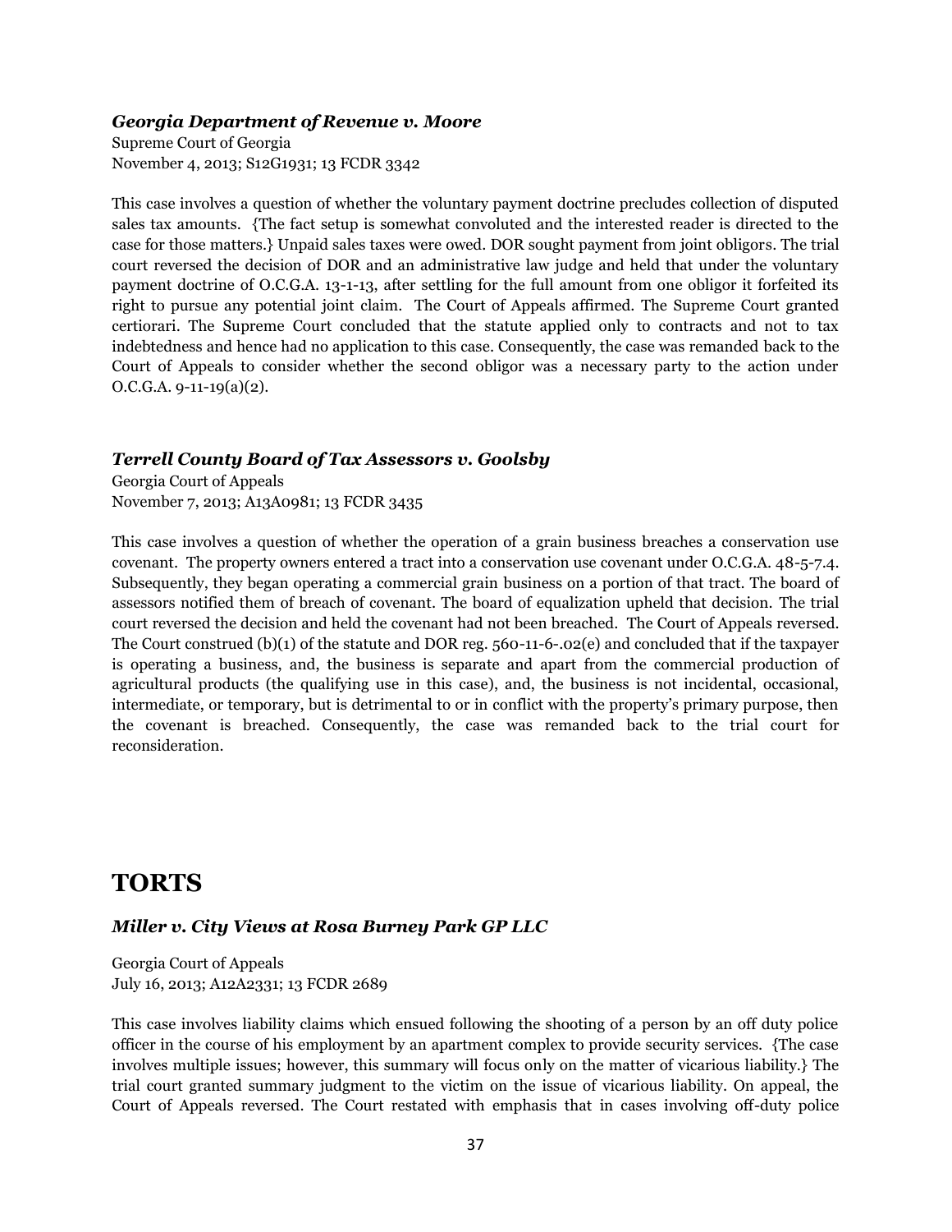### *Georgia Department of Revenue v. Moore*

Supreme Court of Georgia
November 4, 2013; S12G1931; 13 FCDR 3342

This case involves a question of whether the voluntary payment doctrine precludes collection of disputed sales tax amounts. {The fact setup is somewhat convoluted and the interested reader is directed to the case for those matters.} Unpaid sales taxes were owed. DOR sought payment from joint obligors. The trial court reversed the decision of DOR and an administrative law judge and held that under the voluntary payment doctrine of O.C.G.A. 13-1-13, after settling for the full amount from one obligor it forfeited its right to pursue any potential joint claim. The Court of Appeals affirmed. The Supreme Court granted certiorari. The Supreme Court concluded that the statute applied only to contracts and not to tax indebtedness and hence had no application to this case. Consequently, the case was remanded back to the Court of Appeals to consider whether the second obligor was a necessary party to the action under O.C.G.A. 9-11-19(a)(2).

### *Terrell County Board of Tax Assessors v. Goolsby*

Georgia Court of Appeals
November 7, 2013; A13A0981; 13 FCDR 3435

This case involves a question of whether the operation of a grain business breaches a conservation use covenant. The property owners entered a tract into a conservation use covenant under O.C.G.A. 48-5-7.4. Subsequently, they began operating a commercial grain business on a portion of that tract. The board of assessors notified them of breach of covenant. The board of equalization upheld that decision. The trial court reversed the decision and held the covenant had not been breached. The Court of Appeals reversed. The Court construed (b)(1) of the statute and DOR reg. 560-11-6-.02(e) and concluded that if the taxpayer is operating a business, and, the business is separate and apart from the commercial production of agricultural products (the qualifying use in this case), and, the business is not incidental, occasional, intermediate, or temporary, but is detrimental to or in conflict with the property's primary purpose, then the covenant is breached. Consequently, the case was remanded back to the trial court for reconsideration.

# TORTS

### *Miller v. City Views at Rosa Burney Park GP LLC*

Georgia Court of Appeals
July 16, 2013; A12A2331; 13 FCDR 2689

This case involves liability claims which ensued following the shooting of a person by an off duty police officer in the course of his employment by an apartment complex to provide security services. {The case involves multiple issues; however, this summary will focus only on the matter of vicarious liability.} The trial court granted summary judgment to the victim on the issue of vicarious liability. On appeal, the Court of Appeals reversed. The Court restated with emphasis that in cases involving off-duty police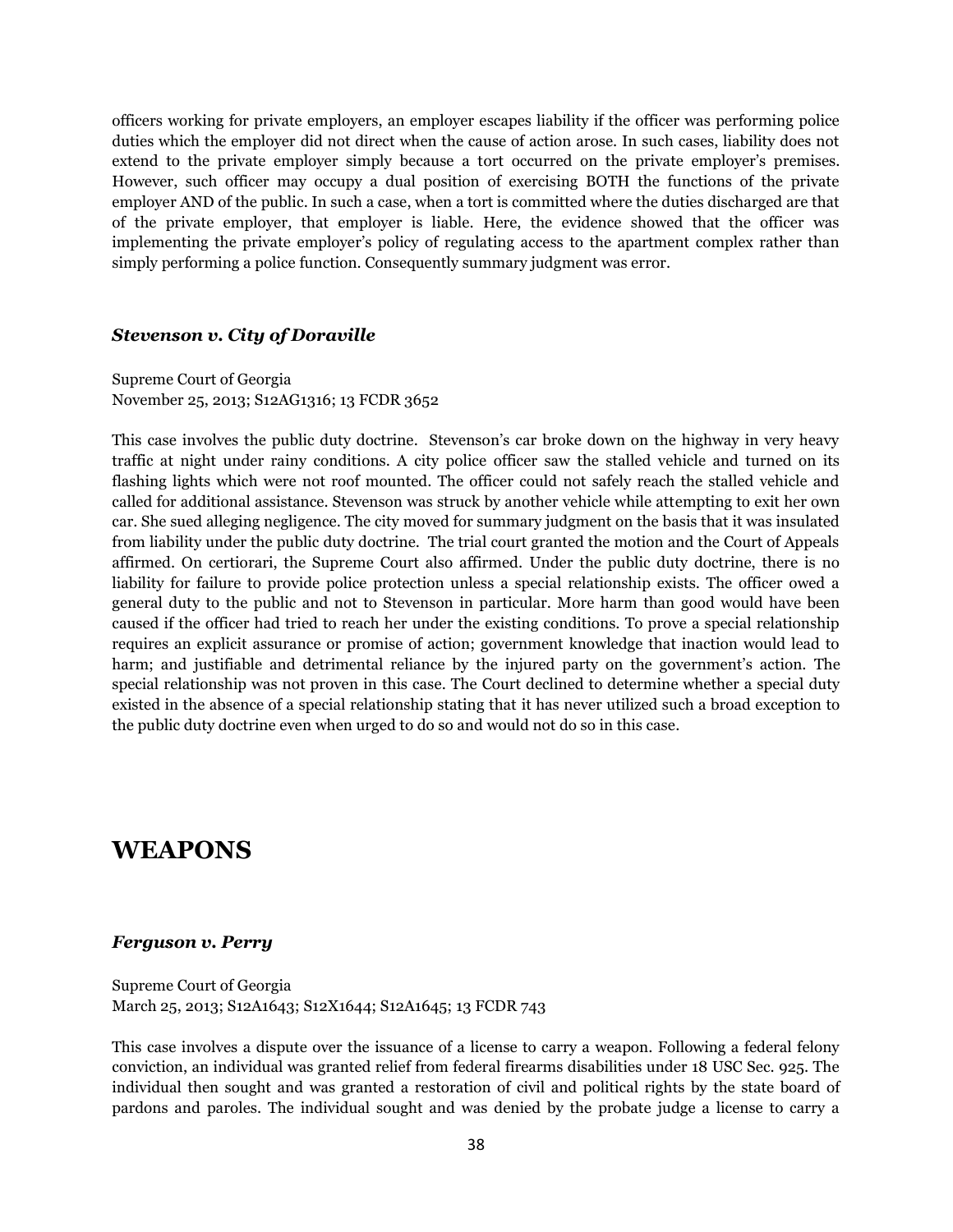officers working for private employers, an employer escapes liability if the officer was performing police duties which the employer did not direct when the cause of action arose. In such cases, liability does not extend to the private employer simply because a tort occurred on the private employer's premises. However, such officer may occupy a dual position of exercising BOTH the functions of the private employer AND of the public. In such a case, when a tort is committed where the duties discharged are that of the private employer, that employer is liable. Here, the evidence showed that the officer was implementing the private employer's policy of regulating access to the apartment complex rather than simply performing a police function. Consequently summary judgment was error.

### *Stevenson v. City of Doraville*

Supreme Court of Georgia
November 25, 2013; S12AG1316; 13 FCDR 3652

This case involves the public duty doctrine. Stevenson's car broke down on the highway in very heavy traffic at night under rainy conditions. A city police officer saw the stalled vehicle and turned on its flashing lights which were not roof mounted. The officer could not safely reach the stalled vehicle and called for additional assistance. Stevenson was struck by another vehicle while attempting to exit her own car. She sued alleging negligence. The city moved for summary judgment on the basis that it was insulated from liability under the public duty doctrine. The trial court granted the motion and the Court of Appeals affirmed. On certiorari, the Supreme Court also affirmed. Under the public duty doctrine, there is no liability for failure to provide police protection unless a special relationship exists. The officer owed a general duty to the public and not to Stevenson in particular. More harm than good would have been caused if the officer had tried to reach her under the existing conditions. To prove a special relationship requires an explicit assurance or promise of action; government knowledge that inaction would lead to harm; and justifiable and detrimental reliance by the injured party on the government's action. The special relationship was not proven in this case. The Court declined to determine whether a special duty existed in the absence of a special relationship stating that it has never utilized such a broad exception to the public duty doctrine even when urged to do so and would not do so in this case.

## WEAPONS

### *Ferguson v. Perry*

Supreme Court of Georgia
March 25, 2013; S12A1643; S12X1644; S12A1645; 13 FCDR 743

This case involves a dispute over the issuance of a license to carry a weapon. Following a federal felony conviction, an individual was granted relief from federal firearms disabilities under 18 USC Sec. 925. The individual then sought and was granted a restoration of civil and political rights by the state board of pardons and paroles. The individual sought and was denied by the probate judge a license to carry a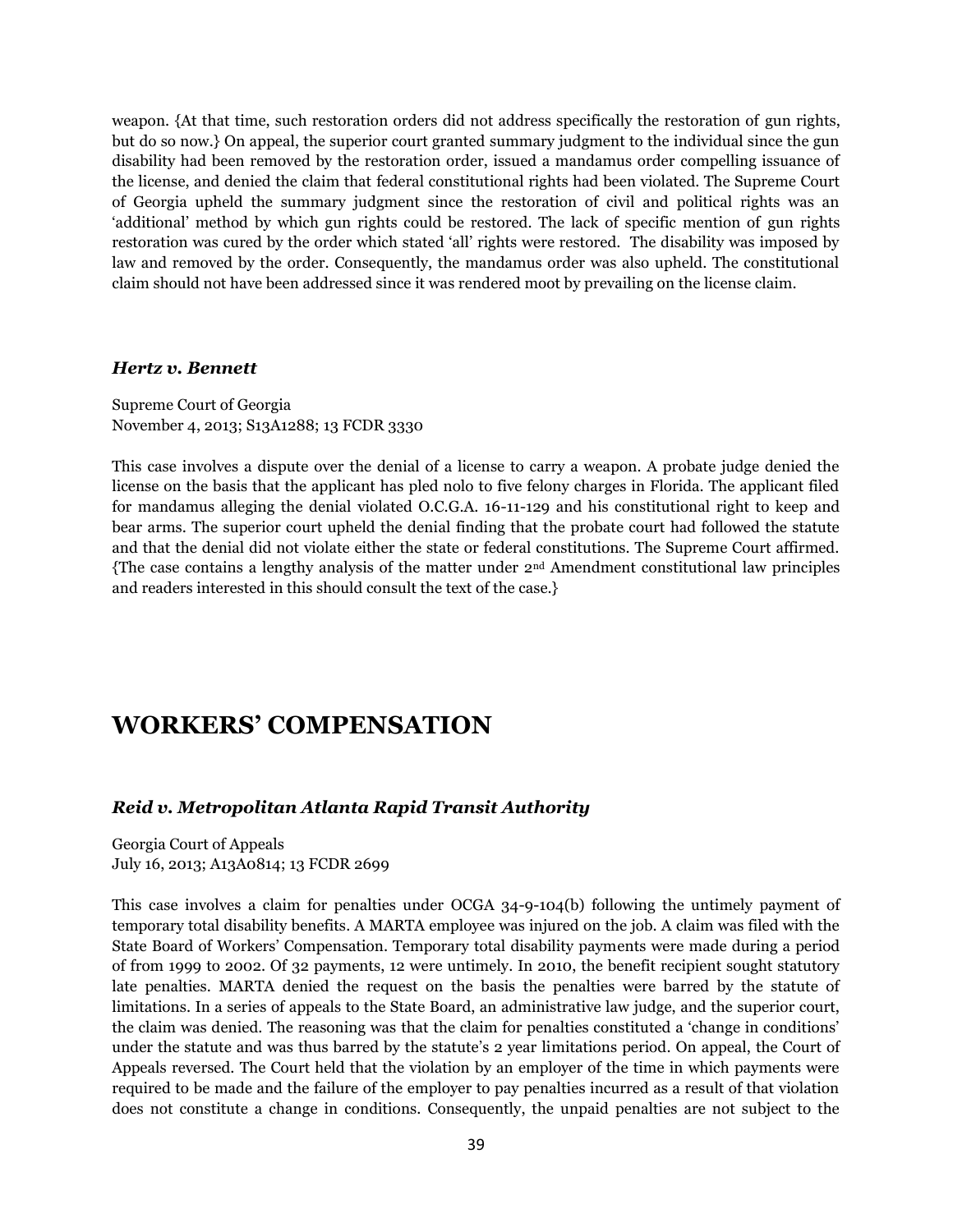weapon. {At that time, such restoration orders did not address specifically the restoration of gun rights, but do so now.} On appeal, the superior court granted summary judgment to the individual since the gun disability had been removed by the restoration order, issued a mandamus order compelling issuance of the license, and denied the claim that federal constitutional rights had been violated. The Supreme Court of Georgia upheld the summary judgment since the restoration of civil and political rights was an 'additional' method by which gun rights could be restored. The lack of specific mention of gun rights restoration was cured by the order which stated 'all' rights were restored. The disability was imposed by law and removed by the order. Consequently, the mandamus order was also upheld. The constitutional claim should not have been addressed since it was rendered moot by prevailing on the license claim.

### *Hertz v. Bennett*

Supreme Court of Georgia
November 4, 2013; S13A1288; 13 FCDR 3330

This case involves a dispute over the denial of a license to carry a weapon. A probate judge denied the license on the basis that the applicant has pled nolo to five felony charges in Florida. The applicant filed for mandamus alleging the denial violated O.C.G.A. 16-11-129 and his constitutional right to keep and bear arms. The superior court upheld the denial finding that the probate court had followed the statute and that the denial did not violate either the state or federal constitutions. The Supreme Court affirmed. {The case contains a lengthy analysis of the matter under 2nd Amendment constitutional law principles and readers interested in this should consult the text of the case.}

## WORKERS' COMPENSATION

### *Reid v. Metropolitan Atlanta Rapid Transit Authority*

Georgia Court of Appeals
July 16, 2013; A13A0814; 13 FCDR 2699

This case involves a claim for penalties under OCGA 34-9-104(b) following the untimely payment of temporary total disability benefits. A MARTA employee was injured on the job. A claim was filed with the State Board of Workers' Compensation. Temporary total disability payments were made during a period of from 1999 to 2002. Of 32 payments, 12 were untimely. In 2010, the benefit recipient sought statutory late penalties. MARTA denied the request on the basis the penalties were barred by the statute of limitations. In a series of appeals to the State Board, an administrative law judge, and the superior court, the claim was denied. The reasoning was that the claim for penalties constituted a 'change in conditions' under the statute and was thus barred by the statute's 2 year limitations period. On appeal, the Court of Appeals reversed. The Court held that the violation by an employer of the time in which payments were required to be made and the failure of the employer to pay penalties incurred as a result of that violation does not constitute a change in conditions. Consequently, the unpaid penalties are not subject to the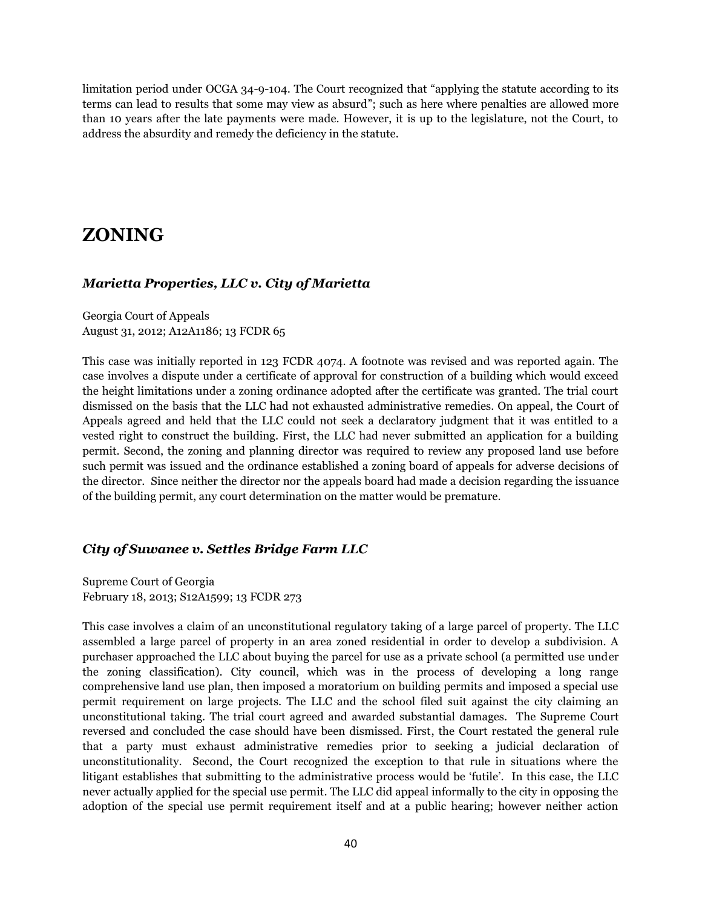limitation period under OCGA 34-9-104. The Court recognized that "applying the statute according to its terms can lead to results that some may view as absurd"; such as here where penalties are allowed more than 10 years after the late payments were made. However, it is up to the legislature, not the Court, to address the absurdity and remedy the deficiency in the statute.

# ZONING

### *Marietta Properties, LLC v. City of Marietta*

Georgia Court of Appeals
August 31, 2012; A12A1186; 13 FCDR 65

This case was initially reported in 123 FCDR 4074. A footnote was revised and was reported again. The case involves a dispute under a certificate of approval for construction of a building which would exceed the height limitations under a zoning ordinance adopted after the certificate was granted. The trial court dismissed on the basis that the LLC had not exhausted administrative remedies. On appeal, the Court of Appeals agreed and held that the LLC could not seek a declaratory judgment that it was entitled to a vested right to construct the building. First, the LLC had never submitted an application for a building permit. Second, the zoning and planning director was required to review any proposed land use before such permit was issued and the ordinance established a zoning board of appeals for adverse decisions of the director. Since neither the director nor the appeals board had made a decision regarding the issuance of the building permit, any court determination on the matter would be premature.

### *City of Suwanee v. Settles Bridge Farm LLC*

Supreme Court of Georgia
February 18, 2013; S12A1599; 13 FCDR 273

This case involves a claim of an unconstitutional regulatory taking of a large parcel of property. The LLC assembled a large parcel of property in an area zoned residential in order to develop a subdivision. A purchaser approached the LLC about buying the parcel for use as a private school (a permitted use under the zoning classification). City council, which was in the process of developing a long range comprehensive land use plan, then imposed a moratorium on building permits and imposed a special use permit requirement on large projects. The LLC and the school filed suit against the city claiming an unconstitutional taking. The trial court agreed and awarded substantial damages. The Supreme Court reversed and concluded the case should have been dismissed. First, the Court restated the general rule that a party must exhaust administrative remedies prior to seeking a judicial declaration of unconstitutionality. Second, the Court recognized the exception to that rule in situations where the litigant establishes that submitting to the administrative process would be 'futile'. In this case, the LLC never actually applied for the special use permit. The LLC did appeal informally to the city in opposing the adoption of the special use permit requirement itself and at a public hearing; however neither action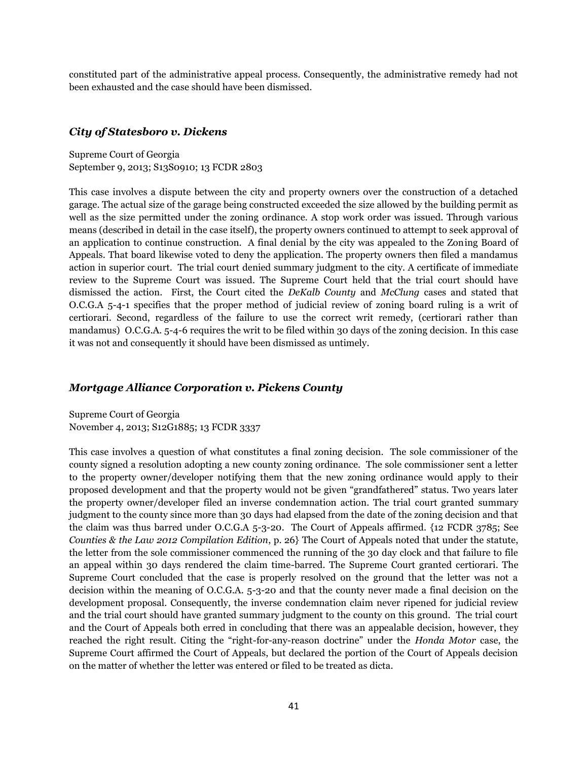constituted part of the administrative appeal process. Consequently, the administrative remedy had not been exhausted and the case should have been dismissed.

### *City of Statesboro v. Dickens*

Supreme Court of Georgia
September 9, 2013; S13S0910; 13 FCDR 2803

This case involves a dispute between the city and property owners over the construction of a detached garage. The actual size of the garage being constructed exceeded the size allowed by the building permit as well as the size permitted under the zoning ordinance. A stop work order was issued. Through various means (described in detail in the case itself), the property owners continued to attempt to seek approval of an application to continue construction. A final denial by the city was appealed to the Zoning Board of Appeals. That board likewise voted to deny the application. The property owners then filed a mandamus action in superior court. The trial court denied summary judgment to the city. A certificate of immediate review to the Supreme Court was issued. The Supreme Court held that the trial court should have dismissed the action. First, the Court cited the *DeKalb County* and *McClung* cases and stated that O.C.G.A 5-4-1 specifies that the proper method of judicial review of zoning board ruling is a writ of certiorari. Second, regardless of the failure to use the correct writ remedy, (certiorari rather than mandamus) O.C.G.A. 5-4-6 requires the writ to be filed within 30 days of the zoning decision. In this case it was not and consequently it should have been dismissed as untimely.

### *Mortgage Alliance Corporation v. Pickens County*

Supreme Court of Georgia
November 4, 2013; S12G1885; 13 FCDR 3337

This case involves a question of what constitutes a final zoning decision. The sole commissioner of the county signed a resolution adopting a new county zoning ordinance. The sole commissioner sent a letter to the property owner/developer notifying them that the new zoning ordinance would apply to their proposed development and that the property would not be given "grandfathered" status. Two years later the property owner/developer filed an inverse condemnation action. The trial court granted summary judgment to the county since more than 30 days had elapsed from the date of the zoning decision and that the claim was thus barred under O.C.G.A 5-3-20. The Court of Appeals affirmed. {12 FCDR 3785; See *Counties & the Law 2012 Compilation Edition*, p. 26} The Court of Appeals noted that under the statute, the letter from the sole commissioner commenced the running of the 30 day clock and that failure to file an appeal within 30 days rendered the claim time-barred. The Supreme Court granted certiorari. The Supreme Court concluded that the case is properly resolved on the ground that the letter was not a decision within the meaning of O.C.G.A. 5-3-20 and that the county never made a final decision on the development proposal. Consequently, the inverse condemnation claim never ripened for judicial review and the trial court should have granted summary judgment to the county on this ground. The trial court and the Court of Appeals both erred in concluding that there was an appealable decision, however, they reached the right result. Citing the "right-for-any-reason doctrine" under the *Honda Motor* case, the Supreme Court affirmed the Court of Appeals, but declared the portion of the Court of Appeals decision on the matter of whether the letter was entered or filed to be treated as dicta.